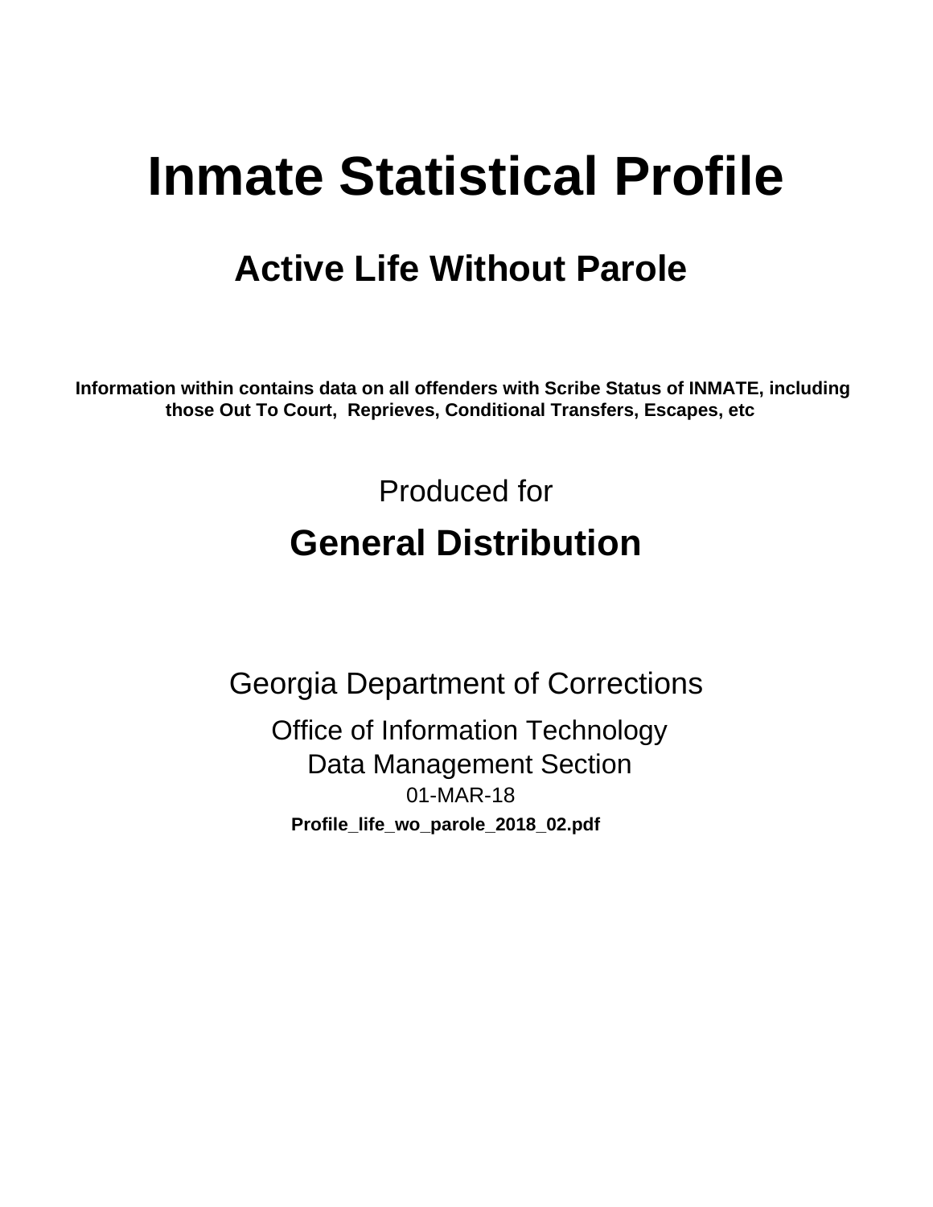# Inmate Statistical Profile

## Active Life Without Parole

**Information within contains data on all offenders with Scribe Status of INMATE, including those Out To Court, Reprieves, Conditional Transfers, Escapes, etc**

Produced for

## General Distribution

Georgia Department of Corrections

Office of Information Technology
Data Management Section
01-MAR-18

**Profile_life_wo_parole_2018_02.pdf**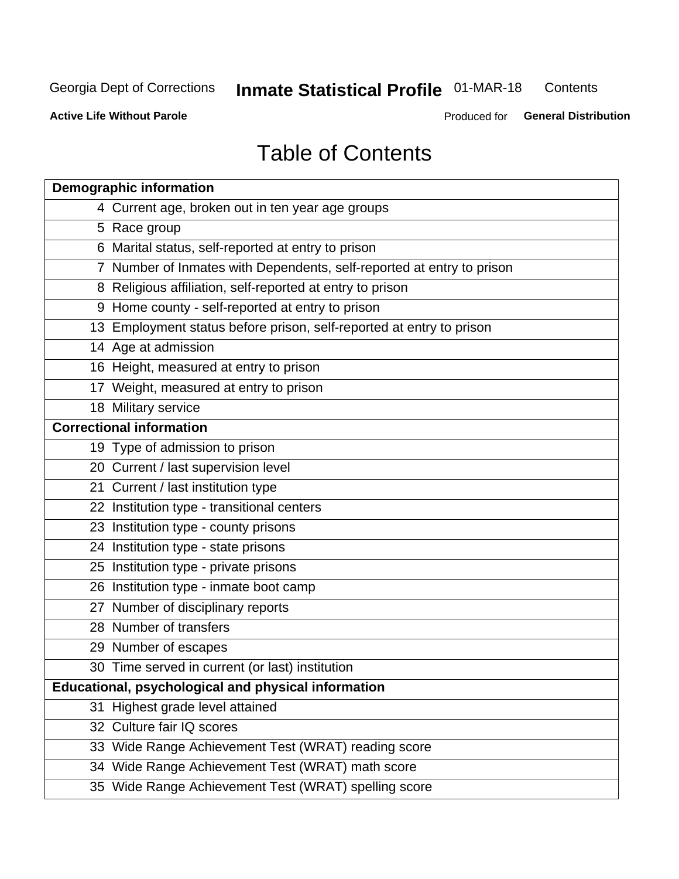# Table of Contents

| Demographic information | |
|---|---|
| 4 | Current age, broken out in ten year age groups |
| 5 | Race group |
| 6 | Marital status, self-reported at entry to prison |
| 7 | Number of Inmates with Dependents, self-reported at entry to prison |
| 8 | Religious affiliation, self-reported at entry to prison |
| 9 | Home county - self-reported at entry to prison |
| 13 | Employment status before prison, self-reported at entry to prison |
| 14 | Age at admission |
| 16 | Height, measured at entry to prison |
| 17 | Weight, measured at entry to prison |
| 18 | Military service |
| **Correctional information** | |
| 19 | Type of admission to prison |
| 20 | Current / last supervision level |
| 21 | Current / last institution type |
| 22 | Institution type - transitional centers |
| 23 | Institution type - county prisons |
| 24 | Institution type - state prisons |
| 25 | Institution type - private prisons |
| 26 | Institution type - inmate boot camp |
| 27 | Number of disciplinary reports |
| 28 | Number of transfers |
| 29 | Number of escapes |
| 30 | Time served in current (or last) institution |
| **Educational, psychological and physical information** | |
| 31 | Highest grade level attained |
| 32 | Culture fair IQ scores |
| 33 | Wide Range Achievement Test (WRAT) reading score |
| 34 | Wide Range Achievement Test (WRAT) math score |
| 35 | Wide Range Achievement Test (WRAT) spelling score |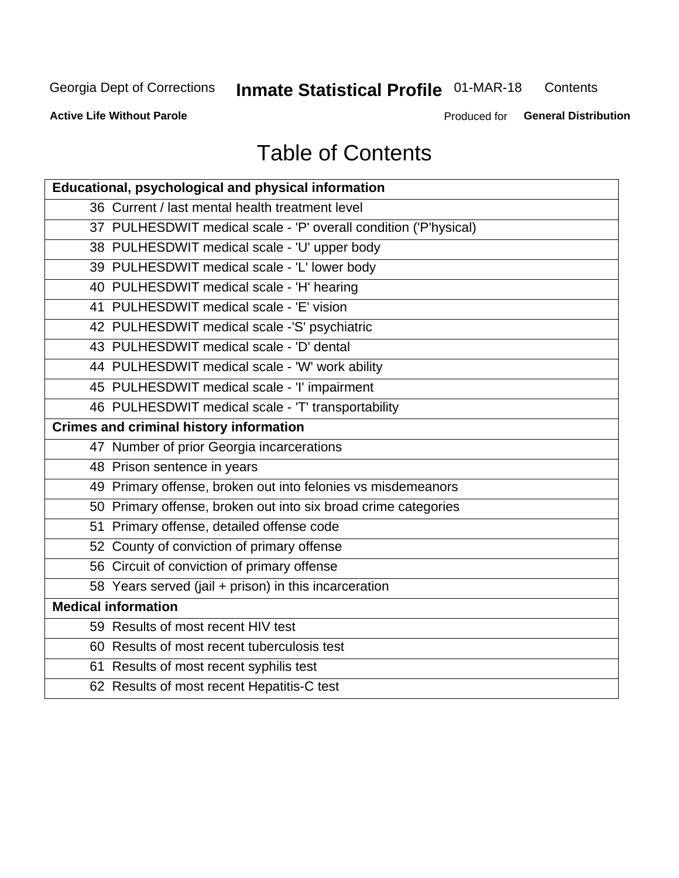# Table of Contents

| Educational, psychological and physical information | |
|---|---|
| 36 | Current / last mental health treatment level |
| 37 | PULHESDWIT medical scale - 'P' overall condition ('P'hysical) |
| 38 | PULHESDWIT medical scale - 'U' upper body |
| 39 | PULHESDWIT medical scale - 'L' lower body |
| 40 | PULHESDWIT medical scale - 'H' hearing |
| 41 | PULHESDWIT medical scale - 'E' vision |
| 42 | PULHESDWIT medical scale -'S' psychiatric |
| 43 | PULHESDWIT medical scale - 'D' dental |
| 44 | PULHESDWIT medical scale - 'W' work ability |
| 45 | PULHESDWIT medical scale - 'I' impairment |
| 46 | PULHESDWIT medical scale - 'T' transportability |
| **Crimes and criminal history information** | |
| 47 | Number of prior Georgia incarcerations |
| 48 | Prison sentence in years |
| 49 | Primary offense, broken out into felonies vs misdemeanors |
| 50 | Primary offense, broken out into six broad crime categories |
| 51 | Primary offense, detailed offense code |
| 52 | County of conviction of primary offense |
| 56 | Circuit of conviction of primary offense |
| 58 | Years served (jail + prison) in this incarceration |
| **Medical information** | |
| 59 | Results of most recent HIV test |
| 60 | Results of most recent tuberculosis test |
| 61 | Results of most recent syphilis test |
| 62 | Results of most recent Hepatitis-C test |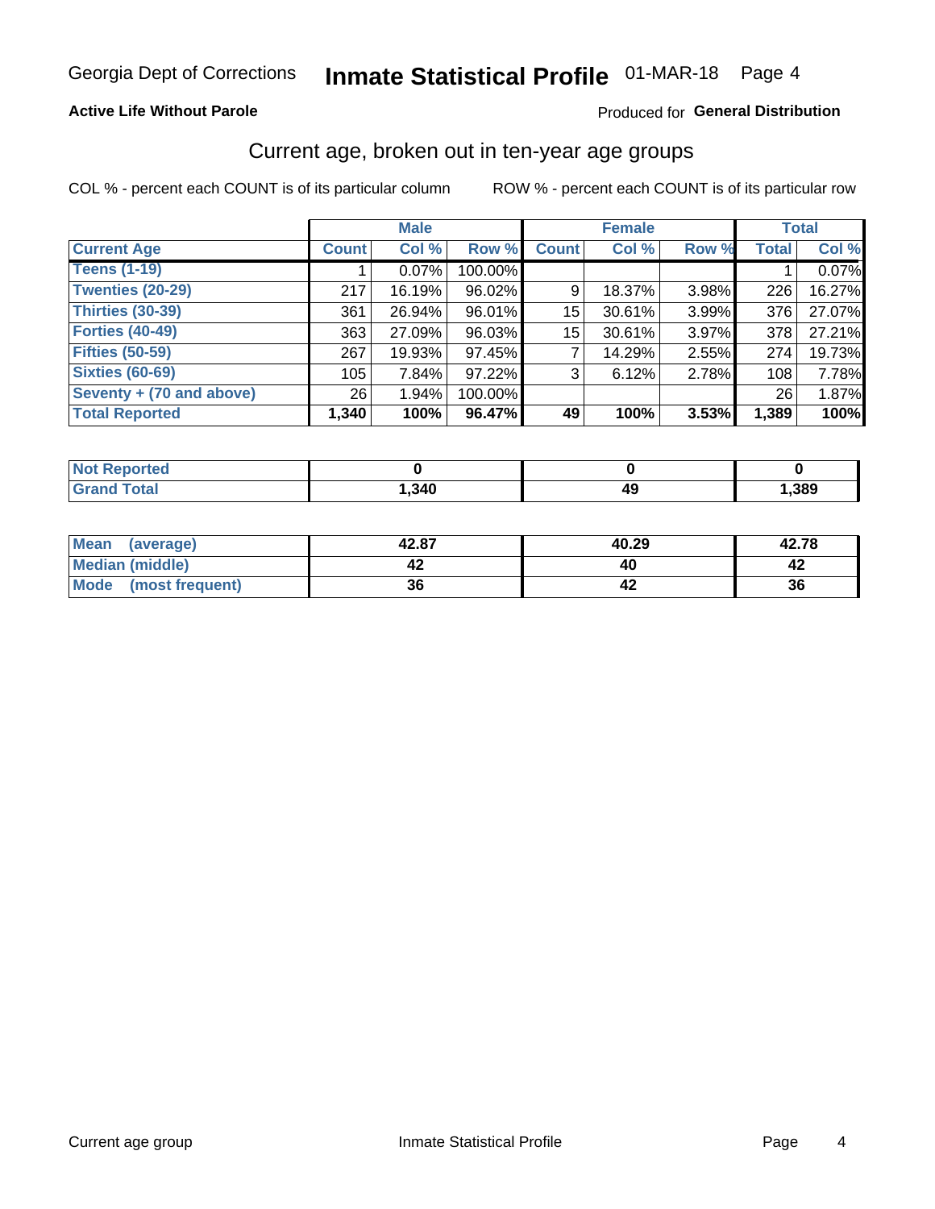Georgia Dept of Corrections **Inmate Statistical Profile** 01-MAR-18 Page 4

**Active Life Without Parole**

Produced for **General Distribution**

## Current age, broken out in ten-year age groups

COL % - percent each COUNT is of its particular column

ROW % - percent each COUNT is of its particular row

| | Male | | | Female | | | Total | |
|---|---|---|---|---|---|---|---|---|
| **Current Age** | **Count** | **Col %** | **Row %** | **Count** | **Col %** | **Row %** | **Total** | **Col %** |
| **Teens (1-19)** | 1 | 0.07% | 100.00% | | | | 1 | 0.07% |
| **Twenties (20-29)** | 217 | 16.19% | 96.02% | 9 | 18.37% | 3.98% | 226 | 16.27% |
| **Thirties (30-39)** | 361 | 26.94% | 96.01% | 15 | 30.61% | 3.99% | 376 | 27.07% |
| **Forties (40-49)** | 363 | 27.09% | 96.03% | 15 | 30.61% | 3.97% | 378 | 27.21% |
| **Fifties (50-59)** | 267 | 19.93% | 97.45% | 7 | 14.29% | 2.55% | 274 | 19.73% |
| **Sixties (60-69)** | 105 | 7.84% | 97.22% | 3 | 6.12% | 2.78% | 108 | 7.78% |
| **Seventy + (70 and above)** | 26 | 1.94% | 100.00% | | | | 26 | 1.87% |
| **Total Reported** | **1,340** | **100%** | **96.47%** | **49** | **100%** | **3.53%** | **1,389** | **100%** |

| | Male | Female | Total |
|---|---|---|---|
| **Not Reported** | **0** | **0** | **0** |
| **Grand Total** | **1,340** | **49** | **1,389** |

| | Male | Female | Total |
|---|---|---|---|
| **Mean (average)** | **42.87** | **40.29** | **42.78** |
| **Median (middle)** | **42** | **40** | **42** |
| **Mode (most frequent)** | **36** | **42** | **36** |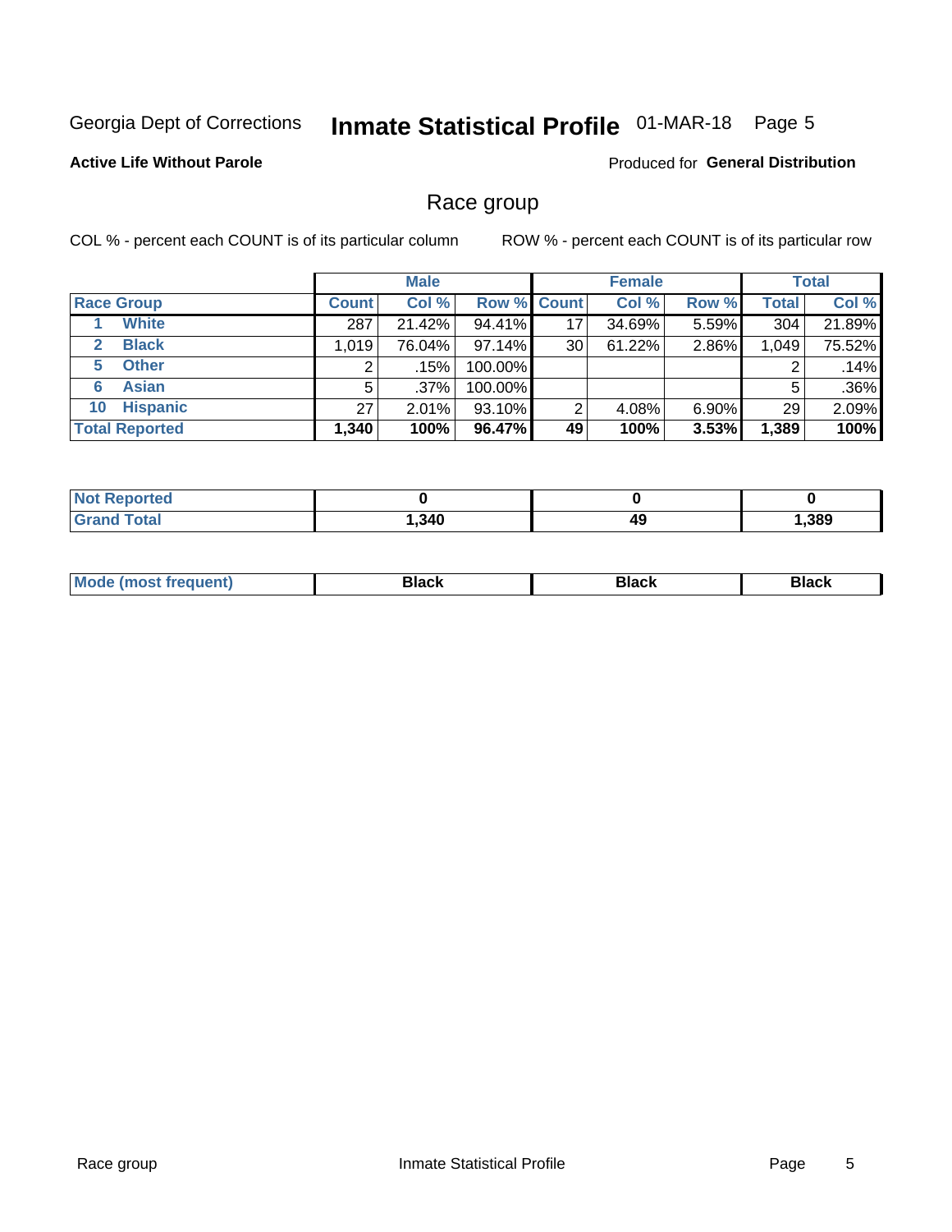Georgia Dept of Corrections **Inmate Statistical Profile** 01-MAR-18 Page 5

**Active Life Without Parole**

Produced for **General Distribution**

## Race group

COL % - percent each COUNT is of its particular column

ROW % - percent each COUNT is of its particular row

| | | Male | | | Female | | | Total | |
|---|---|---|---|---|---|---|---|---|---|
| **Race Group** | | **Count** | **Col %** | **Row %** | **Count** | **Col %** | **Row %** | **Total** | **Col %** |
| 1 | **White** | 287 | 21.42% | 94.41% | 17 | 34.69% | 5.59% | 304 | 21.89% |
| 2 | **Black** | 1,019 | 76.04% | 97.14% | 30 | 61.22% | 2.86% | 1,049 | 75.52% |
| 5 | **Other** | 2 | .15% | 100.00% | | | | 2 | .14% |
| 6 | **Asian** | 5 | .37% | 100.00% | | | | 5 | .36% |
| 10 | **Hispanic** | 27 | 2.01% | 93.10% | 2 | 4.08% | 6.90% | 29 | 2.09% |
| **Total Reported** | | **1,340** | **100%** | **96.47%** | **49** | **100%** | **3.53%** | **1,389** | **100%** |

| | Male | Female | Total |
|---|---|---|---|
| **Not Reported** | **0** | **0** | **0** |
| **Grand Total** | **1,340** | **49** | **1,389** |

| | Male | Female | Total |
|---|---|---|---|
| **Mode (most frequent)** | **Black** | **Black** | **Black** |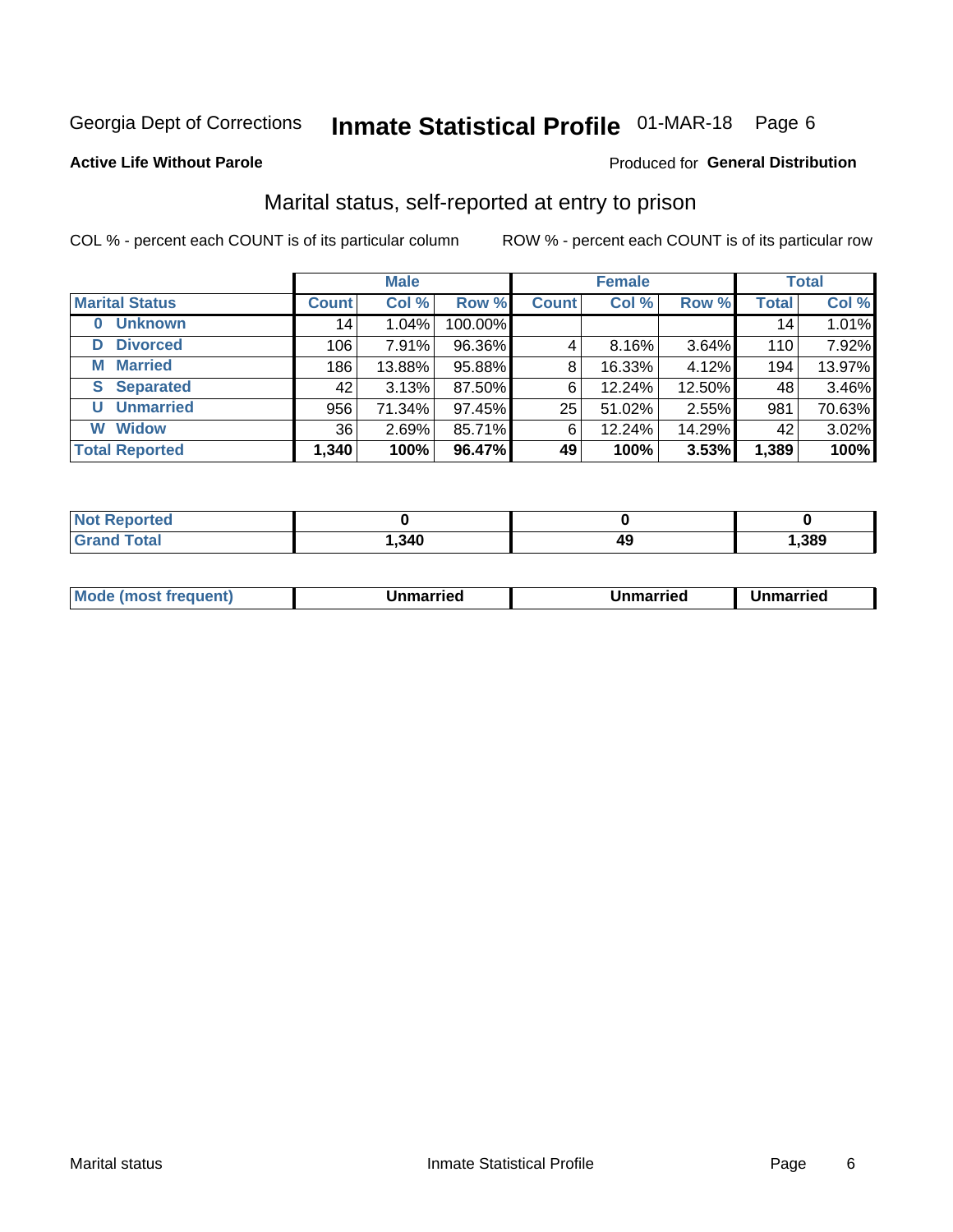Georgia Dept of Corrections **Inmate Statistical Profile** 01-MAR-18

**Active Life Without Parole**

Produced for **General Distribution**

## Marital status, self-reported at entry to prison

COL % - percent each COUNT is of its particular column

ROW % - percent each COUNT is of its particular row

| | Male | | | Female | | | Total | |
|---|---|---|---|---|---|---|---|---|
| **Marital Status** | **Count** | **Col %** | **Row %** | **Count** | **Col %** | **Row %** | **Total** | **Col %** |
| **0 Unknown** | 14 | 1.04% | 100.00% | | | | 14 | 1.01% |
| **D Divorced** | 106 | 7.91% | 96.36% | 4 | 8.16% | 3.64% | 110 | 7.92% |
| **M Married** | 186 | 13.88% | 95.88% | 8 | 16.33% | 4.12% | 194 | 13.97% |
| **S Separated** | 42 | 3.13% | 87.50% | 6 | 12.24% | 12.50% | 48 | 3.46% |
| **U Unmarried** | 956 | 71.34% | 97.45% | 25 | 51.02% | 2.55% | 981 | 70.63% |
| **W Widow** | 36 | 2.69% | 85.71% | 6 | 12.24% | 14.29% | 42 | 3.02% |
| **Total Reported** | **1,340** | **100%** | **96.47%** | **49** | **100%** | **3.53%** | **1,389** | **100%** |

| | Male | Female | Total |
|---|---|---|---|
| **Not Reported** | **0** | **0** | **0** |
| **Grand Total** | **1,340** | **49** | **1,389** |

| | Male | Female | Total |
|---|---|---|---|
| **Mode (most frequent)** | **Unmarried** | **Unmarried** | **Unmarried** |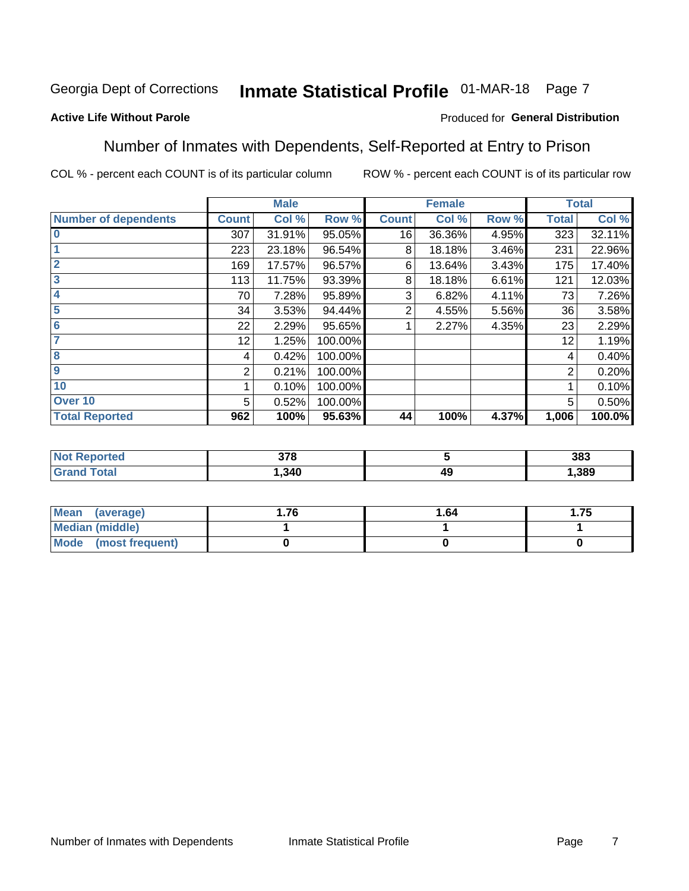Georgia Dept of Corrections **Inmate Statistical Profile** 01-MAR-18

**Active Life Without Parole**

Produced for **General Distribution**

## Number of Inmates with Dependents, Self-Reported at Entry to Prison

COL % - percent each COUNT is of its particular column

ROW % - percent each COUNT is of its particular row

| | Male | | | Female | | | Total | |
|---|---|---|---|---|---|---|---|---|
| **Number of dependents** | **Count** | **Col %** | **Row %** | **Count** | **Col %** | **Row %** | **Total** | **Col %** |
| **0** | 307 | 31.91% | 95.05% | 16 | 36.36% | 4.95% | 323 | 32.11% |
| **1** | 223 | 23.18% | 96.54% | 8 | 18.18% | 3.46% | 231 | 22.96% |
| **2** | 169 | 17.57% | 96.57% | 6 | 13.64% | 3.43% | 175 | 17.40% |
| **3** | 113 | 11.75% | 93.39% | 8 | 18.18% | 6.61% | 121 | 12.03% |
| **4** | 70 | 7.28% | 95.89% | 3 | 6.82% | 4.11% | 73 | 7.26% |
| **5** | 34 | 3.53% | 94.44% | 2 | 4.55% | 5.56% | 36 | 3.58% |
| **6** | 22 | 2.29% | 95.65% | 1 | 2.27% | 4.35% | 23 | 2.29% |
| **7** | 12 | 1.25% | 100.00% | | | | 12 | 1.19% |
| **8** | 4 | 0.42% | 100.00% | | | | 4 | 0.40% |
| **9** | 2 | 0.21% | 100.00% | | | | 2 | 0.20% |
| **10** | 1 | 0.10% | 100.00% | | | | 1 | 0.10% |
| **Over 10** | 5 | 0.52% | 100.00% | | | | 5 | 0.50% |
| **Total Reported** | **962** | **100%** | **95.63%** | **44** | **100%** | **4.37%** | **1,006** | **100.0%** |

| | Male | Female | Total |
|---|---|---|---|
| **Not Reported** | **378** | **5** | **383** |
| **Grand Total** | **1,340** | **49** | **1,389** |

| | Male | Female | Total |
|---|---|---|---|
| **Mean (average)** | **1.76** | **1.64** | **1.75** |
| **Median (middle)** | **1** | **1** | **1** |
| **Mode (most frequent)** | **0** | **0** | **0** |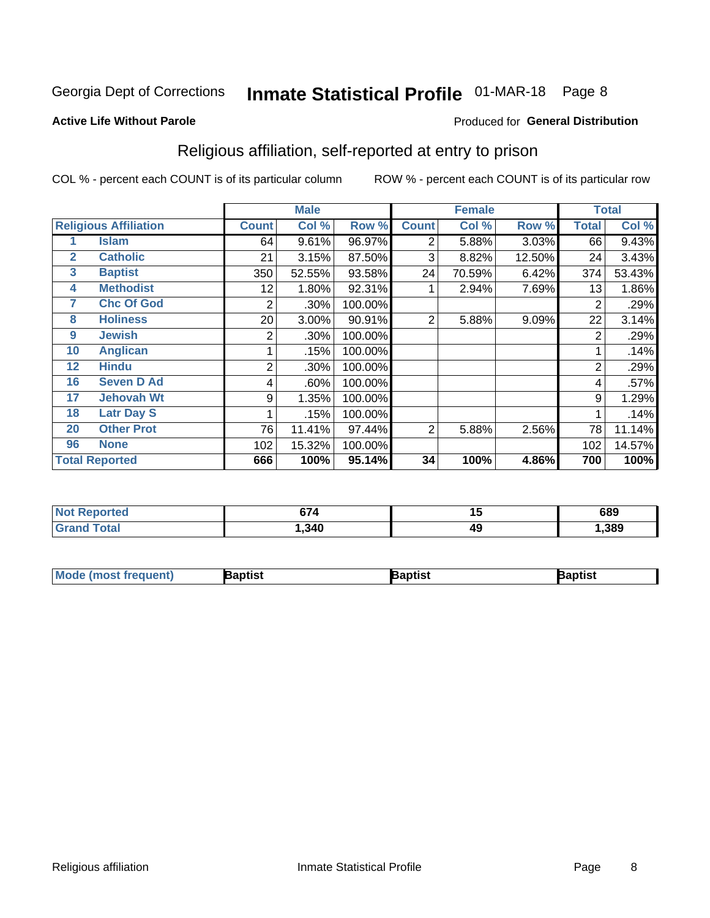Georgia Dept of Corrections **Inmate Statistical Profile** 01-MAR-18

**Active Life Without Parole**

Produced for **General Distribution**

## Religious affiliation, self-reported at entry to prison

COL % - percent each COUNT is of its particular column    ROW % - percent each COUNT is of its particular row

| Religious Affiliation | | Male | | | Female | | | Total | |
|---|---|---|---|---|---|---|---|---|---|
| | | Count | Col % | Row % | Count | Col % | Row % | Total | Col % |
| 1 | Islam | 64 | 9.61% | 96.97% | 2 | 5.88% | 3.03% | 66 | 9.43% |
| 2 | Catholic | 21 | 3.15% | 87.50% | 3 | 8.82% | 12.50% | 24 | 3.43% |
| 3 | Baptist | 350 | 52.55% | 93.58% | 24 | 70.59% | 6.42% | 374 | 53.43% |
| 4 | Methodist | 12 | 1.80% | 92.31% | 1 | 2.94% | 7.69% | 13 | 1.86% |
| 7 | Chc Of God | 2 | .30% | 100.00% | | | | 2 | .29% |
| 8 | Holiness | 20 | 3.00% | 90.91% | 2 | 5.88% | 9.09% | 22 | 3.14% |
| 9 | Jewish | 2 | .30% | 100.00% | | | | 2 | .29% |
| 10 | Anglican | 1 | .15% | 100.00% | | | | 1 | .14% |
| 12 | Hindu | 2 | .30% | 100.00% | | | | 2 | .29% |
| 16 | Seven D Ad | 4 | .60% | 100.00% | | | | 4 | .57% |
| 17 | Jehovah Wt | 9 | 1.35% | 100.00% | | | | 9 | 1.29% |
| 18 | Latr Day S | 1 | .15% | 100.00% | | | | 1 | .14% |
| 20 | Other Prot | 76 | 11.41% | 97.44% | 2 | 5.88% | 2.56% | 78 | 11.14% |
| 96 | None | 102 | 15.32% | 100.00% | | | | 102 | 14.57% |
| **Total Reported** | | **666** | **100%** | **95.14%** | **34** | **100%** | **4.86%** | **700** | **100%** |

| | Male | Female | Total |
|---|---|---|---|
| Not Reported | 674 | 15 | 689 |
| Grand Total | 1,340 | 49 | 1,389 |

| | Male | Female | Total |
|---|---|---|---|
| Mode (most frequent) | Baptist | Baptist | Baptist |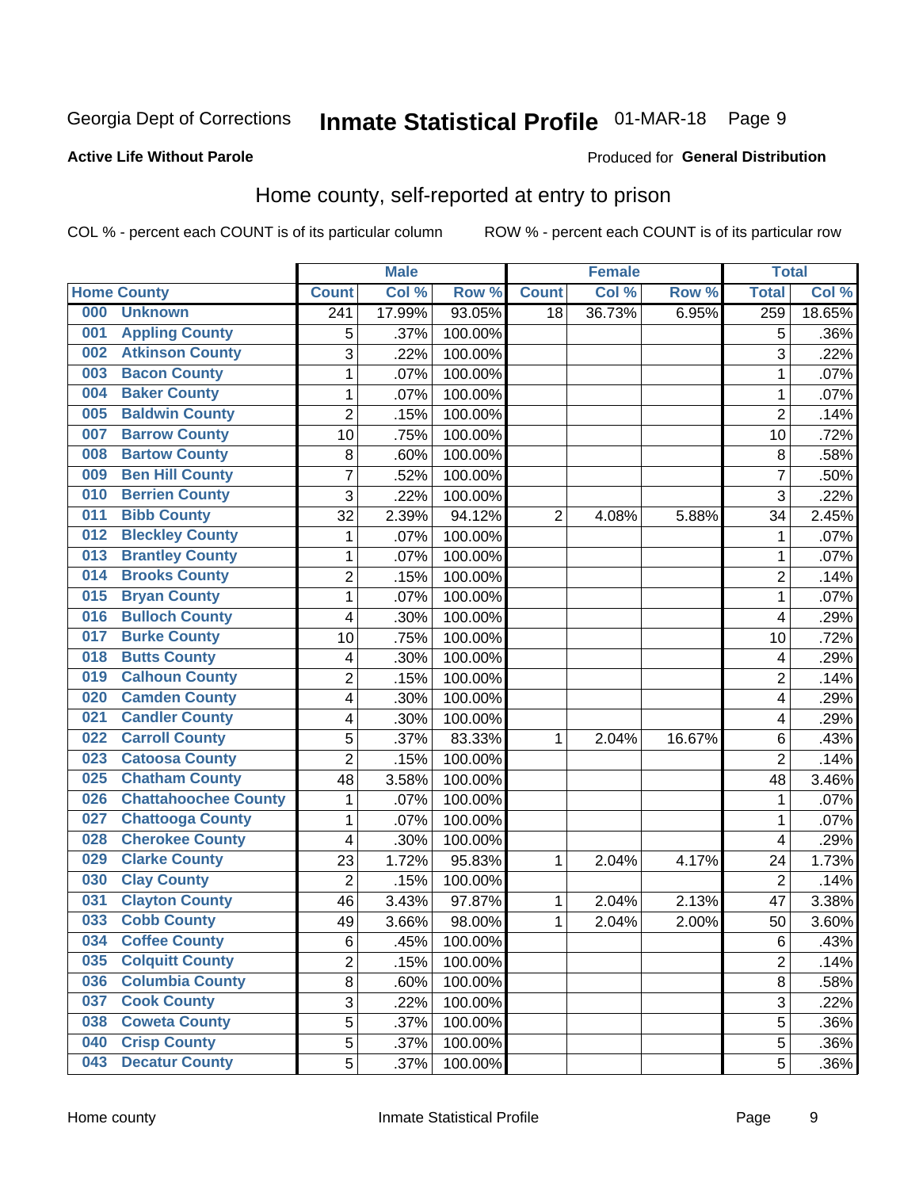Georgia Dept of Corrections **Inmate Statistical Profile** 01-MAR-18 Page 9

**Active Life Without Parole**

Produced for **General Distribution**

## Home county, self-reported at entry to prison

COL % - percent each COUNT is of its particular column ROW % - percent each COUNT is of its particular row

| Home County | | Male | | | Female | | | Total | |
|---|---|---|---|---|---|---|---|---|---|
| | | Count | Col % | Row % | Count | Col % | Row % | Total | Col % |
| 000 | Unknown | 241 | 17.99% | 93.05% | 18 | 36.73% | 6.95% | 259 | 18.65% |
| 001 | Appling County | 5 | .37% | 100.00% | | | | 5 | .36% |
| 002 | Atkinson County | 3 | .22% | 100.00% | | | | 3 | .22% |
| 003 | Bacon County | 1 | .07% | 100.00% | | | | 1 | .07% |
| 004 | Baker County | 1 | .07% | 100.00% | | | | 1 | .07% |
| 005 | Baldwin County | 2 | .15% | 100.00% | | | | 2 | .14% |
| 007 | Barrow County | 10 | .75% | 100.00% | | | | 10 | .72% |
| 008 | Bartow County | 8 | .60% | 100.00% | | | | 8 | .58% |
| 009 | Ben Hill County | 7 | .52% | 100.00% | | | | 7 | .50% |
| 010 | Berrien County | 3 | .22% | 100.00% | | | | 3 | .22% |
| 011 | Bibb County | 32 | 2.39% | 94.12% | 2 | 4.08% | 5.88% | 34 | 2.45% |
| 012 | Bleckley County | 1 | .07% | 100.00% | | | | 1 | .07% |
| 013 | Brantley County | 1 | .07% | 100.00% | | | | 1 | .07% |
| 014 | Brooks County | 2 | .15% | 100.00% | | | | 2 | .14% |
| 015 | Bryan County | 1 | .07% | 100.00% | | | | 1 | .07% |
| 016 | Bulloch County | 4 | .30% | 100.00% | | | | 4 | .29% |
| 017 | Burke County | 10 | .75% | 100.00% | | | | 10 | .72% |
| 018 | Butts County | 4 | .30% | 100.00% | | | | 4 | .29% |
| 019 | Calhoun County | 2 | .15% | 100.00% | | | | 2 | .14% |
| 020 | Camden County | 4 | .30% | 100.00% | | | | 4 | .29% |
| 021 | Candler County | 4 | .30% | 100.00% | | | | 4 | .29% |
| 022 | Carroll County | 5 | .37% | 83.33% | 1 | 2.04% | 16.67% | 6 | .43% |
| 023 | Catoosa County | 2 | .15% | 100.00% | | | | 2 | .14% |
| 025 | Chatham County | 48 | 3.58% | 100.00% | | | | 48 | 3.46% |
| 026 | Chattahoochee County | 1 | .07% | 100.00% | | | | 1 | .07% |
| 027 | Chattooga County | 1 | .07% | 100.00% | | | | 1 | .07% |
| 028 | Cherokee County | 4 | .30% | 100.00% | | | | 4 | .29% |
| 029 | Clarke County | 23 | 1.72% | 95.83% | 1 | 2.04% | 4.17% | 24 | 1.73% |
| 030 | Clay County | 2 | .15% | 100.00% | | | | 2 | .14% |
| 031 | Clayton County | 46 | 3.43% | 97.87% | 1 | 2.04% | 2.13% | 47 | 3.38% |
| 033 | Cobb County | 49 | 3.66% | 98.00% | 1 | 2.04% | 2.00% | 50 | 3.60% |
| 034 | Coffee County | 6 | .45% | 100.00% | | | | 6 | .43% |
| 035 | Colquitt County | 2 | .15% | 100.00% | | | | 2 | .14% |
| 036 | Columbia County | 8 | .60% | 100.00% | | | | 8 | .58% |
| 037 | Cook County | 3 | .22% | 100.00% | | | | 3 | .22% |
| 038 | Coweta County | 5 | .37% | 100.00% | | | | 5 | .36% |
| 040 | Crisp County | 5 | .37% | 100.00% | | | | 5 | .36% |
| 043 | Decatur County | 5 | .37% | 100.00% | | | | 5 | .36% |

Home county Inmate Statistical Profile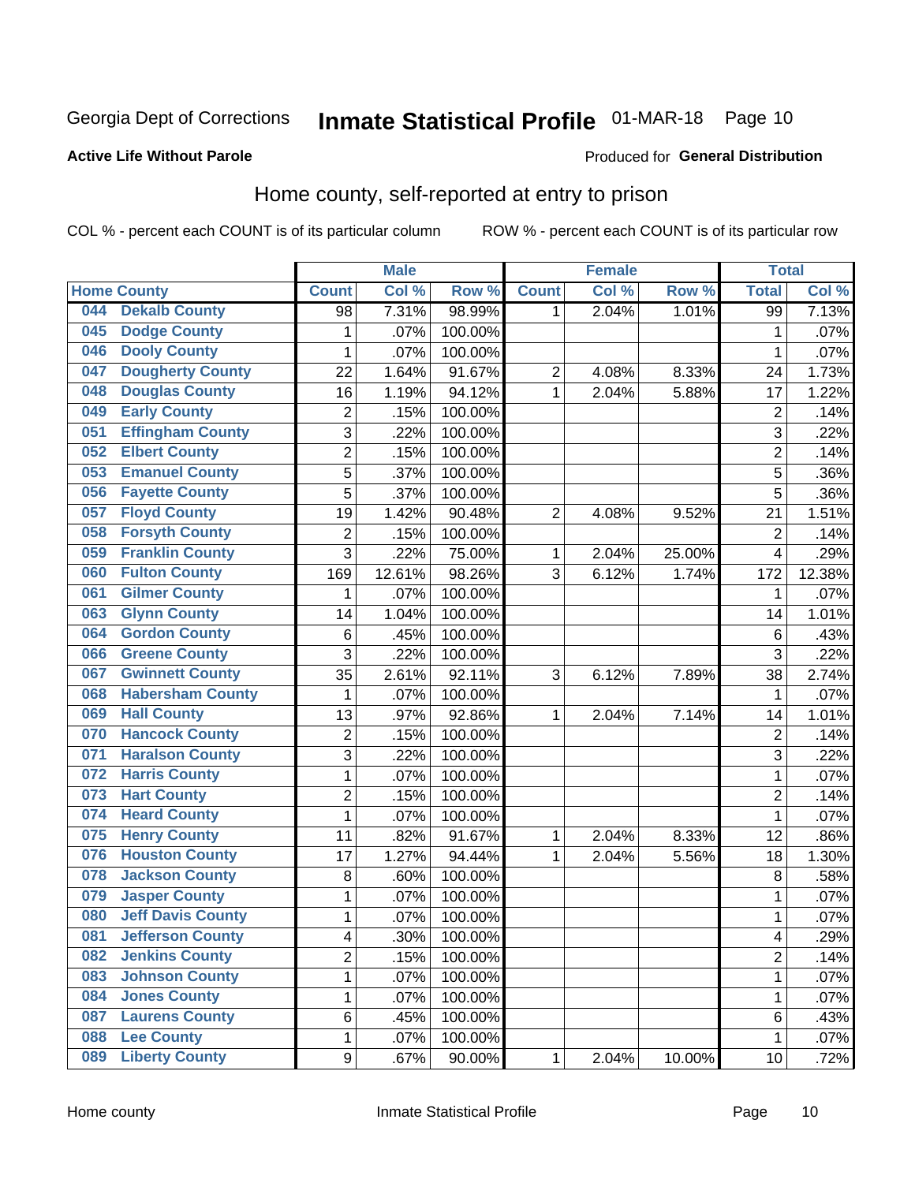Georgia Dept of Corrections **Inmate Statistical Profile** 01-MAR-18

**Active Life Without Parole**

Produced for **General Distribution**

## Home county, self-reported at entry to prison

COL % - percent each COUNT is of its particular column ROW % - percent each COUNT is of its particular row

| Home County | | Male | | | Female | | | Total | |
|---|---|---|---|---|---|---|---|---|---|
| | | Count | Col % | Row % | Count | Col % | Row % | Total | Col % |
| 044 | Dekalb County | 98 | 7.31% | 98.99% | 1 | 2.04% | 1.01% | 99 | 7.13% |
| 045 | Dodge County | 1 | .07% | 100.00% | | | | 1 | .07% |
| 046 | Dooly County | 1 | .07% | 100.00% | | | | 1 | .07% |
| 047 | Dougherty County | 22 | 1.64% | 91.67% | 2 | 4.08% | 8.33% | 24 | 1.73% |
| 048 | Douglas County | 16 | 1.19% | 94.12% | 1 | 2.04% | 5.88% | 17 | 1.22% |
| 049 | Early County | 2 | .15% | 100.00% | | | | 2 | .14% |
| 051 | Effingham County | 3 | .22% | 100.00% | | | | 3 | .22% |
| 052 | Elbert County | 2 | .15% | 100.00% | | | | 2 | .14% |
| 053 | Emanuel County | 5 | .37% | 100.00% | | | | 5 | .36% |
| 056 | Fayette County | 5 | .37% | 100.00% | | | | 5 | .36% |
| 057 | Floyd County | 19 | 1.42% | 90.48% | 2 | 4.08% | 9.52% | 21 | 1.51% |
| 058 | Forsyth County | 2 | .15% | 100.00% | | | | 2 | .14% |
| 059 | Franklin County | 3 | .22% | 75.00% | 1 | 2.04% | 25.00% | 4 | .29% |
| 060 | Fulton County | 169 | 12.61% | 98.26% | 3 | 6.12% | 1.74% | 172 | 12.38% |
| 061 | Gilmer County | 1 | .07% | 100.00% | | | | 1 | .07% |
| 063 | Glynn County | 14 | 1.04% | 100.00% | | | | 14 | 1.01% |
| 064 | Gordon County | 6 | .45% | 100.00% | | | | 6 | .43% |
| 066 | Greene County | 3 | .22% | 100.00% | | | | 3 | .22% |
| 067 | Gwinnett County | 35 | 2.61% | 92.11% | 3 | 6.12% | 7.89% | 38 | 2.74% |
| 068 | Habersham County | 1 | .07% | 100.00% | | | | 1 | .07% |
| 069 | Hall County | 13 | .97% | 92.86% | 1 | 2.04% | 7.14% | 14 | 1.01% |
| 070 | Hancock County | 2 | .15% | 100.00% | | | | 2 | .14% |
| 071 | Haralson County | 3 | .22% | 100.00% | | | | 3 | .22% |
| 072 | Harris County | 1 | .07% | 100.00% | | | | 1 | .07% |
| 073 | Hart County | 2 | .15% | 100.00% | | | | 2 | .14% |
| 074 | Heard County | 1 | .07% | 100.00% | | | | 1 | .07% |
| 075 | Henry County | 11 | .82% | 91.67% | 1 | 2.04% | 8.33% | 12 | .86% |
| 076 | Houston County | 17 | 1.27% | 94.44% | 1 | 2.04% | 5.56% | 18 | 1.30% |
| 078 | Jackson County | 8 | .60% | 100.00% | | | | 8 | .58% |
| 079 | Jasper County | 1 | .07% | 100.00% | | | | 1 | .07% |
| 080 | Jeff Davis County | 1 | .07% | 100.00% | | | | 1 | .07% |
| 081 | Jefferson County | 4 | .30% | 100.00% | | | | 4 | .29% |
| 082 | Jenkins County | 2 | .15% | 100.00% | | | | 2 | .14% |
| 083 | Johnson County | 1 | .07% | 100.00% | | | | 1 | .07% |
| 084 | Jones County | 1 | .07% | 100.00% | | | | 1 | .07% |
| 087 | Laurens County | 6 | .45% | 100.00% | | | | 6 | .43% |
| 088 | Lee County | 1 | .07% | 100.00% | | | | 1 | .07% |
| 089 | Liberty County | 9 | .67% | 90.00% | 1 | 2.04% | 10.00% | 10 | .72% |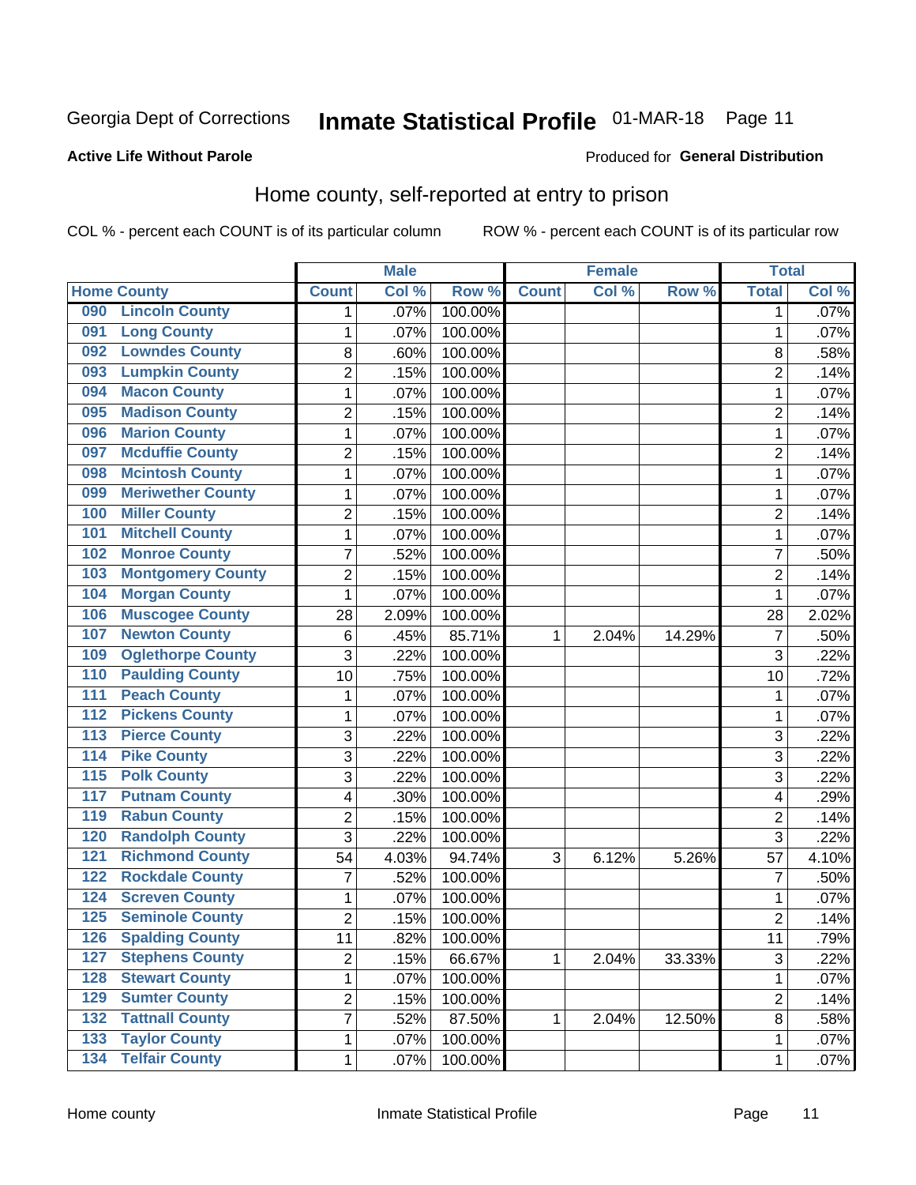Georgia Dept of Corrections **Inmate Statistical Profile** 01-MAR-18

**Active Life Without Parole**

Produced for **General Distribution**

## Home county, self-reported at entry to prison

COL % - percent each COUNT is of its particular column ROW % - percent each COUNT is of its particular row

| Home County | | Male | | | Female | | | Total | |
|---|---|---|---|---|---|---|---|---|---|
| | | Count | Col % | Row % | Count | Col % | Row % | Total | Col % |
| 090 | Lincoln County | 1 | .07% | 100.00% | | | | 1 | .07% |
| 091 | Long County | 1 | .07% | 100.00% | | | | 1 | .07% |
| 092 | Lowndes County | 8 | .60% | 100.00% | | | | 8 | .58% |
| 093 | Lumpkin County | 2 | .15% | 100.00% | | | | 2 | .14% |
| 094 | Macon County | 1 | .07% | 100.00% | | | | 1 | .07% |
| 095 | Madison County | 2 | .15% | 100.00% | | | | 2 | .14% |
| 096 | Marion County | 1 | .07% | 100.00% | | | | 1 | .07% |
| 097 | Mcduffie County | 2 | .15% | 100.00% | | | | 2 | .14% |
| 098 | Mcintosh County | 1 | .07% | 100.00% | | | | 1 | .07% |
| 099 | Meriwether County | 1 | .07% | 100.00% | | | | 1 | .07% |
| 100 | Miller County | 2 | .15% | 100.00% | | | | 2 | .14% |
| 101 | Mitchell County | 1 | .07% | 100.00% | | | | 1 | .07% |
| 102 | Monroe County | 7 | .52% | 100.00% | | | | 7 | .50% |
| 103 | Montgomery County | 2 | .15% | 100.00% | | | | 2 | .14% |
| 104 | Morgan County | 1 | .07% | 100.00% | | | | 1 | .07% |
| 106 | Muscogee County | 28 | 2.09% | 100.00% | | | | 28 | 2.02% |
| 107 | Newton County | 6 | .45% | 85.71% | 1 | 2.04% | 14.29% | 7 | .50% |
| 109 | Oglethorpe County | 3 | .22% | 100.00% | | | | 3 | .22% |
| 110 | Paulding County | 10 | .75% | 100.00% | | | | 10 | .72% |
| 111 | Peach County | 1 | .07% | 100.00% | | | | 1 | .07% |
| 112 | Pickens County | 1 | .07% | 100.00% | | | | 1 | .07% |
| 113 | Pierce County | 3 | .22% | 100.00% | | | | 3 | .22% |
| 114 | Pike County | 3 | .22% | 100.00% | | | | 3 | .22% |
| 115 | Polk County | 3 | .22% | 100.00% | | | | 3 | .22% |
| 117 | Putnam County | 4 | .30% | 100.00% | | | | 4 | .29% |
| 119 | Rabun County | 2 | .15% | 100.00% | | | | 2 | .14% |
| 120 | Randolph County | 3 | .22% | 100.00% | | | | 3 | .22% |
| 121 | Richmond County | 54 | 4.03% | 94.74% | 3 | 6.12% | 5.26% | 57 | 4.10% |
| 122 | Rockdale County | 7 | .52% | 100.00% | | | | 7 | .50% |
| 124 | Screven County | 1 | .07% | 100.00% | | | | 1 | .07% |
| 125 | Seminole County | 2 | .15% | 100.00% | | | | 2 | .14% |
| 126 | Spalding County | 11 | .82% | 100.00% | | | | 11 | .79% |
| 127 | Stephens County | 2 | .15% | 66.67% | 1 | 2.04% | 33.33% | 3 | .22% |
| 128 | Stewart County | 1 | .07% | 100.00% | | | | 1 | .07% |
| 129 | Sumter County | 2 | .15% | 100.00% | | | | 2 | .14% |
| 132 | Tattnall County | 7 | .52% | 87.50% | 1 | 2.04% | 12.50% | 8 | .58% |
| 133 | Taylor County | 1 | .07% | 100.00% | | | | 1 | .07% |
| 134 | Telfair County | 1 | .07% | 100.00% | | | | 1 | .07% |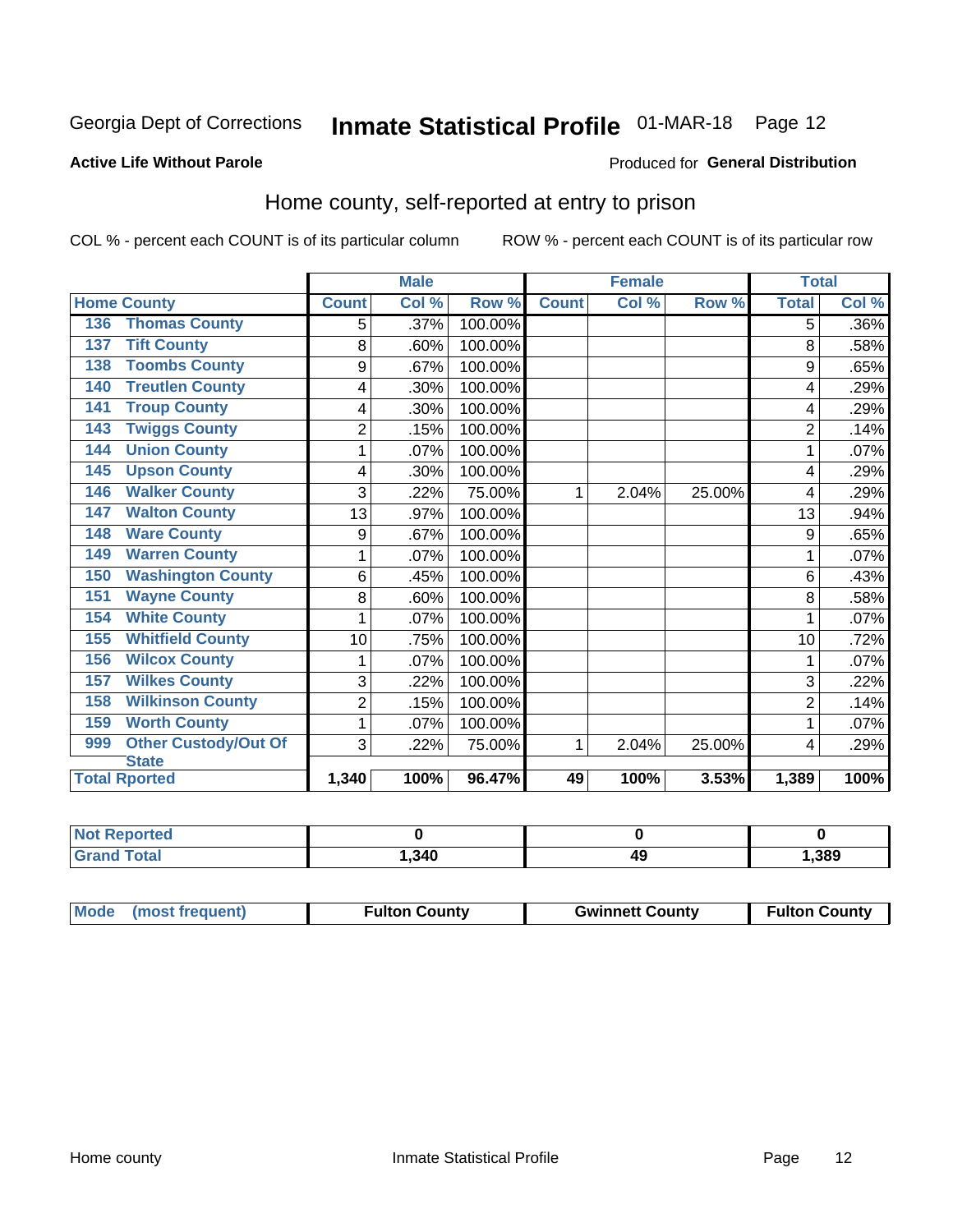Georgia Dept of Corrections **Inmate Statistical Profile** 01-MAR-18 Page 12

**Active Life Without Parole**

Produced for **General Distribution**

## Home county, self-reported at entry to prison

COL % - percent each COUNT is of its particular column ROW % - percent each COUNT is of its particular row

| Home County | | Male | | | Female | | | Total | |
|---|---|---|---|---|---|---|---|---|---|
| | | Count | Col % | Row % | Count | Col % | Row % | Total | Col % |
| 136 | Thomas County | 5 | .37% | 100.00% | | | | 5 | .36% |
| 137 | Tift County | 8 | .60% | 100.00% | | | | 8 | .58% |
| 138 | Toombs County | 9 | .67% | 100.00% | | | | 9 | .65% |
| 140 | Treutlen County | 4 | .30% | 100.00% | | | | 4 | .29% |
| 141 | Troup County | 4 | .30% | 100.00% | | | | 4 | .29% |
| 143 | Twiggs County | 2 | .15% | 100.00% | | | | 2 | .14% |
| 144 | Union County | 1 | .07% | 100.00% | | | | 1 | .07% |
| 145 | Upson County | 4 | .30% | 100.00% | | | | 4 | .29% |
| 146 | Walker County | 3 | .22% | 75.00% | 1 | 2.04% | 25.00% | 4 | .29% |
| 147 | Walton County | 13 | .97% | 100.00% | | | | 13 | .94% |
| 148 | Ware County | 9 | .67% | 100.00% | | | | 9 | .65% |
| 149 | Warren County | 1 | .07% | 100.00% | | | | 1 | .07% |
| 150 | Washington County | 6 | .45% | 100.00% | | | | 6 | .43% |
| 151 | Wayne County | 8 | .60% | 100.00% | | | | 8 | .58% |
| 154 | White County | 1 | .07% | 100.00% | | | | 1 | .07% |
| 155 | Whitfield County | 10 | .75% | 100.00% | | | | 10 | .72% |
| 156 | Wilcox County | 1 | .07% | 100.00% | | | | 1 | .07% |
| 157 | Wilkes County | 3 | .22% | 100.00% | | | | 3 | .22% |
| 158 | Wilkinson County | 2 | .15% | 100.00% | | | | 2 | .14% |
| 159 | Worth County | 1 | .07% | 100.00% | | | | 1 | .07% |
| 999 | Other Custody/Out Of State | 3 | .22% | 75.00% | 1 | 2.04% | 25.00% | 4 | .29% |
| **Total Rported** | | **1,340** | **100%** | **96.47%** | **49** | **100%** | **3.53%** | **1,389** | **100%** |

| | Male | Female | Total |
|---|---|---|---|
| Not Reported | **0** | **0** | **0** |
| Grand Total | **1,340** | **49** | **1,389** |

| | Male | Female | Total |
|---|---|---|---|
| Mode (most frequent) | **Fulton County** | **Gwinnett County** | **Fulton County** |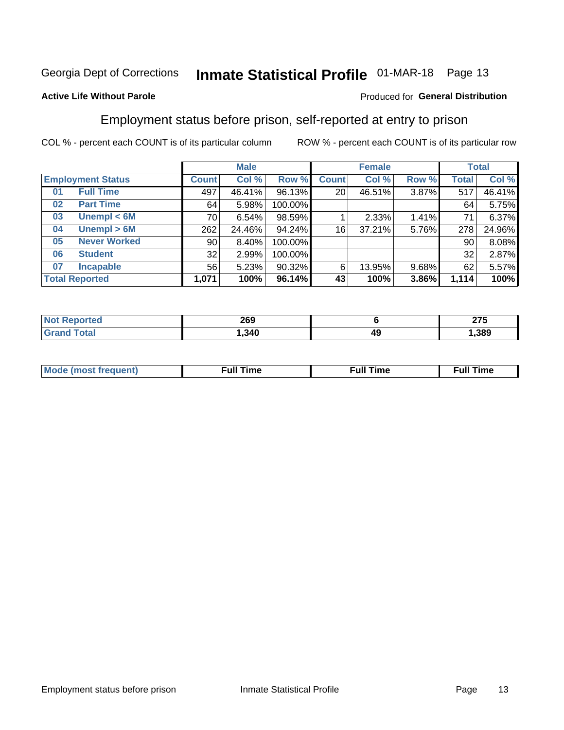Georgia Dept of Corrections **Inmate Statistical Profile** 01-MAR-18 Page 13

**Active Life Without Parole**

Produced for **General Distribution**

## Employment status before prison, self-reported at entry to prison

COL % - percent each COUNT is of its particular column

ROW % - percent each COUNT is of its particular row

| Employment Status | | Male | | | Female | | | Total | |
|---|---|---|---|---|---|---|---|---|---|
| | | Count | Col % | Row % | Count | Col % | Row % | Total | Col % |
| 01 | Full Time | 497 | 46.41% | 96.13% | 20 | 46.51% | 3.87% | 517 | 46.41% |
| 02 | Part Time | 64 | 5.98% | 100.00% | | | | 64 | 5.75% |
| 03 | Unempl < 6M | 70 | 6.54% | 98.59% | 1 | 2.33% | 1.41% | 71 | 6.37% |
| 04 | Unempl > 6M | 262 | 24.46% | 94.24% | 16 | 37.21% | 5.76% | 278 | 24.96% |
| 05 | Never Worked | 90 | 8.40% | 100.00% | | | | 90 | 8.08% |
| 06 | Student | 32 | 2.99% | 100.00% | | | | 32 | 2.87% |
| 07 | Incapable | 56 | 5.23% | 90.32% | 6 | 13.95% | 9.68% | 62 | 5.57% |
| **Total Reported** | | **1,071** | **100%** | **96.14%** | **43** | **100%** | **3.86%** | **1,114** | **100%** |

| | Male | Female | Total |
|---|---|---|---|
| Not Reported | **269** | **6** | **275** |
| Grand Total | **1,340** | **49** | **1,389** |

| | Male | Female | Total |
|---|---|---|---|
| Mode (most frequent) | **Full Time** | **Full Time** | **Full Time** |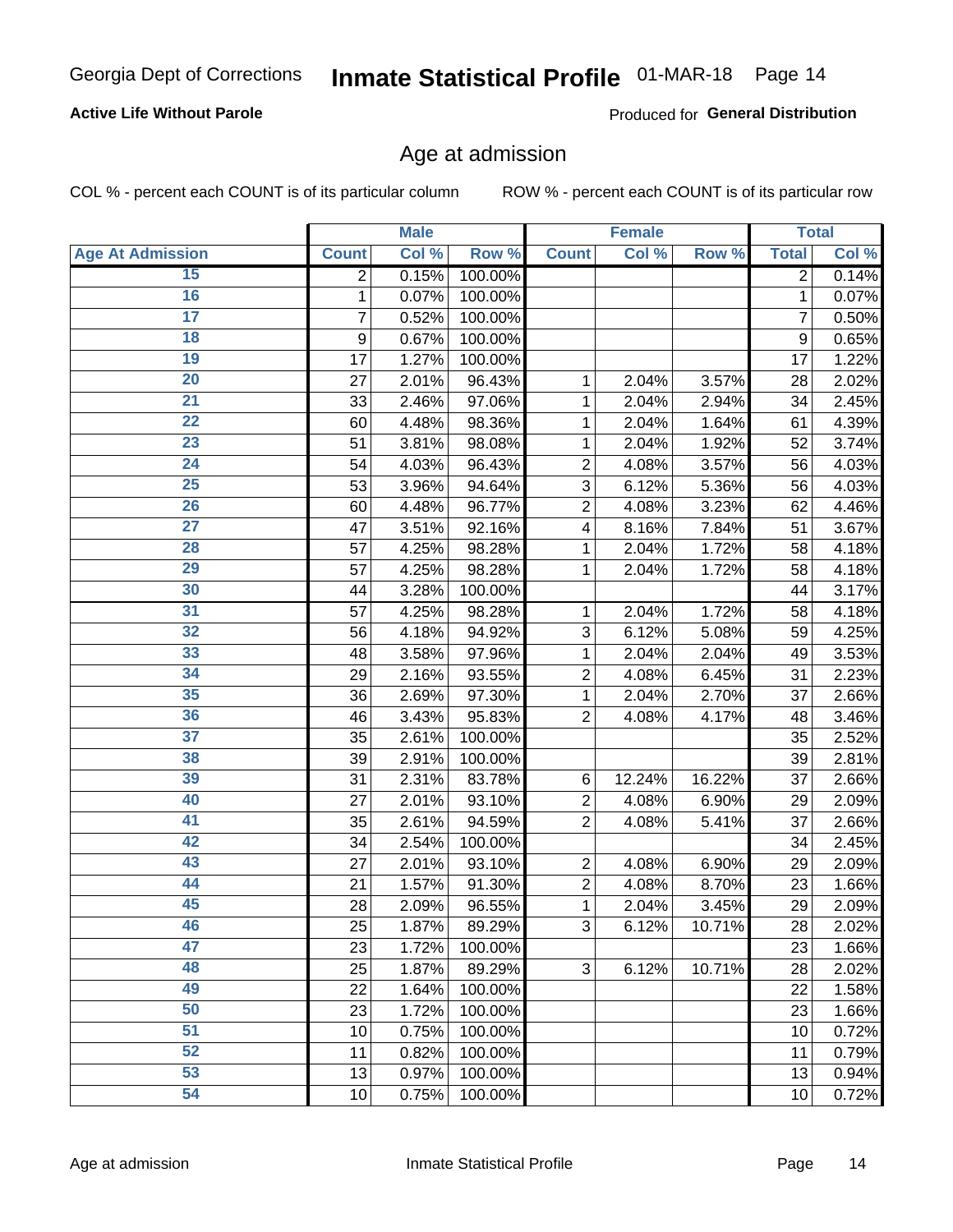Georgia Dept of Corrections **Inmate Statistical Profile** 01-MAR-18

**Active Life Without Parole**

Produced for **General Distribution**

## Age at admission

COL % - percent each COUNT is of its particular column ROW % - percent each COUNT is of its particular row

| | Male | | | Female | | | Total | |
|---|---|---|---|---|---|---|---|---|
| **Age At Admission** | **Count** | **Col %** | **Row %** | **Count** | **Col %** | **Row %** | **Total** | **Col %** |
| 15 | 2 | 0.15% | 100.00% | | | | 2 | 0.14% |
| 16 | 1 | 0.07% | 100.00% | | | | 1 | 0.07% |
| 17 | 7 | 0.52% | 100.00% | | | | 7 | 0.50% |
| 18 | 9 | 0.67% | 100.00% | | | | 9 | 0.65% |
| 19 | 17 | 1.27% | 100.00% | | | | 17 | 1.22% |
| 20 | 27 | 2.01% | 96.43% | 1 | 2.04% | 3.57% | 28 | 2.02% |
| 21 | 33 | 2.46% | 97.06% | 1 | 2.04% | 2.94% | 34 | 2.45% |
| 22 | 60 | 4.48% | 98.36% | 1 | 2.04% | 1.64% | 61 | 4.39% |
| 23 | 51 | 3.81% | 98.08% | 1 | 2.04% | 1.92% | 52 | 3.74% |
| 24 | 54 | 4.03% | 96.43% | 2 | 4.08% | 3.57% | 56 | 4.03% |
| 25 | 53 | 3.96% | 94.64% | 3 | 6.12% | 5.36% | 56 | 4.03% |
| 26 | 60 | 4.48% | 96.77% | 2 | 4.08% | 3.23% | 62 | 4.46% |
| 27 | 47 | 3.51% | 92.16% | 4 | 8.16% | 7.84% | 51 | 3.67% |
| 28 | 57 | 4.25% | 98.28% | 1 | 2.04% | 1.72% | 58 | 4.18% |
| 29 | 57 | 4.25% | 98.28% | 1 | 2.04% | 1.72% | 58 | 4.18% |
| 30 | 44 | 3.28% | 100.00% | | | | 44 | 3.17% |
| 31 | 57 | 4.25% | 98.28% | 1 | 2.04% | 1.72% | 58 | 4.18% |
| 32 | 56 | 4.18% | 94.92% | 3 | 6.12% | 5.08% | 59 | 4.25% |
| 33 | 48 | 3.58% | 97.96% | 1 | 2.04% | 2.04% | 49 | 3.53% |
| 34 | 29 | 2.16% | 93.55% | 2 | 4.08% | 6.45% | 31 | 2.23% |
| 35 | 36 | 2.69% | 97.30% | 1 | 2.04% | 2.70% | 37 | 2.66% |
| 36 | 46 | 3.43% | 95.83% | 2 | 4.08% | 4.17% | 48 | 3.46% |
| 37 | 35 | 2.61% | 100.00% | | | | 35 | 2.52% |
| 38 | 39 | 2.91% | 100.00% | | | | 39 | 2.81% |
| 39 | 31 | 2.31% | 83.78% | 6 | 12.24% | 16.22% | 37 | 2.66% |
| 40 | 27 | 2.01% | 93.10% | 2 | 4.08% | 6.90% | 29 | 2.09% |
| 41 | 35 | 2.61% | 94.59% | 2 | 4.08% | 5.41% | 37 | 2.66% |
| 42 | 34 | 2.54% | 100.00% | | | | 34 | 2.45% |
| 43 | 27 | 2.01% | 93.10% | 2 | 4.08% | 6.90% | 29 | 2.09% |
| 44 | 21 | 1.57% | 91.30% | 2 | 4.08% | 8.70% | 23 | 1.66% |
| 45 | 28 | 2.09% | 96.55% | 1 | 2.04% | 3.45% | 29 | 2.09% |
| 46 | 25 | 1.87% | 89.29% | 3 | 6.12% | 10.71% | 28 | 2.02% |
| 47 | 23 | 1.72% | 100.00% | | | | 23 | 1.66% |
| 48 | 25 | 1.87% | 89.29% | 3 | 6.12% | 10.71% | 28 | 2.02% |
| 49 | 22 | 1.64% | 100.00% | | | | 22 | 1.58% |
| 50 | 23 | 1.72% | 100.00% | | | | 23 | 1.66% |
| 51 | 10 | 0.75% | 100.00% | | | | 10 | 0.72% |
| 52 | 11 | 0.82% | 100.00% | | | | 11 | 0.79% |
| 53 | 13 | 0.97% | 100.00% | | | | 13 | 0.94% |
| 54 | 10 | 0.75% | 100.00% | | | | 10 | 0.72% |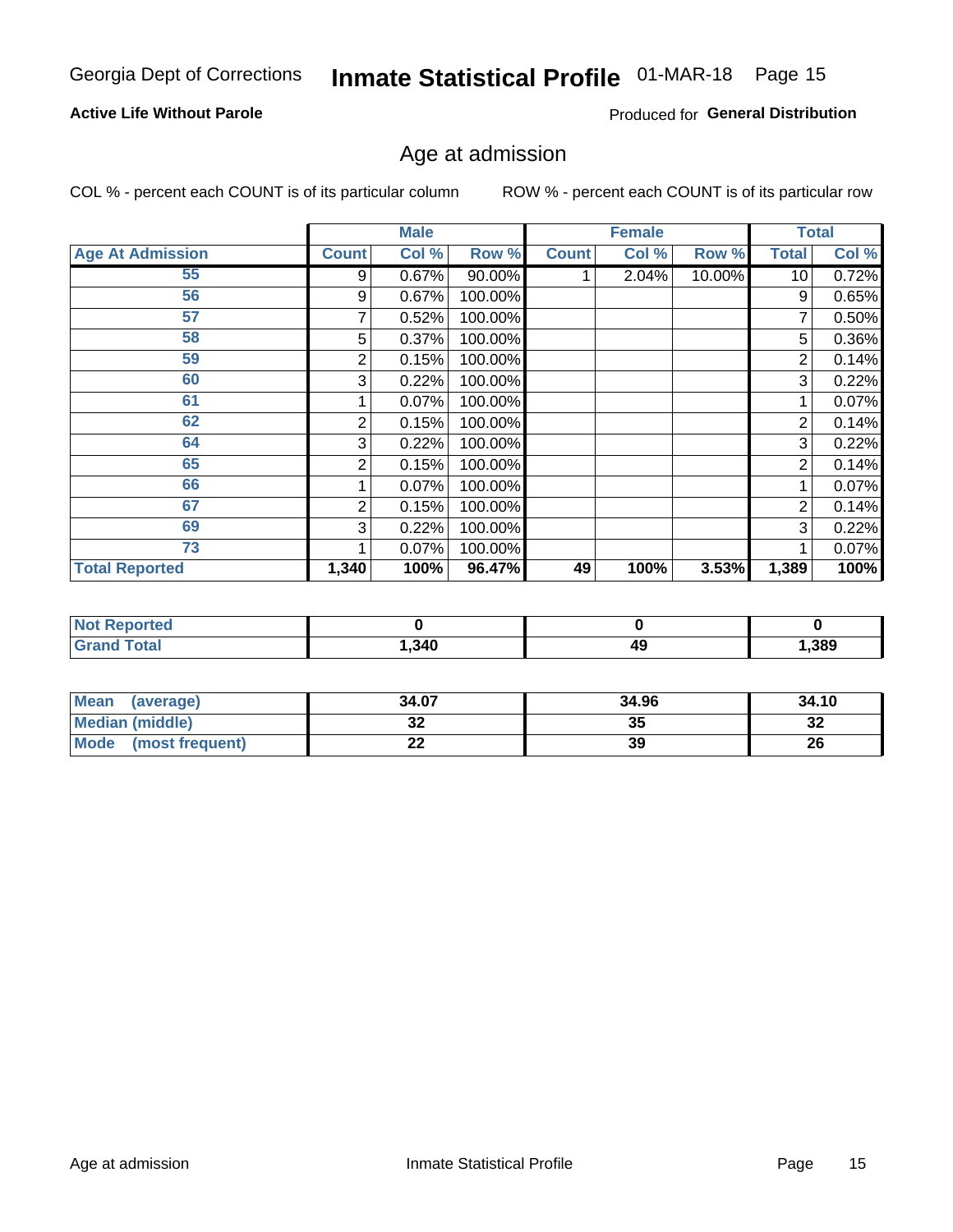Georgia Dept of Corrections **Inmate Statistical Profile** 01-MAR-18

**Active Life Without Parole**

Produced for **General Distribution**

## Age at admission

COL % - percent each COUNT is of its particular column ROW % - percent each COUNT is of its particular row

| | Male | | | Female | | | Total | |
|---|---|---|---|---|---|---|---|---|
| **Age At Admission** | **Count** | **Col %** | **Row %** | **Count** | **Col %** | **Row %** | **Total** | **Col %** |
| 55 | 9 | 0.67% | 90.00% | 1 | 2.04% | 10.00% | 10 | 0.72% |
| 56 | 9 | 0.67% | 100.00% | | | | 9 | 0.65% |
| 57 | 7 | 0.52% | 100.00% | | | | 7 | 0.50% |
| 58 | 5 | 0.37% | 100.00% | | | | 5 | 0.36% |
| 59 | 2 | 0.15% | 100.00% | | | | 2 | 0.14% |
| 60 | 3 | 0.22% | 100.00% | | | | 3 | 0.22% |
| 61 | 1 | 0.07% | 100.00% | | | | 1 | 0.07% |
| 62 | 2 | 0.15% | 100.00% | | | | 2 | 0.14% |
| 64 | 3 | 0.22% | 100.00% | | | | 3 | 0.22% |
| 65 | 2 | 0.15% | 100.00% | | | | 2 | 0.14% |
| 66 | 1 | 0.07% | 100.00% | | | | 1 | 0.07% |
| 67 | 2 | 0.15% | 100.00% | | | | 2 | 0.14% |
| 69 | 3 | 0.22% | 100.00% | | | | 3 | 0.22% |
| 73 | 1 | 0.07% | 100.00% | | | | 1 | 0.07% |
| **Total Reported** | **1,340** | **100%** | **96.47%** | **49** | **100%** | **3.53%** | **1,389** | **100%** |

| | Male | Female | Total |
|---|---|---|---|
| **Not Reported** | **0** | **0** | **0** |
| **Grand Total** | **1,340** | **49** | **1,389** |

| | Male | Female | Total |
|---|---|---|---|
| **Mean (average)** | **34.07** | **34.96** | **34.10** |
| **Median (middle)** | **32** | **35** | **32** |
| **Mode (most frequent)** | **22** | **39** | **26** |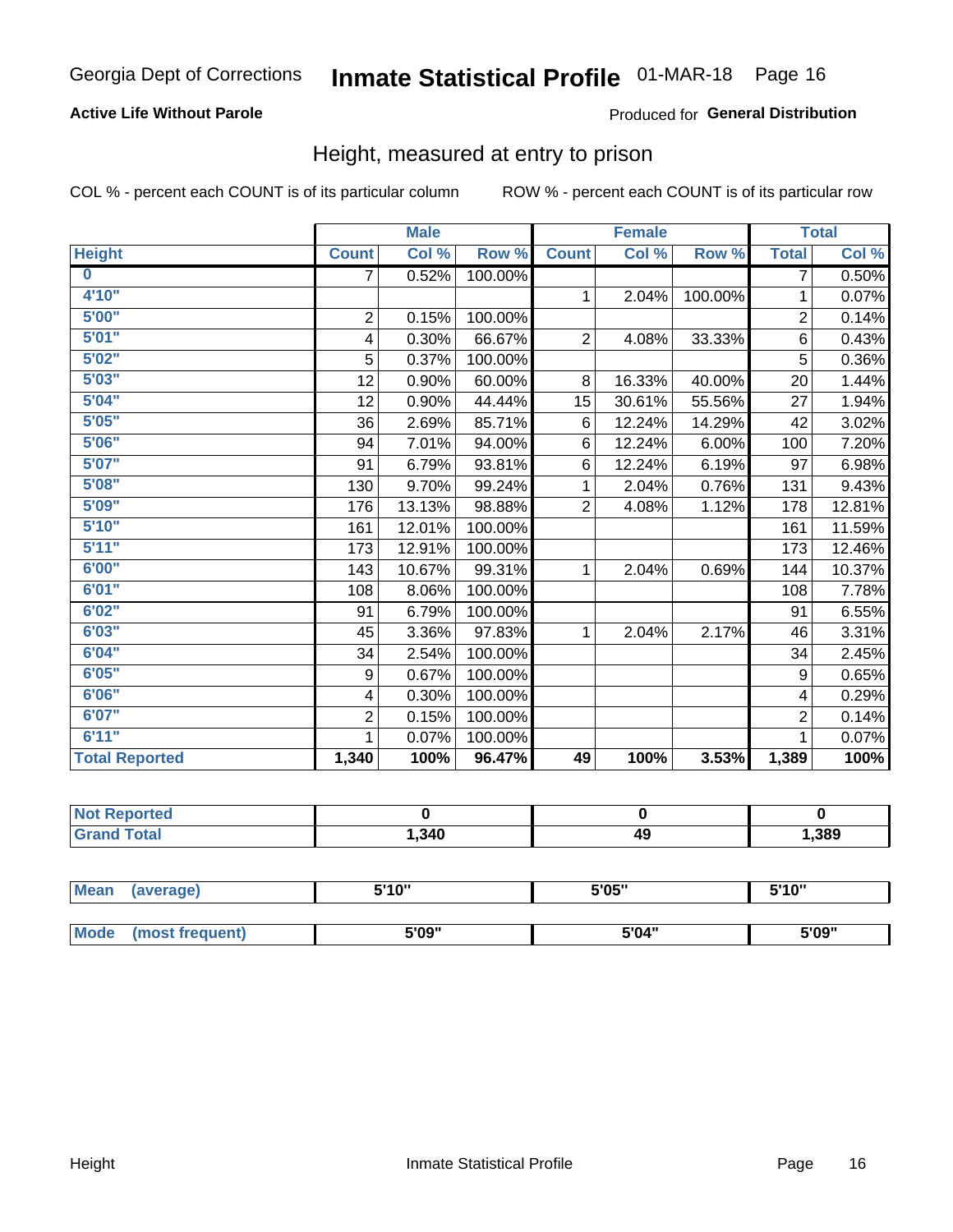Georgia Dept of Corrections **Inmate Statistical Profile** 01-MAR-18

**Active Life Without Parole**

Produced for **General Distribution**

## Height, measured at entry to prison

COL % - percent each COUNT is of its particular column ROW % - percent each COUNT is of its particular row

| | Male | | | Female | | | Total | |
|---|---|---|---|---|---|---|---|---|
| **Height** | **Count** | **Col %** | **Row %** | **Count** | **Col %** | **Row %** | **Total** | **Col %** |
| **0** | 7 | 0.52% | 100.00% | | | | 7 | 0.50% |
| **4'10"** | | | | 1 | 2.04% | 100.00% | 1 | 0.07% |
| **5'00"** | 2 | 0.15% | 100.00% | | | | 2 | 0.14% |
| **5'01"** | 4 | 0.30% | 66.67% | 2 | 4.08% | 33.33% | 6 | 0.43% |
| **5'02"** | 5 | 0.37% | 100.00% | | | | 5 | 0.36% |
| **5'03"** | 12 | 0.90% | 60.00% | 8 | 16.33% | 40.00% | 20 | 1.44% |
| **5'04"** | 12 | 0.90% | 44.44% | 15 | 30.61% | 55.56% | 27 | 1.94% |
| **5'05"** | 36 | 2.69% | 85.71% | 6 | 12.24% | 14.29% | 42 | 3.02% |
| **5'06"** | 94 | 7.01% | 94.00% | 6 | 12.24% | 6.00% | 100 | 7.20% |
| **5'07"** | 91 | 6.79% | 93.81% | 6 | 12.24% | 6.19% | 97 | 6.98% |
| **5'08"** | 130 | 9.70% | 99.24% | 1 | 2.04% | 0.76% | 131 | 9.43% |
| **5'09"** | 176 | 13.13% | 98.88% | 2 | 4.08% | 1.12% | 178 | 12.81% |
| **5'10"** | 161 | 12.01% | 100.00% | | | | 161 | 11.59% |
| **5'11"** | 173 | 12.91% | 100.00% | | | | 173 | 12.46% |
| **6'00"** | 143 | 10.67% | 99.31% | 1 | 2.04% | 0.69% | 144 | 10.37% |
| **6'01"** | 108 | 8.06% | 100.00% | | | | 108 | 7.78% |
| **6'02"** | 91 | 6.79% | 100.00% | | | | 91 | 6.55% |
| **6'03"** | 45 | 3.36% | 97.83% | 1 | 2.04% | 2.17% | 46 | 3.31% |
| **6'04"** | 34 | 2.54% | 100.00% | | | | 34 | 2.45% |
| **6'05"** | 9 | 0.67% | 100.00% | | | | 9 | 0.65% |
| **6'06"** | 4 | 0.30% | 100.00% | | | | 4 | 0.29% |
| **6'07"** | 2 | 0.15% | 100.00% | | | | 2 | 0.14% |
| **6'11"** | 1 | 0.07% | 100.00% | | | | 1 | 0.07% |
| **Total Reported** | **1,340** | **100%** | **96.47%** | **49** | **100%** | **3.53%** | **1,389** | **100%** |

| | Male | Female | Total |
|---|---|---|---|
| **Not Reported** | **0** | **0** | **0** |
| **Grand Total** | **1,340** | **49** | **1,389** |

| | Male | Female | Total |
|---|---|---|---|
| **Mean (average)** | **5'10"** | **5'05"** | **5'10"** |
| **Mode (most frequent)** | **5'09"** | **5'04"** | **5'09"** |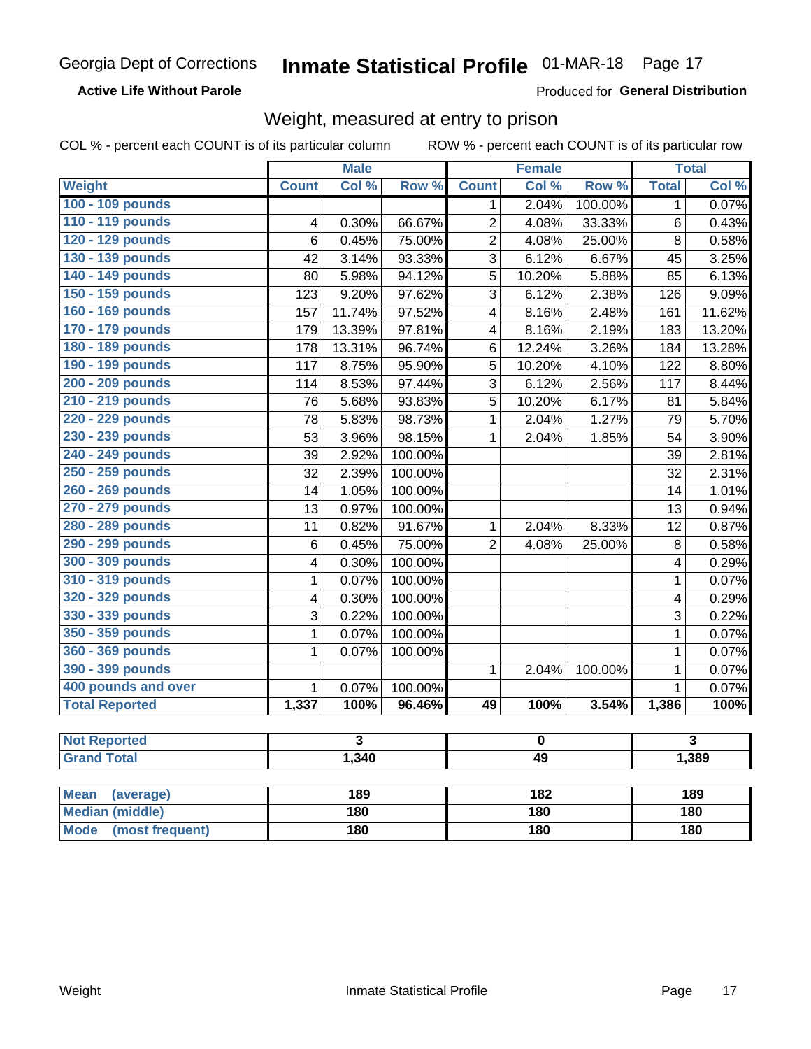Georgia Dept of Corrections **Inmate Statistical Profile** 01-MAR-18

**Active Life Without Parole**

Produced for **General Distribution**

## Weight, measured at entry to prison

COL % - percent each COUNT is of its particular column ROW % - percent each COUNT is of its particular row

| | Male | | | Female | | | Total | |
|---|---|---|---|---|---|---|---|---|
| **Weight** | **Count** | **Col %** | **Row %** | **Count** | **Col %** | **Row %** | **Total** | **Col %** |
| 100 - 109 pounds | | | | 1 | 2.04% | 100.00% | 1 | 0.07% |
| 110 - 119 pounds | 4 | 0.30% | 66.67% | 2 | 4.08% | 33.33% | 6 | 0.43% |
| 120 - 129 pounds | 6 | 0.45% | 75.00% | 2 | 4.08% | 25.00% | 8 | 0.58% |
| 130 - 139 pounds | 42 | 3.14% | 93.33% | 3 | 6.12% | 6.67% | 45 | 3.25% |
| 140 - 149 pounds | 80 | 5.98% | 94.12% | 5 | 10.20% | 5.88% | 85 | 6.13% |
| 150 - 159 pounds | 123 | 9.20% | 97.62% | 3 | 6.12% | 2.38% | 126 | 9.09% |
| 160 - 169 pounds | 157 | 11.74% | 97.52% | 4 | 8.16% | 2.48% | 161 | 11.62% |
| 170 - 179 pounds | 179 | 13.39% | 97.81% | 4 | 8.16% | 2.19% | 183 | 13.20% |
| 180 - 189 pounds | 178 | 13.31% | 96.74% | 6 | 12.24% | 3.26% | 184 | 13.28% |
| 190 - 199 pounds | 117 | 8.75% | 95.90% | 5 | 10.20% | 4.10% | 122 | 8.80% |
| 200 - 209 pounds | 114 | 8.53% | 97.44% | 3 | 6.12% | 2.56% | 117 | 8.44% |
| 210 - 219 pounds | 76 | 5.68% | 93.83% | 5 | 10.20% | 6.17% | 81 | 5.84% |
| 220 - 229 pounds | 78 | 5.83% | 98.73% | 1 | 2.04% | 1.27% | 79 | 5.70% |
| 230 - 239 pounds | 53 | 3.96% | 98.15% | 1 | 2.04% | 1.85% | 54 | 3.90% |
| 240 - 249 pounds | 39 | 2.92% | 100.00% | | | | 39 | 2.81% |
| 250 - 259 pounds | 32 | 2.39% | 100.00% | | | | 32 | 2.31% |
| 260 - 269 pounds | 14 | 1.05% | 100.00% | | | | 14 | 1.01% |
| 270 - 279 pounds | 13 | 0.97% | 100.00% | | | | 13 | 0.94% |
| 280 - 289 pounds | 11 | 0.82% | 91.67% | 1 | 2.04% | 8.33% | 12 | 0.87% |
| 290 - 299 pounds | 6 | 0.45% | 75.00% | 2 | 4.08% | 25.00% | 8 | 0.58% |
| 300 - 309 pounds | 4 | 0.30% | 100.00% | | | | 4 | 0.29% |
| 310 - 319 pounds | 1 | 0.07% | 100.00% | | | | 1 | 0.07% |
| 320 - 329 pounds | 4 | 0.30% | 100.00% | | | | 4 | 0.29% |
| 330 - 339 pounds | 3 | 0.22% | 100.00% | | | | 3 | 0.22% |
| 350 - 359 pounds | 1 | 0.07% | 100.00% | | | | 1 | 0.07% |
| 360 - 369 pounds | 1 | 0.07% | 100.00% | | | | 1 | 0.07% |
| 390 - 399 pounds | | | | 1 | 2.04% | 100.00% | 1 | 0.07% |
| 400 pounds and over | 1 | 0.07% | 100.00% | | | | 1 | 0.07% |
| **Total Reported** | **1,337** | **100%** | **96.46%** | **49** | **100%** | **3.54%** | **1,386** | **100%** |

| | Male | Female | Total |
|---|---|---|---|
| **Not Reported** | **3** | **0** | **3** |
| **Grand Total** | **1,340** | **49** | **1,389** |

| | Male | Female | Total |
|---|---|---|---|
| **Mean (average)** | **189** | **182** | **189** |
| **Median (middle)** | **180** | **180** | **180** |
| **Mode (most frequent)** | **180** | **180** | **180** |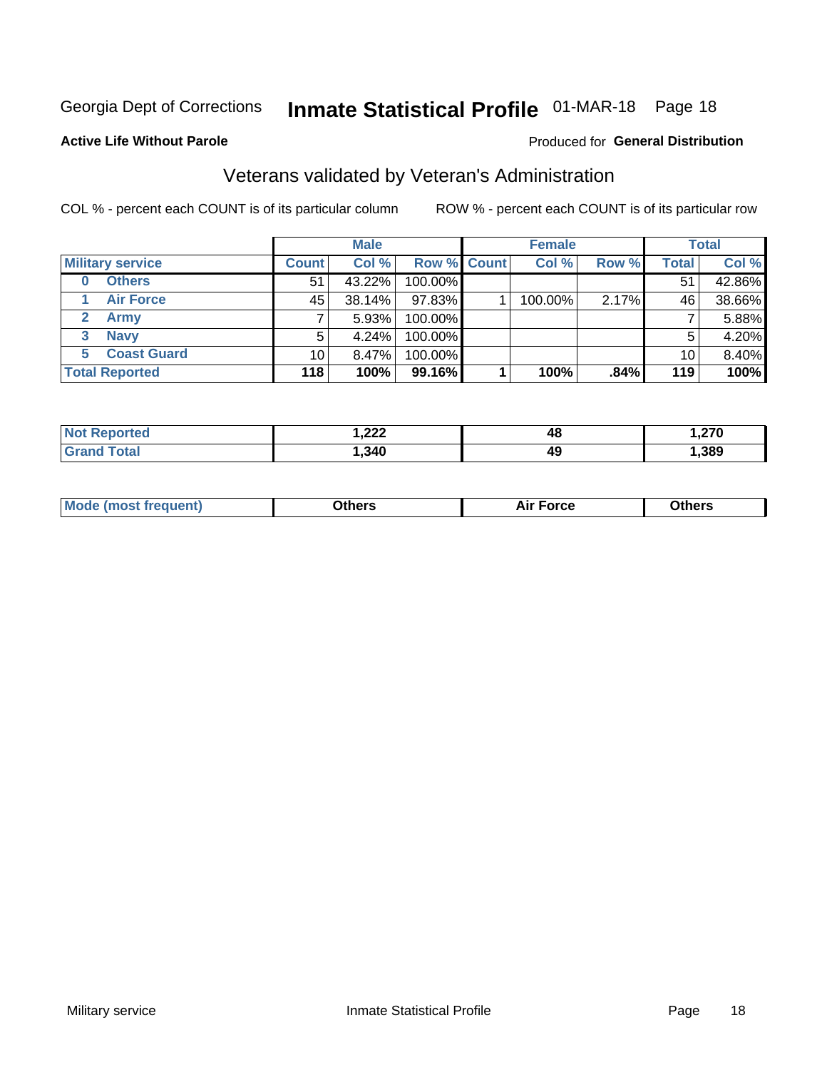Georgia Dept of Corrections **Inmate Statistical Profile** 01-MAR-18 Page 18

**Active Life Without Parole**

Produced for **General Distribution**

## Veterans validated by Veteran's Administration

COL % - percent each COUNT is of its particular column

ROW % - percent each COUNT is of its particular row

| Military service | Male | | | Female | | | Total | |
|---|---|---|---|---|---|---|---|---|
| | Count | Col % | Row % | Count | Col % | Row % | Total | Col % |
| 0 Others | 51 | 43.22% | 100.00% | | | | 51 | 42.86% |
| 1 Air Force | 45 | 38.14% | 97.83% | 1 | 100.00% | 2.17% | 46 | 38.66% |
| 2 Army | 7 | 5.93% | 100.00% | | | | 7 | 5.88% |
| 3 Navy | 5 | 4.24% | 100.00% | | | | 5 | 4.20% |
| 5 Coast Guard | 10 | 8.47% | 100.00% | | | | 10 | 8.40% |
| **Total Reported** | **118** | **100%** | **99.16%** | **1** | **100%** | **.84%** | **119** | **100%** |

| | Male | Female | Total |
|---|---|---|---|
| Not Reported | 1,222 | 48 | 1,270 |
| Grand Total | 1,340 | 49 | 1,389 |

| | Male | Female | Total |
|---|---|---|---|
| Mode (most frequent) | Others | Air Force | Others |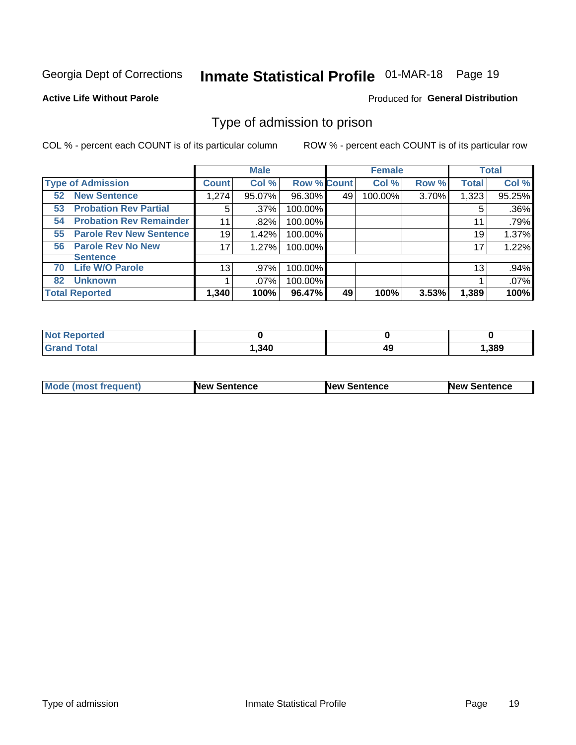Georgia Dept of Corrections **Inmate Statistical Profile** 01-MAR-18

**Active Life Without Parole**

Produced for **General Distribution**

## Type of admission to prison

COL % - percent each COUNT is of its particular column

ROW % - percent each COUNT is of its particular row

| | Male | | | Female | | | Total | |
|---|---|---|---|---|---|---|---|---|
| **Type of Admission** | **Count** | **Col %** | **Row %** | **Count** | **Col %** | **Row %** | **Total** | **Col %** |
| 52 **New Sentence** | 1,274 | 95.07% | 96.30% | 49 | 100.00% | 3.70% | 1,323 | 95.25% |
| 53 **Probation Rev Partial** | 5 | .37% | 100.00% | | | | 5 | .36% |
| 54 **Probation Rev Remainder** | 11 | .82% | 100.00% | | | | 11 | .79% |
| 55 **Parole Rev New Sentence** | 19 | 1.42% | 100.00% | | | | 19 | 1.37% |
| 56 **Parole Rev No New Sentence** | 17 | 1.27% | 100.00% | | | | 17 | 1.22% |
| 70 **Life W/O Parole** | 13 | .97% | 100.00% | | | | 13 | .94% |
| 82 **Unknown** | 1 | .07% | 100.00% | | | | 1 | .07% |
| **Total Reported** | **1,340** | **100%** | **96.47%** | **49** | **100%** | **3.53%** | **1,389** | **100%** |

| | Male | Female | Total |
|---|---|---|---|
| **Not Reported** | **0** | **0** | **0** |
| **Grand Total** | **1,340** | **49** | **1,389** |

| | Male | Female | Total |
|---|---|---|---|
| **Mode (most frequent)** | **New Sentence** | **New Sentence** | **New Sentence** |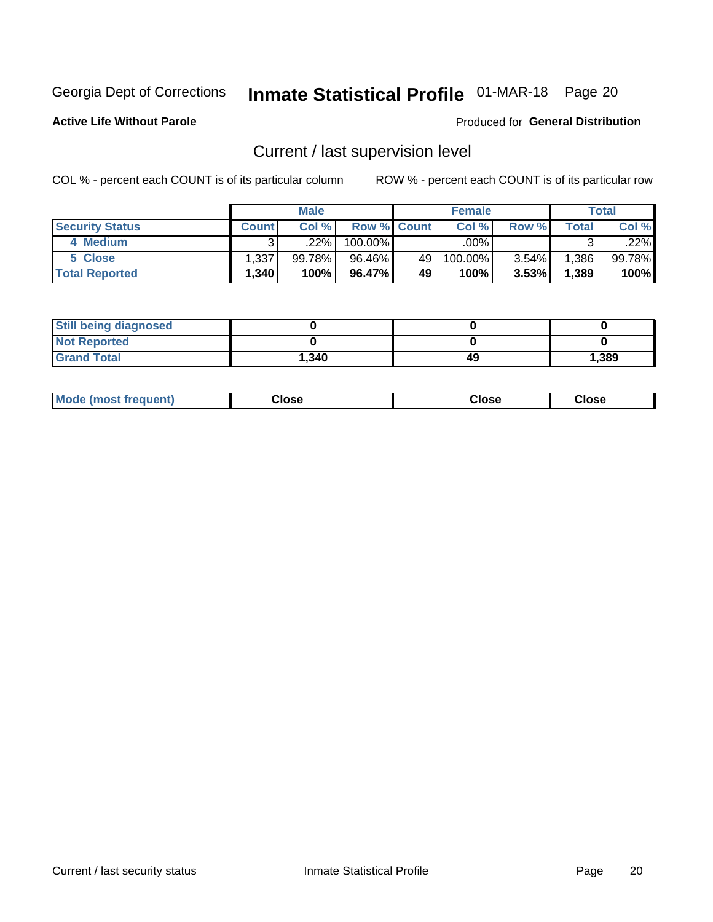Georgia Dept of Corrections **Inmate Statistical Profile** 01-MAR-18 Page 20

**Active Life Without Parole**

Produced for **General Distribution**

## Current / last supervision level

COL % - percent each COUNT is of its particular column ROW % - percent each COUNT is of its particular row

| | Male | | | Female | | | Total | |
|---|---|---|---|---|---|---|---|---|
| **Security Status** | **Count** | **Col %** | **Row %** | **Count** | **Col %** | **Row %** | **Total** | **Col %** |
| 4 Medium | 3 | .22% | 100.00% | | .00% | | 3 | .22% |
| 5 Close | 1,337 | 99.78% | 96.46% | 49 | 100.00% | 3.54% | 1,386 | 99.78% |
| **Total Reported** | **1,340** | **100%** | **96.47%** | **49** | **100%** | **3.53%** | **1,389** | **100%** |

| | Male | Female | Total |
|---|---|---|---|
| **Still being diagnosed** | **0** | **0** | **0** |
| **Not Reported** | **0** | **0** | **0** |
| **Grand Total** | **1,340** | **49** | **1,389** |

| | Male | Female | Total |
|---|---|---|---|
| **Mode (most frequent)** | **Close** | **Close** | **Close** |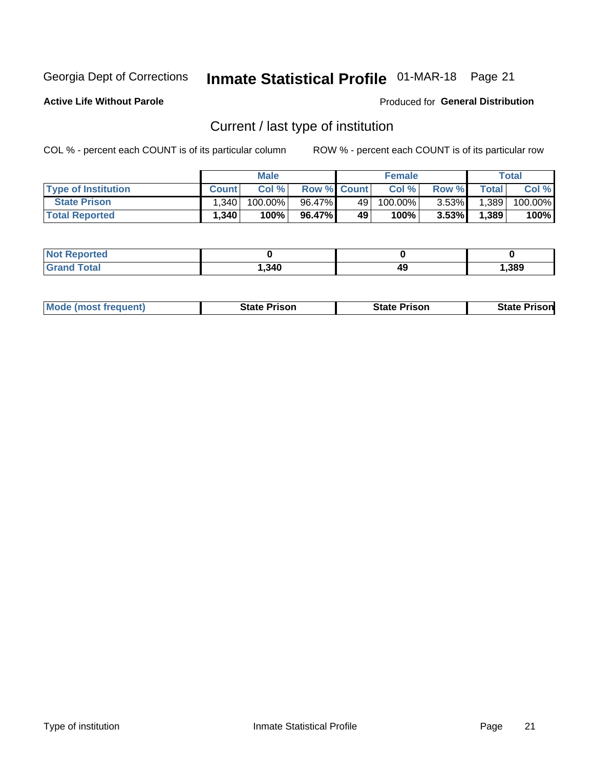**Active Life Without Parole**

Produced for **General Distribution**

## Current / last type of institution

COL % - percent each COUNT is of its particular column

ROW % - percent each COUNT is of its particular row

| | Male | | | Female | | | Total | |
|---|---|---|---|---|---|---|---|---|
| **Type of Institution** | **Count** | **Col %** | **Row %** | **Count** | **Col %** | **Row %** | **Total** | **Col %** |
| **State Prison** | 1,340 | 100.00% | 96.47% | 49 | 100.00% | 3.53% | 1,389 | 100.00% |
| **Total Reported** | **1,340** | **100%** | **96.47%** | **49** | **100%** | **3.53%** | **1,389** | **100%** |

| | Male | Female | Total |
|---|---|---|---|
| **Not Reported** | **0** | **0** | **0** |
| **Grand Total** | **1,340** | **49** | **1,389** |

| | Male | Female | Total |
|---|---|---|---|
| **Mode (most frequent)** | **State Prison** | **State Prison** | **State Prison** |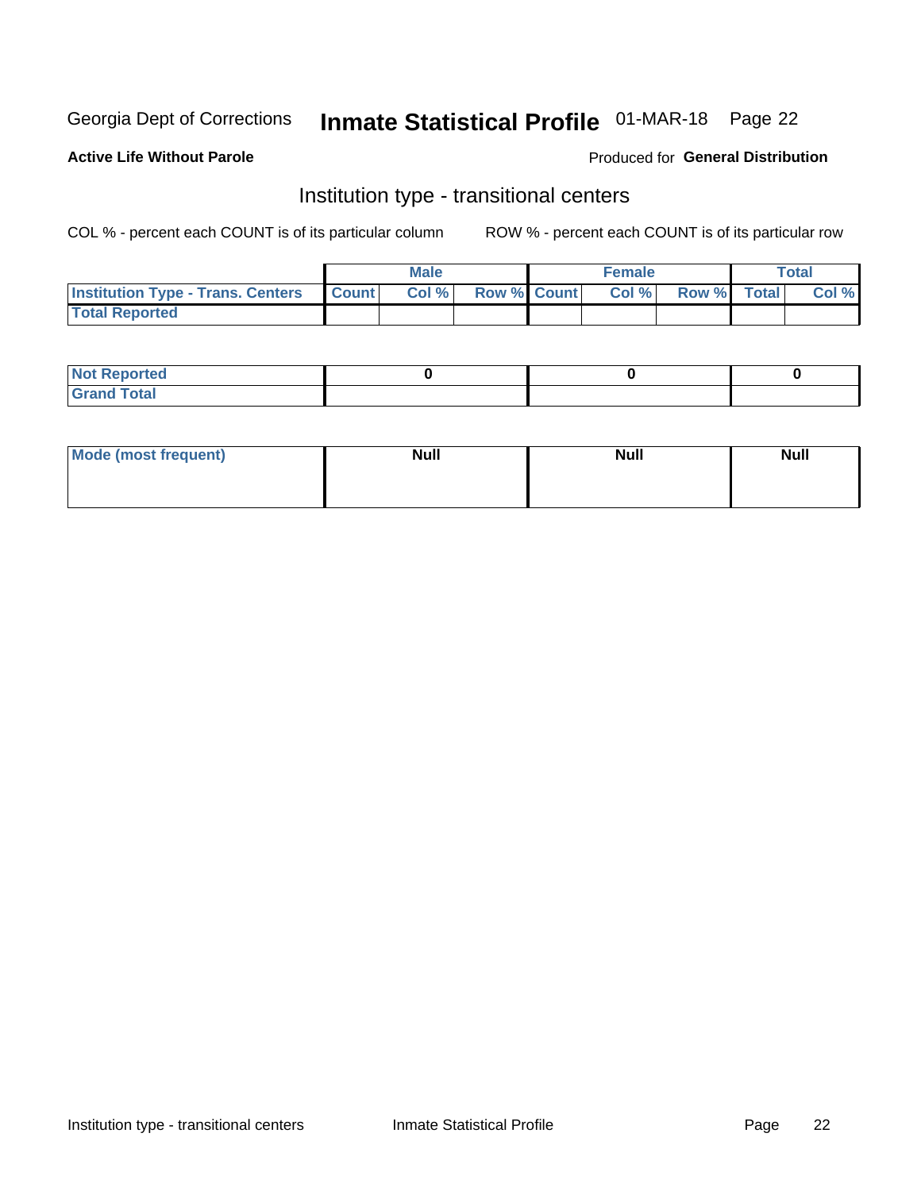Georgia Dept of Corrections **Inmate Statistical Profile** 01-MAR-18

**Active Life Without Parole**

Produced for **General Distribution**

## Institution type - transitional centers

COL % - percent each COUNT is of its particular column ROW % - percent each COUNT is of its particular row

| | Male | | | Female | | | Total | |
|---|---|---|---|---|---|---|---|---|
| **Institution Type - Trans. Centers** | **Count** | **Col %** | **Row %** | **Count** | **Col %** | **Row %** | **Total** | **Col %** |
| **Total Reported** | | | | | | | | |

| | Male | Female | Total |
|---|---|---|---|
| **Not Reported** | 0 | 0 | 0 |
| **Grand Total** | | | |

| | Male | Female | Total |
|---|---|---|---|
| **Mode (most frequent)** | Null | Null | Null |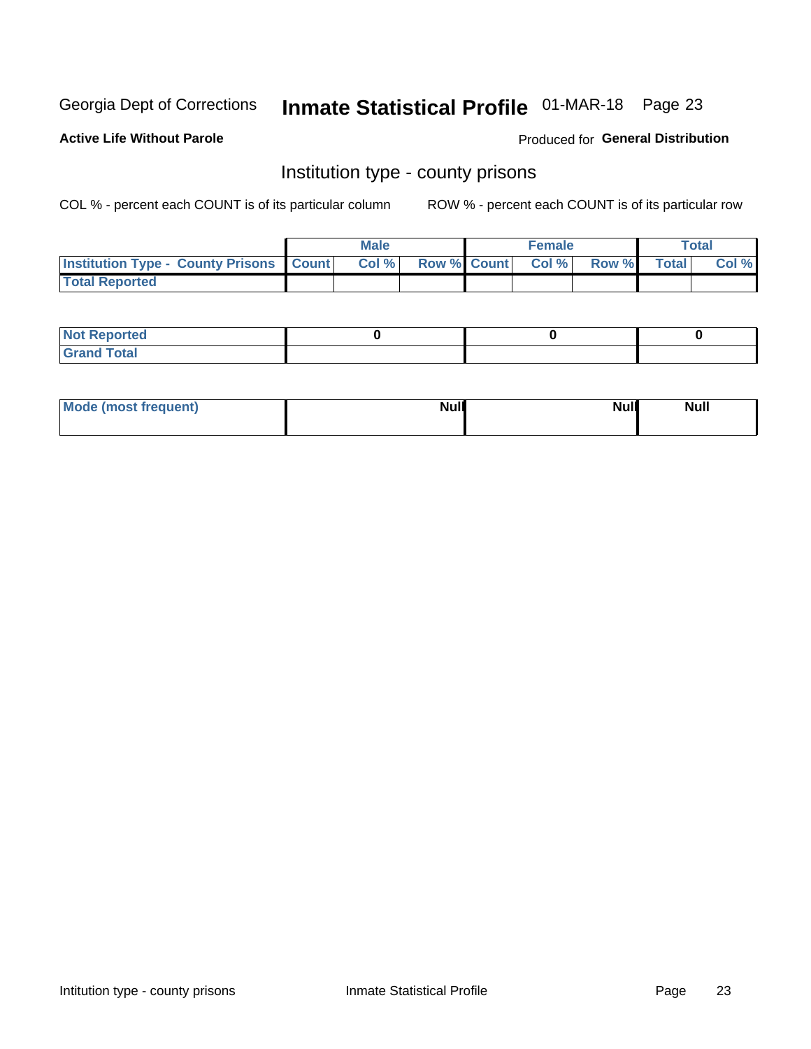Georgia Dept of Corrections **Inmate Statistical Profile** 01-MAR-18

**Active Life Without Parole**

Produced for **General Distribution**

## Institution type - county prisons

COL % - percent each COUNT is of its particular column ROW % - percent each COUNT is of its particular row

| | Male | | | Female | | | Total | |
|---|---|---|---|---|---|---|---|---|
| **Institution Type - County Prisons** | **Count** | **Col %** | **Row %** | **Count** | **Col %** | **Row %** | **Total** | **Col %** |
| **Total Reported** | | | | | | | | |

| | Male | Female | Total |
|---|---|---|---|
| **Not Reported** | 0 | 0 | 0 |
| **Grand Total** | | | |

| | Male | Female | Total |
|---|---|---|---|
| **Mode (most frequent)** | Null | Null | Null |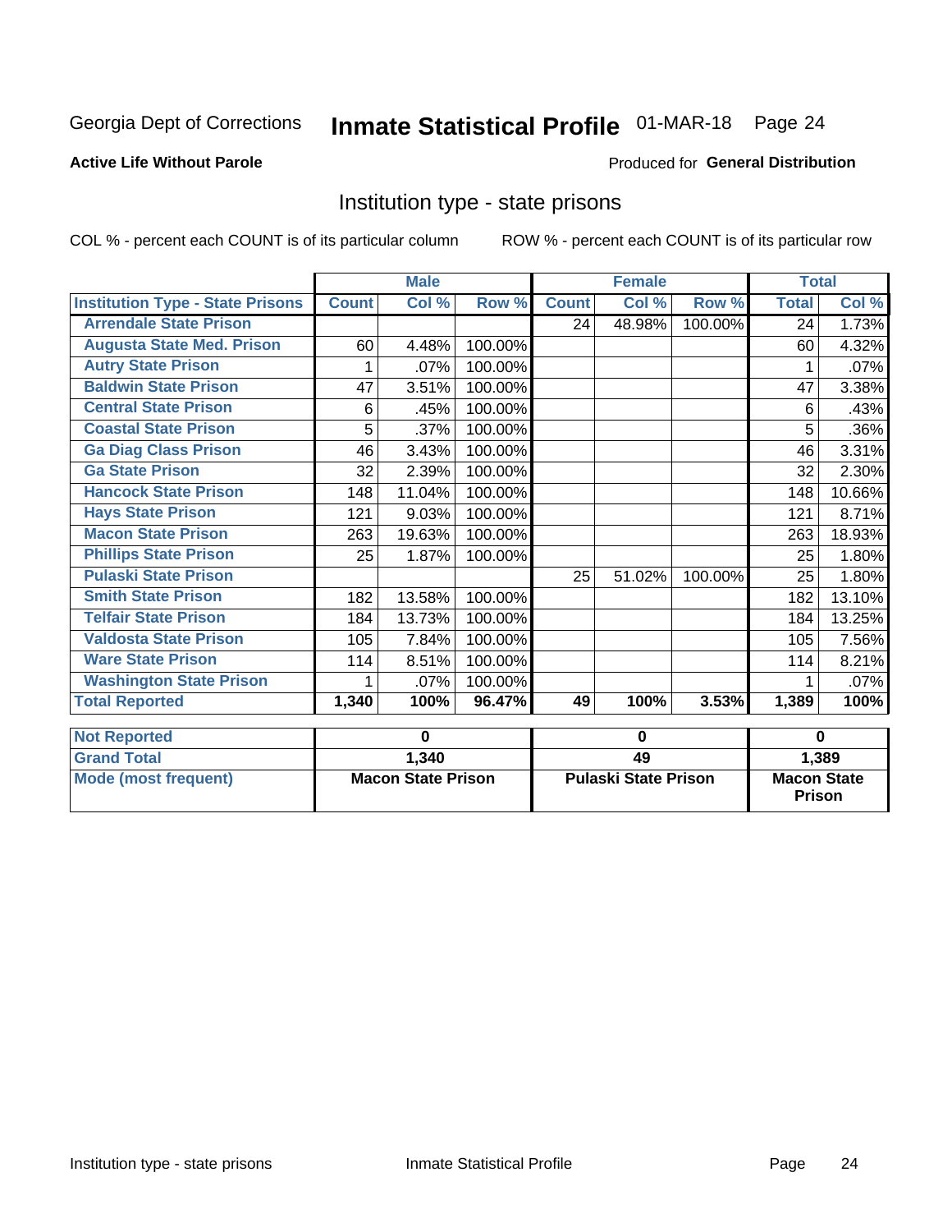Georgia Dept of Corrections **Inmate Statistical Profile** 01-MAR-18

**Active Life Without Parole**

Produced for **General Distribution**

## Institution type - state prisons

COL % - percent each COUNT is of its particular column

ROW % - percent each COUNT is of its particular row

| | Male | | | Female | | | Total | |
|---|---|---|---|---|---|---|---|---|
| **Institution Type - State Prisons** | **Count** | **Col %** | **Row %** | **Count** | **Col %** | **Row %** | **Total** | **Col %** |
| **Arrendale State Prison** | | | | 24 | 48.98% | 100.00% | 24 | 1.73% |
| **Augusta State Med. Prison** | 60 | 4.48% | 100.00% | | | | 60 | 4.32% |
| **Autry State Prison** | 1 | .07% | 100.00% | | | | 1 | .07% |
| **Baldwin State Prison** | 47 | 3.51% | 100.00% | | | | 47 | 3.38% |
| **Central State Prison** | 6 | .45% | 100.00% | | | | 6 | .43% |
| **Coastal State Prison** | 5 | .37% | 100.00% | | | | 5 | .36% |
| **Ga Diag Class Prison** | 46 | 3.43% | 100.00% | | | | 46 | 3.31% |
| **Ga State Prison** | 32 | 2.39% | 100.00% | | | | 32 | 2.30% |
| **Hancock State Prison** | 148 | 11.04% | 100.00% | | | | 148 | 10.66% |
| **Hays State Prison** | 121 | 9.03% | 100.00% | | | | 121 | 8.71% |
| **Macon State Prison** | 263 | 19.63% | 100.00% | | | | 263 | 18.93% |
| **Phillips State Prison** | 25 | 1.87% | 100.00% | | | | 25 | 1.80% |
| **Pulaski State Prison** | | | | 25 | 51.02% | 100.00% | 25 | 1.80% |
| **Smith State Prison** | 182 | 13.58% | 100.00% | | | | 182 | 13.10% |
| **Telfair State Prison** | 184 | 13.73% | 100.00% | | | | 184 | 13.25% |
| **Valdosta State Prison** | 105 | 7.84% | 100.00% | | | | 105 | 7.56% |
| **Ware State Prison** | 114 | 8.51% | 100.00% | | | | 114 | 8.21% |
| **Washington State Prison** | 1 | .07% | 100.00% | | | | 1 | .07% |
| **Total Reported** | **1,340** | **100%** | **96.47%** | **49** | **100%** | **3.53%** | **1,389** | **100%** |

| | Male | Female | Total |
|---|---|---|---|
| **Not Reported** | **0** | **0** | **0** |
| **Grand Total** | **1,340** | **49** | **1,389** |
| **Mode (most frequent)** | **Macon State Prison** | **Pulaski State Prison** | **Macon State Prison** |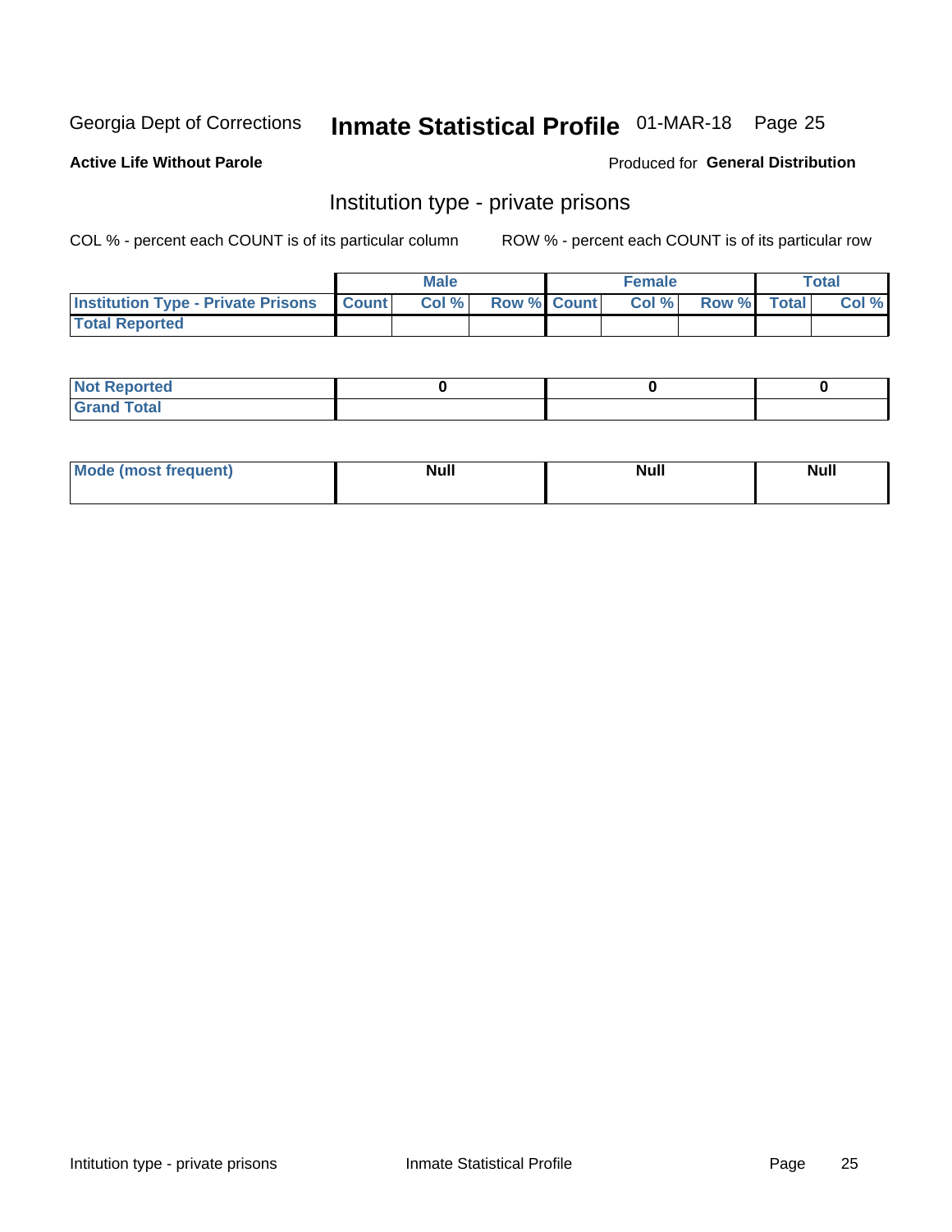Georgia Dept of Corrections **Inmate Statistical Profile** 01-MAR-18

**Active Life Without Parole**

Produced for **General Distribution**

## Institution type - private prisons

COL % - percent each COUNT is of its particular column

ROW % - percent each COUNT is of its particular row

| | Male | | | Female | | | Total | |
|---|---|---|---|---|---|---|---|---|
| **Institution Type - Private Prisons** | **Count** | **Col %** | **Row %** | **Count** | **Col %** | **Row %** | **Total** | **Col %** |
| **Total Reported** | | | | | | | | |

| | Male | Female | Total |
|---|---|---|---|
| **Not Reported** | 0 | 0 | 0 |
| **Grand Total** | | | |

| | Male | Female | Total |
|---|---|---|---|
| **Mode (most frequent)** | Null | Null | Null |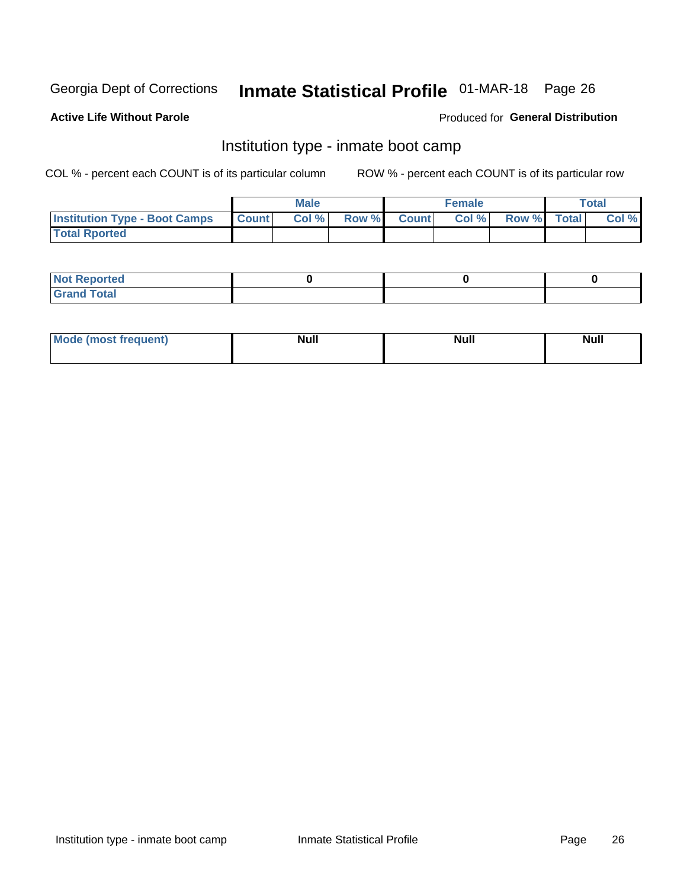Georgia Dept of Corrections **Inmate Statistical Profile** 01-MAR-18 Page 26

**Active Life Without Parole**

Produced for **General Distribution**

## Institution type - inmate boot camp

COL % - percent each COUNT is of its particular column

ROW % - percent each COUNT is of its particular row

| | Male | | | Female | | | Total | |
|---|---|---|---|---|---|---|---|---|
| **Institution Type - Boot Camps** | **Count** | **Col %** | **Row %** | **Count** | **Col %** | **Row %** | **Total** | **Col %** |
| **Total Rported** | | | | | | | | |

| | Male | Female | Total |
|---|---|---|---|
| **Not Reported** | **0** | **0** | **0** |
| **Grand Total** | | | |

| | Male | Female | Total |
|---|---|---|---|
| **Mode (most frequent)** | **Null** | **Null** | **Null** |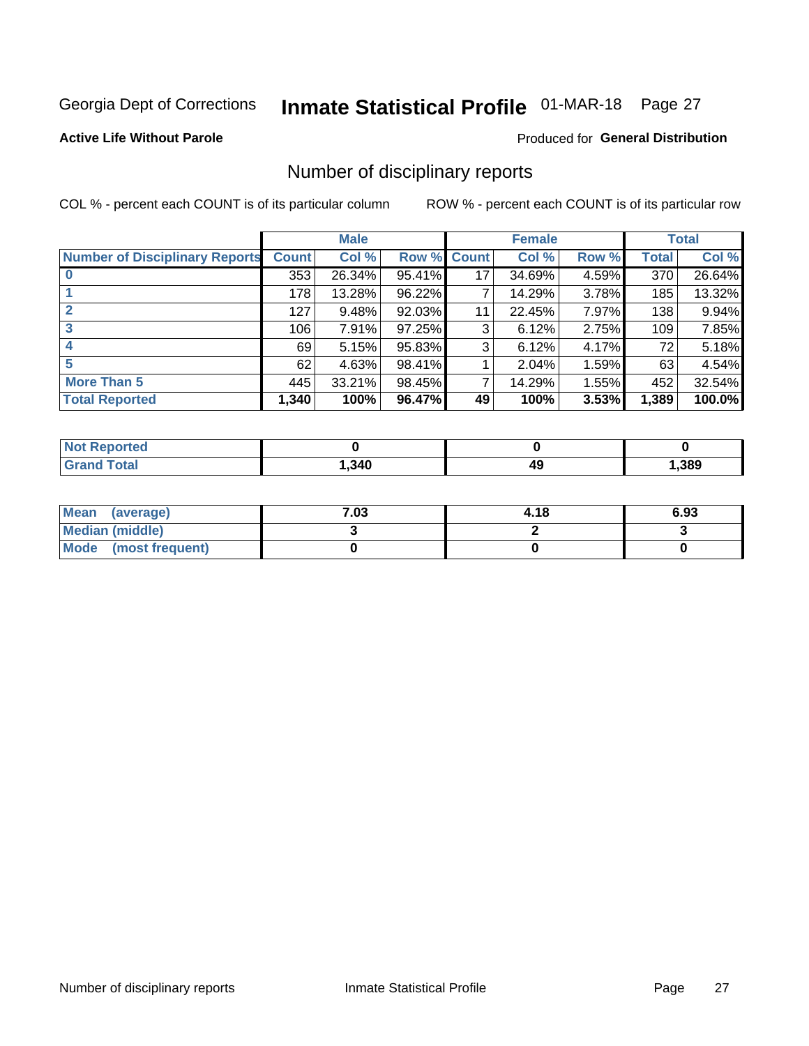Georgia Dept of Corrections **Inmate Statistical Profile** 01-MAR-18 Page 27

**Active Life Without Parole**

Produced for **General Distribution**

## Number of disciplinary reports

COL % - percent each COUNT is of its particular column

ROW % - percent each COUNT is of its particular row

| | Male | | | Female | | | Total | |
|---|---|---|---|---|---|---|---|---|
| **Number of Disciplinary Reports** | **Count** | **Col %** | **Row %** | **Count** | **Col %** | **Row %** | **Total** | **Col %** |
| **0** | 353 | 26.34% | 95.41% | 17 | 34.69% | 4.59% | 370 | 26.64% |
| **1** | 178 | 13.28% | 96.22% | 7 | 14.29% | 3.78% | 185 | 13.32% |
| **2** | 127 | 9.48% | 92.03% | 11 | 22.45% | 7.97% | 138 | 9.94% |
| **3** | 106 | 7.91% | 97.25% | 3 | 6.12% | 2.75% | 109 | 7.85% |
| **4** | 69 | 5.15% | 95.83% | 3 | 6.12% | 4.17% | 72 | 5.18% |
| **5** | 62 | 4.63% | 98.41% | 1 | 2.04% | 1.59% | 63 | 4.54% |
| **More Than 5** | 445 | 33.21% | 98.45% | 7 | 14.29% | 1.55% | 452 | 32.54% |
| **Total Reported** | **1,340** | **100%** | **96.47%** | **49** | **100%** | **3.53%** | **1,389** | **100.0%** |

| | Male | Female | Total |
|---|---|---|---|
| **Not Reported** | **0** | **0** | **0** |
| **Grand Total** | **1,340** | **49** | **1,389** |

| | Male | Female | Total |
|---|---|---|---|
| **Mean (average)** | **7.03** | **4.18** | **6.93** |
| **Median (middle)** | **3** | **2** | **3** |
| **Mode (most frequent)** | **0** | **0** | **0** |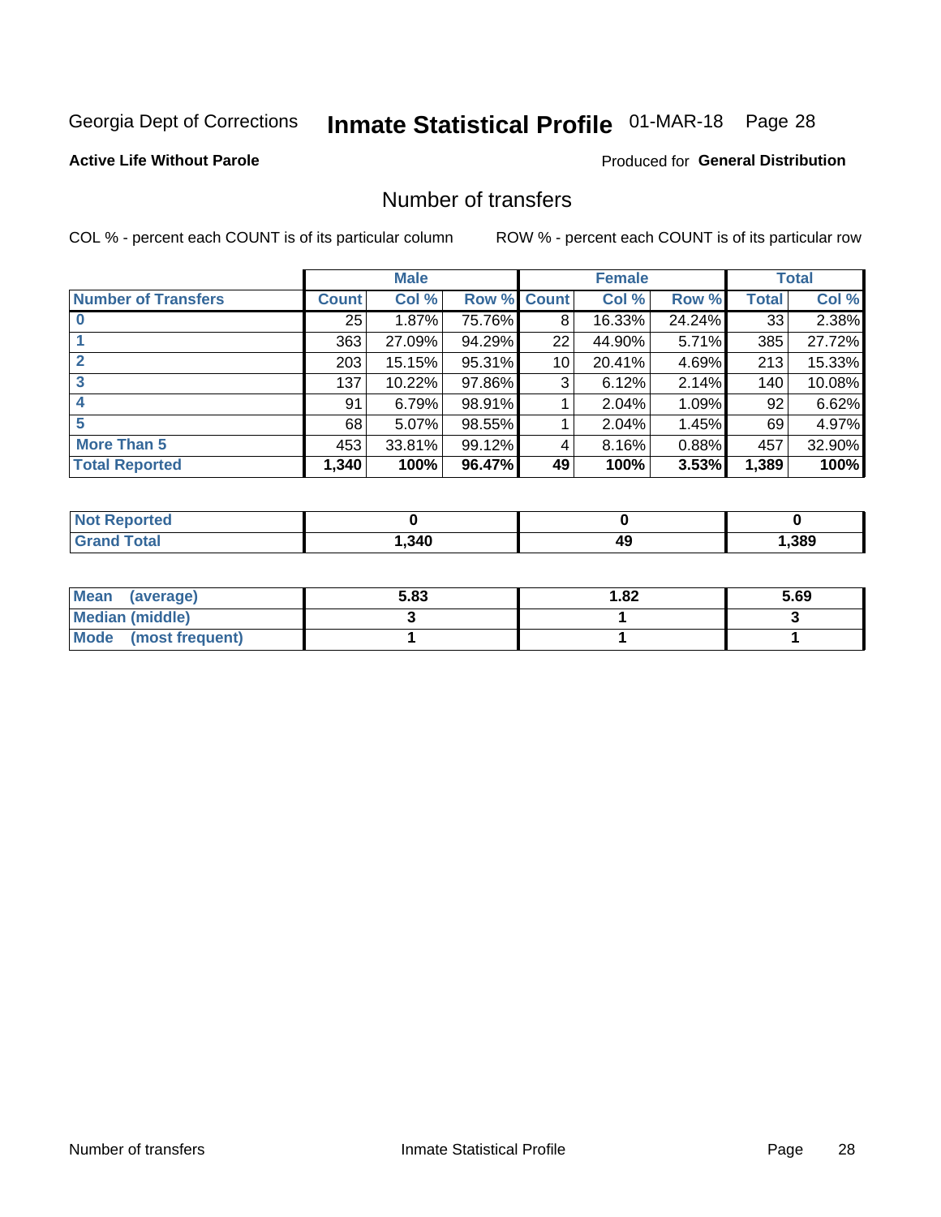Georgia Dept of Corrections **Inmate Statistical Profile** 01-MAR-18 Page 28

**Active Life Without Parole**

Produced for **General Distribution**

## Number of transfers

COL % - percent each COUNT is of its particular column

ROW % - percent each COUNT is of its particular row

| | Male | | | Female | | | Total | |
|---|---|---|---|---|---|---|---|---|
| **Number of Transfers** | **Count** | **Col %** | **Row %** | **Count** | **Col %** | **Row %** | **Total** | **Col %** |
| **0** | 25 | 1.87% | 75.76% | 8 | 16.33% | 24.24% | 33 | 2.38% |
| **1** | 363 | 27.09% | 94.29% | 22 | 44.90% | 5.71% | 385 | 27.72% |
| **2** | 203 | 15.15% | 95.31% | 10 | 20.41% | 4.69% | 213 | 15.33% |
| **3** | 137 | 10.22% | 97.86% | 3 | 6.12% | 2.14% | 140 | 10.08% |
| **4** | 91 | 6.79% | 98.91% | 1 | 2.04% | 1.09% | 92 | 6.62% |
| **5** | 68 | 5.07% | 98.55% | 1 | 2.04% | 1.45% | 69 | 4.97% |
| **More Than 5** | 453 | 33.81% | 99.12% | 4 | 8.16% | 0.88% | 457 | 32.90% |
| **Total Reported** | **1,340** | **100%** | **96.47%** | **49** | **100%** | **3.53%** | **1,389** | **100%** |

| | Male | Female | Total |
|---|---|---|---|
| **Not Reported** | **0** | **0** | **0** |
| **Grand Total** | **1,340** | **49** | **1,389** |

| | Male | Female | Total |
|---|---|---|---|
| **Mean (average)** | **5.83** | **1.82** | **5.69** |
| **Median (middle)** | **3** | **1** | **3** |
| **Mode (most frequent)** | **1** | **1** | **1** |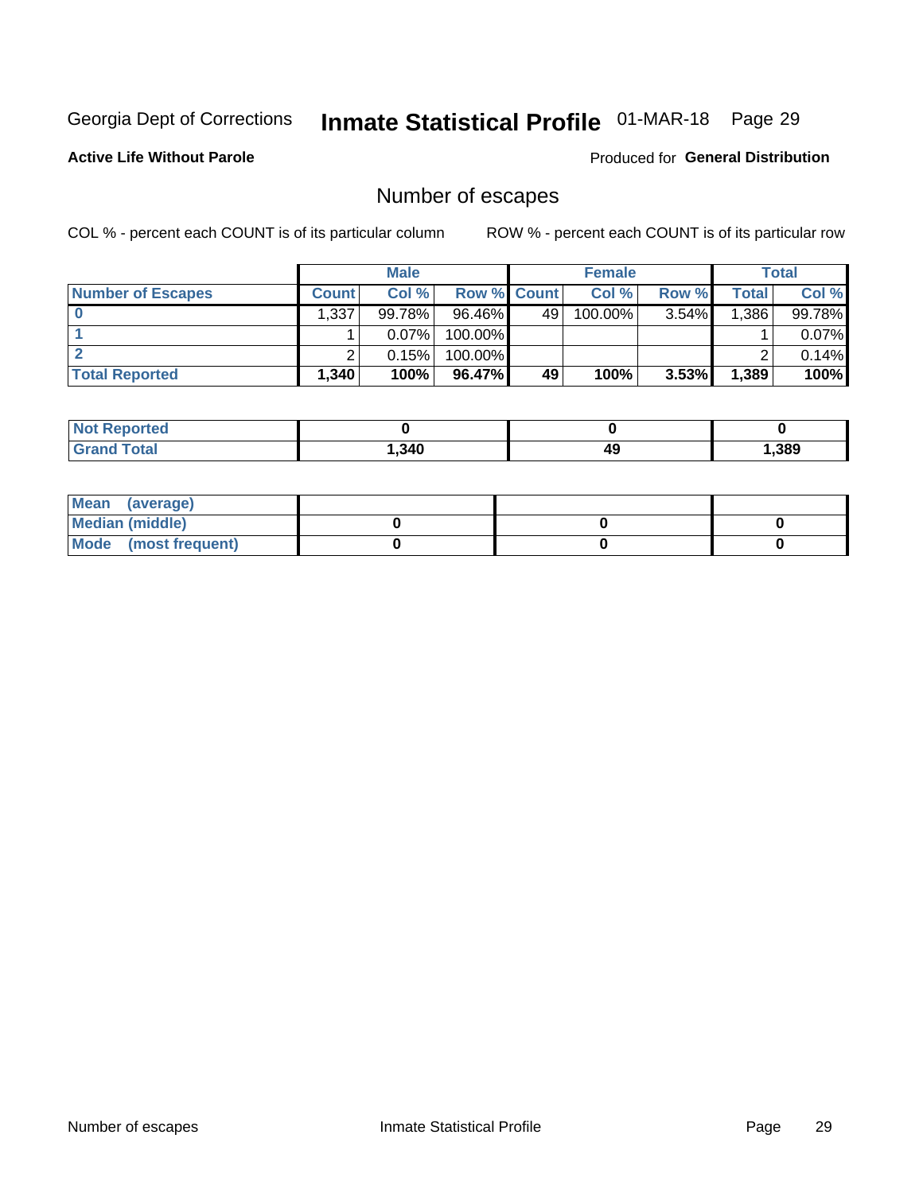Georgia Dept of Corrections **Inmate Statistical Profile** 01-MAR-18 Page 29

**Active Life Without Parole**

Produced for **General Distribution**

## Number of escapes

COL % - percent each COUNT is of its particular column

ROW % - percent each COUNT is of its particular row

| | Male | | | Female | | | Total | |
|---|---|---|---|---|---|---|---|---|
| **Number of Escapes** | **Count** | **Col %** | **Row %** | **Count** | **Col %** | **Row %** | **Total** | **Col %** |
| **0** | 1,337 | 99.78% | 96.46% | 49 | 100.00% | 3.54% | 1,386 | 99.78% |
| **1** | 1 | 0.07% | 100.00% | | | | 1 | 0.07% |
| **2** | 2 | 0.15% | 100.00% | | | | 2 | 0.14% |
| **Total Reported** | **1,340** | **100%** | **96.47%** | **49** | **100%** | **3.53%** | **1,389** | **100%** |

| | Male | Female | Total |
|---|---|---|---|
| **Not Reported** | **0** | **0** | **0** |
| **Grand Total** | **1,340** | **49** | **1,389** |

| | Male | Female | Total |
|---|---|---|---|
| **Mean (average)** | | | |
| **Median (middle)** | **0** | **0** | **0** |
| **Mode (most frequent)** | **0** | **0** | **0** |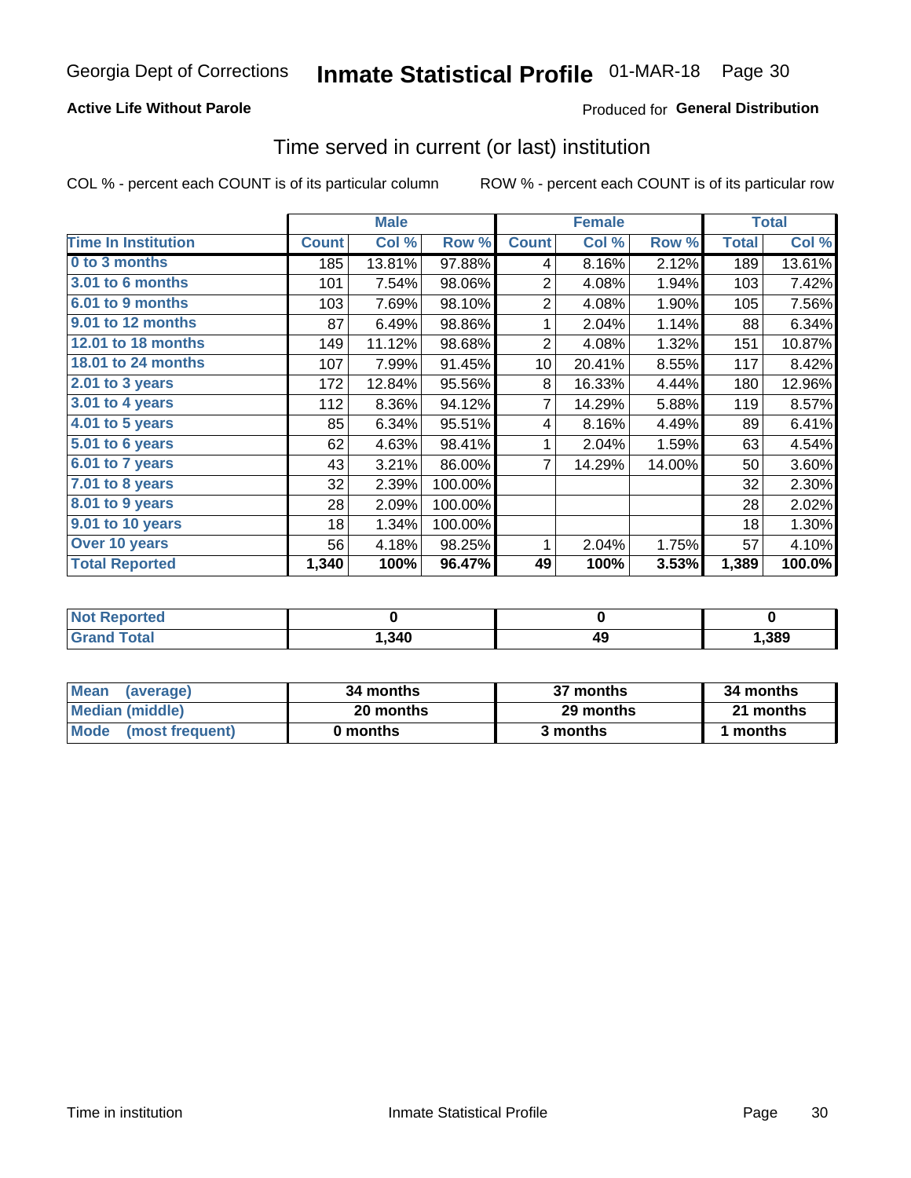Georgia Dept of Corrections **Inmate Statistical Profile** 01-MAR-18

**Active Life Without Parole**

Produced for **General Distribution**

## Time served in current (or last) institution

COL % - percent each COUNT is of its particular column

ROW % - percent each COUNT is of its particular row

| | Male | | | Female | | | Total | |
|---|---|---|---|---|---|---|---|---|
| **Time In Institution** | **Count** | **Col %** | **Row %** | **Count** | **Col %** | **Row %** | **Total** | **Col %** |
| 0 to 3 months | 185 | 13.81% | 97.88% | 4 | 8.16% | 2.12% | 189 | 13.61% |
| 3.01 to 6 months | 101 | 7.54% | 98.06% | 2 | 4.08% | 1.94% | 103 | 7.42% |
| 6.01 to 9 months | 103 | 7.69% | 98.10% | 2 | 4.08% | 1.90% | 105 | 7.56% |
| 9.01 to 12 months | 87 | 6.49% | 98.86% | 1 | 2.04% | 1.14% | 88 | 6.34% |
| 12.01 to 18 months | 149 | 11.12% | 98.68% | 2 | 4.08% | 1.32% | 151 | 10.87% |
| 18.01 to 24 months | 107 | 7.99% | 91.45% | 10 | 20.41% | 8.55% | 117 | 8.42% |
| 2.01 to 3 years | 172 | 12.84% | 95.56% | 8 | 16.33% | 4.44% | 180 | 12.96% |
| 3.01 to 4 years | 112 | 8.36% | 94.12% | 7 | 14.29% | 5.88% | 119 | 8.57% |
| 4.01 to 5 years | 85 | 6.34% | 95.51% | 4 | 8.16% | 4.49% | 89 | 6.41% |
| 5.01 to 6 years | 62 | 4.63% | 98.41% | 1 | 2.04% | 1.59% | 63 | 4.54% |
| 6.01 to 7 years | 43 | 3.21% | 86.00% | 7 | 14.29% | 14.00% | 50 | 3.60% |
| 7.01 to 8 years | 32 | 2.39% | 100.00% | | | | 32 | 2.30% |
| 8.01 to 9 years | 28 | 2.09% | 100.00% | | | | 28 | 2.02% |
| 9.01 to 10 years | 18 | 1.34% | 100.00% | | | | 18 | 1.30% |
| Over 10 years | 56 | 4.18% | 98.25% | 1 | 2.04% | 1.75% | 57 | 4.10% |
| **Total Reported** | **1,340** | **100%** | **96.47%** | **49** | **100%** | **3.53%** | **1,389** | **100.0%** |

| | Male | Female | Total |
|---|---|---|---|
| Not Reported | 0 | 0 | 0 |
| Grand Total | 1,340 | 49 | 1,389 |

| | Male | Female | Total |
|---|---|---|---|
| Mean (average) | 34 months | 37 months | 34 months |
| Median (middle) | 20 months | 29 months | 21 months |
| Mode (most frequent) | 0 months | 3 months | 1 months |

Time in institution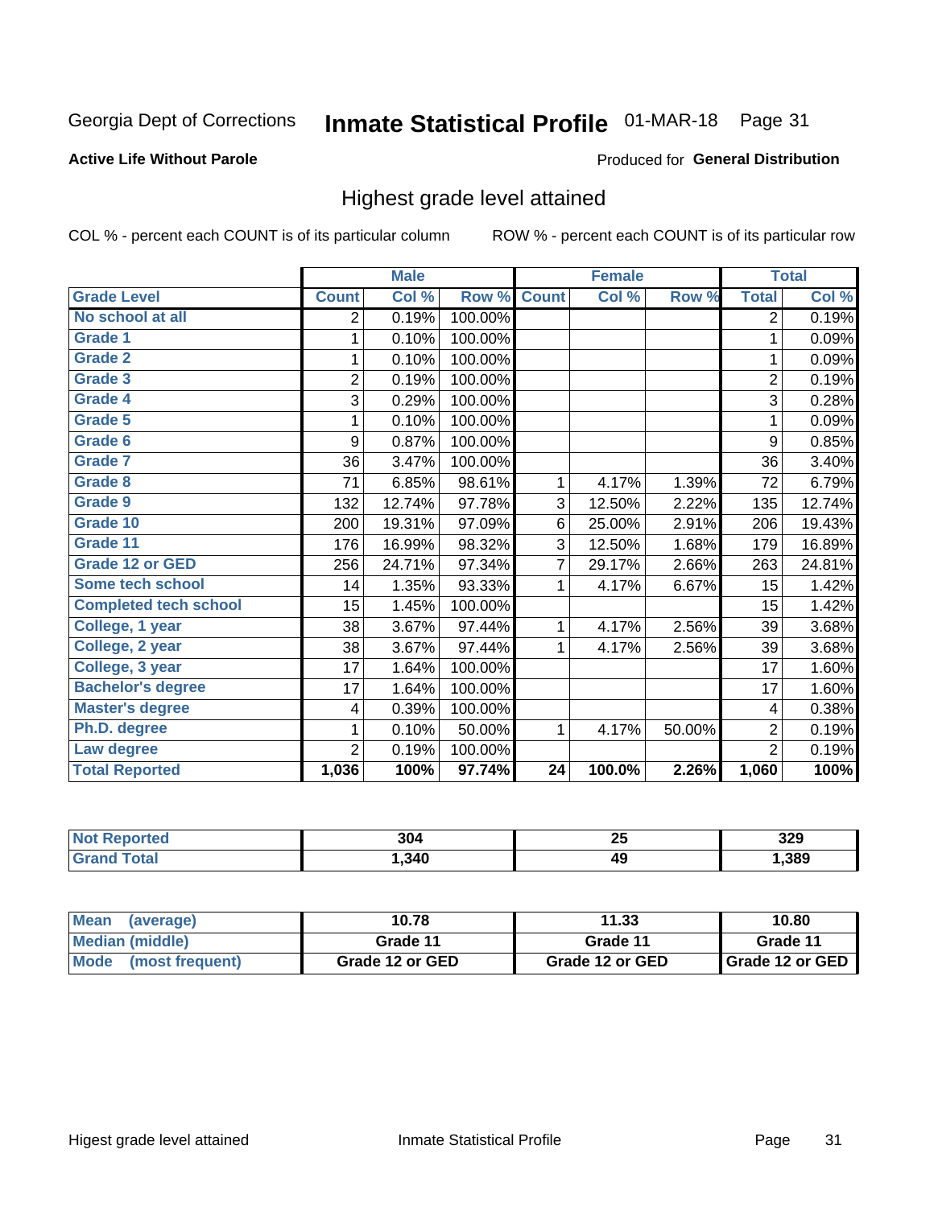Georgia Dept of Corrections **Inmate Statistical Profile** 01-MAR-18

**Active Life Without Parole**

Produced for **General Distribution**

## Highest grade level attained

COL % - percent each COUNT is of its particular column      ROW % - percent each COUNT is of its particular row

| | Male | | | Female | | | Total | |
|---|---|---|---|---|---|---|---|---|
| **Grade Level** | **Count** | **Col %** | **Row %** | **Count** | **Col %** | **Row %** | **Total** | **Col %** |
| No school at all | 2 | 0.19% | 100.00% | | | | 2 | 0.19% |
| Grade 1 | 1 | 0.10% | 100.00% | | | | 1 | 0.09% |
| Grade 2 | 1 | 0.10% | 100.00% | | | | 1 | 0.09% |
| Grade 3 | 2 | 0.19% | 100.00% | | | | 2 | 0.19% |
| Grade 4 | 3 | 0.29% | 100.00% | | | | 3 | 0.28% |
| Grade 5 | 1 | 0.10% | 100.00% | | | | 1 | 0.09% |
| Grade 6 | 9 | 0.87% | 100.00% | | | | 9 | 0.85% |
| Grade 7 | 36 | 3.47% | 100.00% | | | | 36 | 3.40% |
| Grade 8 | 71 | 6.85% | 98.61% | 1 | 4.17% | 1.39% | 72 | 6.79% |
| Grade 9 | 132 | 12.74% | 97.78% | 3 | 12.50% | 2.22% | 135 | 12.74% |
| Grade 10 | 200 | 19.31% | 97.09% | 6 | 25.00% | 2.91% | 206 | 19.43% |
| Grade 11 | 176 | 16.99% | 98.32% | 3 | 12.50% | 1.68% | 179 | 16.89% |
| Grade 12 or GED | 256 | 24.71% | 97.34% | 7 | 29.17% | 2.66% | 263 | 24.81% |
| Some tech school | 14 | 1.35% | 93.33% | 1 | 4.17% | 6.67% | 15 | 1.42% |
| Completed tech school | 15 | 1.45% | 100.00% | | | | 15 | 1.42% |
| College, 1 year | 38 | 3.67% | 97.44% | 1 | 4.17% | 2.56% | 39 | 3.68% |
| College, 2 year | 38 | 3.67% | 97.44% | 1 | 4.17% | 2.56% | 39 | 3.68% |
| College, 3 year | 17 | 1.64% | 100.00% | | | | 17 | 1.60% |
| Bachelor's degree | 17 | 1.64% | 100.00% | | | | 17 | 1.60% |
| Master's degree | 4 | 0.39% | 100.00% | | | | 4 | 0.38% |
| Ph.D. degree | 1 | 0.10% | 50.00% | 1 | 4.17% | 50.00% | 2 | 0.19% |
| Law degree | 2 | 0.19% | 100.00% | | | | 2 | 0.19% |
| **Total Reported** | **1,036** | **100%** | **97.74%** | **24** | **100.0%** | **2.26%** | **1,060** | **100%** |

| | Male | Female | Total |
|---|---|---|---|
| Not Reported | 304 | 25 | 329 |
| Grand Total | 1,340 | 49 | 1,389 |

| | Male | Female | Total |
|---|---|---|---|
| Mean (average) | 10.78 | 11.33 | 10.80 |
| Median (middle) | Grade 11 | Grade 11 | Grade 11 |
| Mode (most frequent) | Grade 12 or GED | Grade 12 or GED | Grade 12 or GED |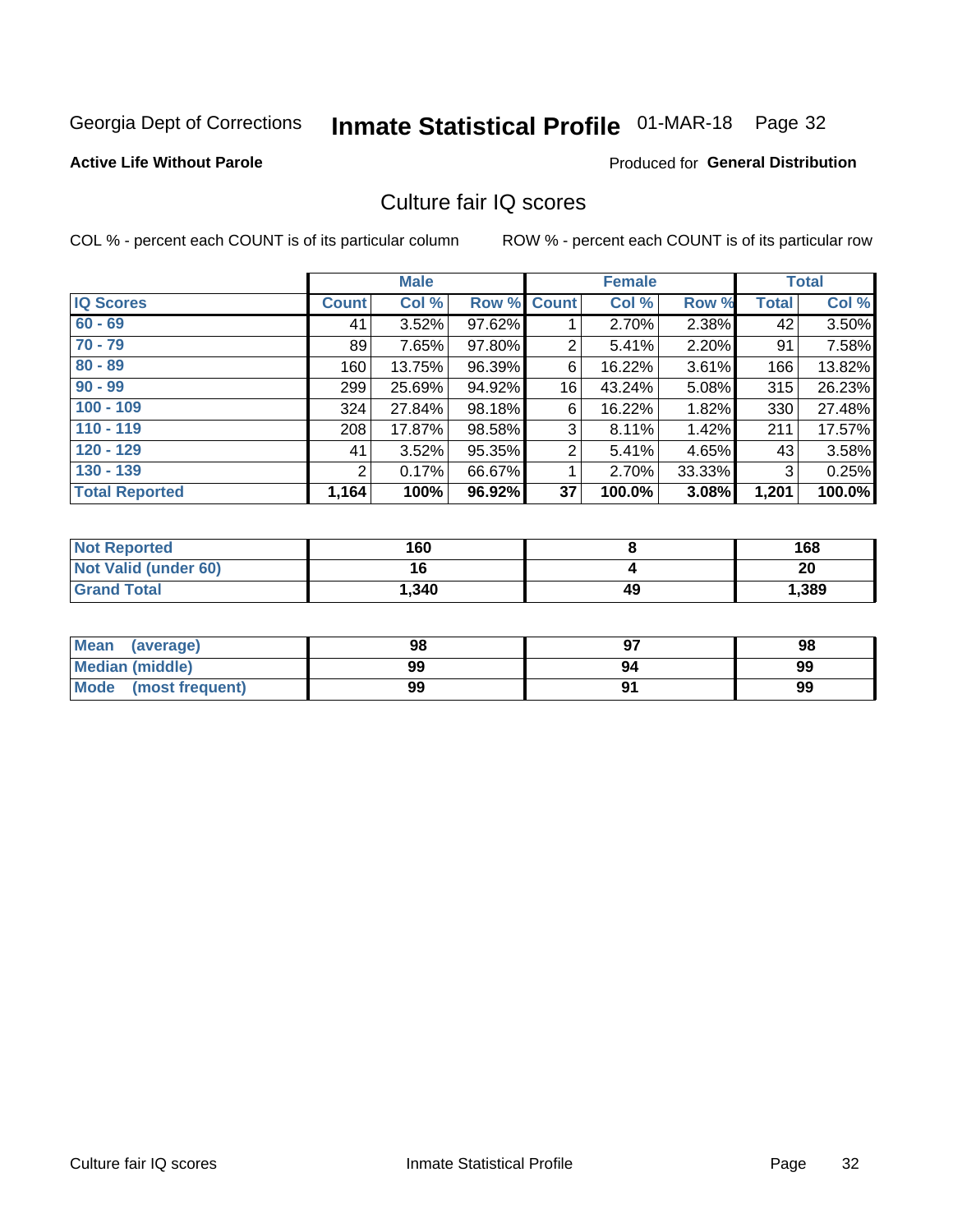Georgia Dept of Corrections **Inmate Statistical Profile** 01-MAR-18

**Active Life Without Parole**

Produced for **General Distribution**

## Culture fair IQ scores

COL % - percent each COUNT is of its particular column

ROW % - percent each COUNT is of its particular row

| | Male | | | Female | | | Total | |
|---|---|---|---|---|---|---|---|---|
| **IQ Scores** | **Count** | **Col %** | **Row %** | **Count** | **Col %** | **Row %** | **Total** | **Col %** |
| 60 - 69 | 41 | 3.52% | 97.62% | 1 | 2.70% | 2.38% | 42 | 3.50% |
| 70 - 79 | 89 | 7.65% | 97.80% | 2 | 5.41% | 2.20% | 91 | 7.58% |
| 80 - 89 | 160 | 13.75% | 96.39% | 6 | 16.22% | 3.61% | 166 | 13.82% |
| 90 - 99 | 299 | 25.69% | 94.92% | 16 | 43.24% | 5.08% | 315 | 26.23% |
| 100 - 109 | 324 | 27.84% | 98.18% | 6 | 16.22% | 1.82% | 330 | 27.48% |
| 110 - 119 | 208 | 17.87% | 98.58% | 3 | 8.11% | 1.42% | 211 | 17.57% |
| 120 - 129 | 41 | 3.52% | 95.35% | 2 | 5.41% | 4.65% | 43 | 3.58% |
| 130 - 139 | 2 | 0.17% | 66.67% | 1 | 2.70% | 33.33% | 3 | 0.25% |
| **Total Reported** | **1,164** | **100%** | **96.92%** | **37** | **100.0%** | **3.08%** | **1,201** | **100.0%** |

| | Male | Female | Total |
|---|---|---|---|
| Not Reported | 160 | 8 | 168 |
| Not Valid (under 60) | 16 | 4 | 20 |
| Grand Total | 1,340 | 49 | 1,389 |

| | Male | Female | Total |
|---|---|---|---|
| Mean (average) | 98 | 97 | 98 |
| Median (middle) | 99 | 94 | 99 |
| Mode (most frequent) | 99 | 91 | 99 |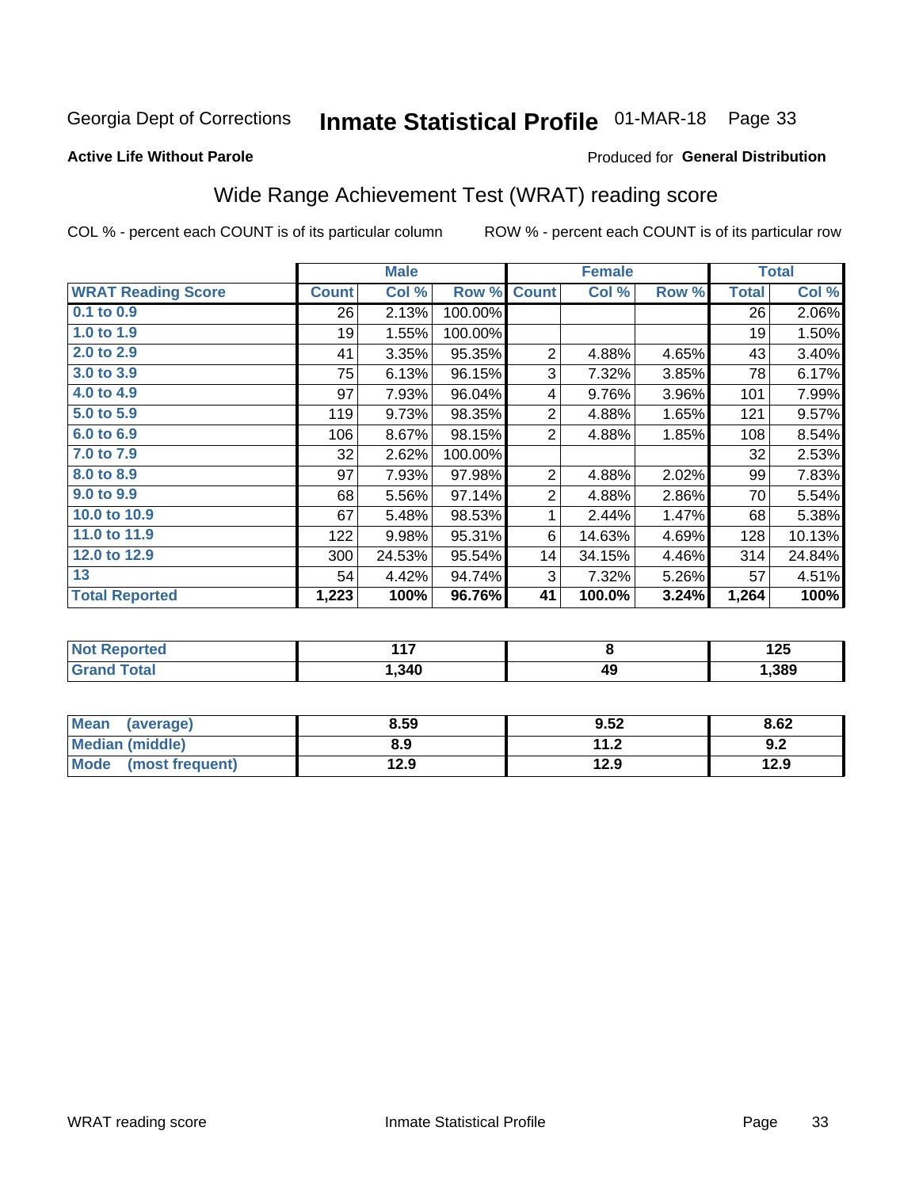Georgia Dept of Corrections **Inmate Statistical Profile** 01-MAR-18 Page 33

**Active Life Without Parole**

Produced for **General Distribution**

## Wide Range Achievement Test (WRAT) reading score

COL % - percent each COUNT is of its particular column

ROW % - percent each COUNT is of its particular row

| | Male | | | Female | | | Total | |
|---|---|---|---|---|---|---|---|---|
| **WRAT Reading Score** | **Count** | **Col %** | **Row %** | **Count** | **Col %** | **Row %** | **Total** | **Col %** |
| 0.1 to 0.9 | 26 | 2.13% | 100.00% | | | | 26 | 2.06% |
| 1.0 to 1.9 | 19 | 1.55% | 100.00% | | | | 19 | 1.50% |
| 2.0 to 2.9 | 41 | 3.35% | 95.35% | 2 | 4.88% | 4.65% | 43 | 3.40% |
| 3.0 to 3.9 | 75 | 6.13% | 96.15% | 3 | 7.32% | 3.85% | 78 | 6.17% |
| 4.0 to 4.9 | 97 | 7.93% | 96.04% | 4 | 9.76% | 3.96% | 101 | 7.99% |
| 5.0 to 5.9 | 119 | 9.73% | 98.35% | 2 | 4.88% | 1.65% | 121 | 9.57% |
| 6.0 to 6.9 | 106 | 8.67% | 98.15% | 2 | 4.88% | 1.85% | 108 | 8.54% |
| 7.0 to 7.9 | 32 | 2.62% | 100.00% | | | | 32 | 2.53% |
| 8.0 to 8.9 | 97 | 7.93% | 97.98% | 2 | 4.88% | 2.02% | 99 | 7.83% |
| 9.0 to 9.9 | 68 | 5.56% | 97.14% | 2 | 4.88% | 2.86% | 70 | 5.54% |
| 10.0 to 10.9 | 67 | 5.48% | 98.53% | 1 | 2.44% | 1.47% | 68 | 5.38% |
| 11.0 to 11.9 | 122 | 9.98% | 95.31% | 6 | 14.63% | 4.69% | 128 | 10.13% |
| 12.0 to 12.9 | 300 | 24.53% | 95.54% | 14 | 34.15% | 4.46% | 314 | 24.84% |
| 13 | 54 | 4.42% | 94.74% | 3 | 7.32% | 5.26% | 57 | 4.51% |
| **Total Reported** | **1,223** | **100%** | **96.76%** | **41** | **100.0%** | **3.24%** | **1,264** | **100%** |

| | Male | Female | Total |
|---|---|---|---|
| Not Reported | 117 | 8 | 125 |
| Grand Total | 1,340 | 49 | 1,389 |

| | Male | Female | Total |
|---|---|---|---|
| Mean (average) | 8.59 | 9.52 | 8.62 |
| Median (middle) | 8.9 | 11.2 | 9.2 |
| Mode (most frequent) | 12.9 | 12.9 | 12.9 |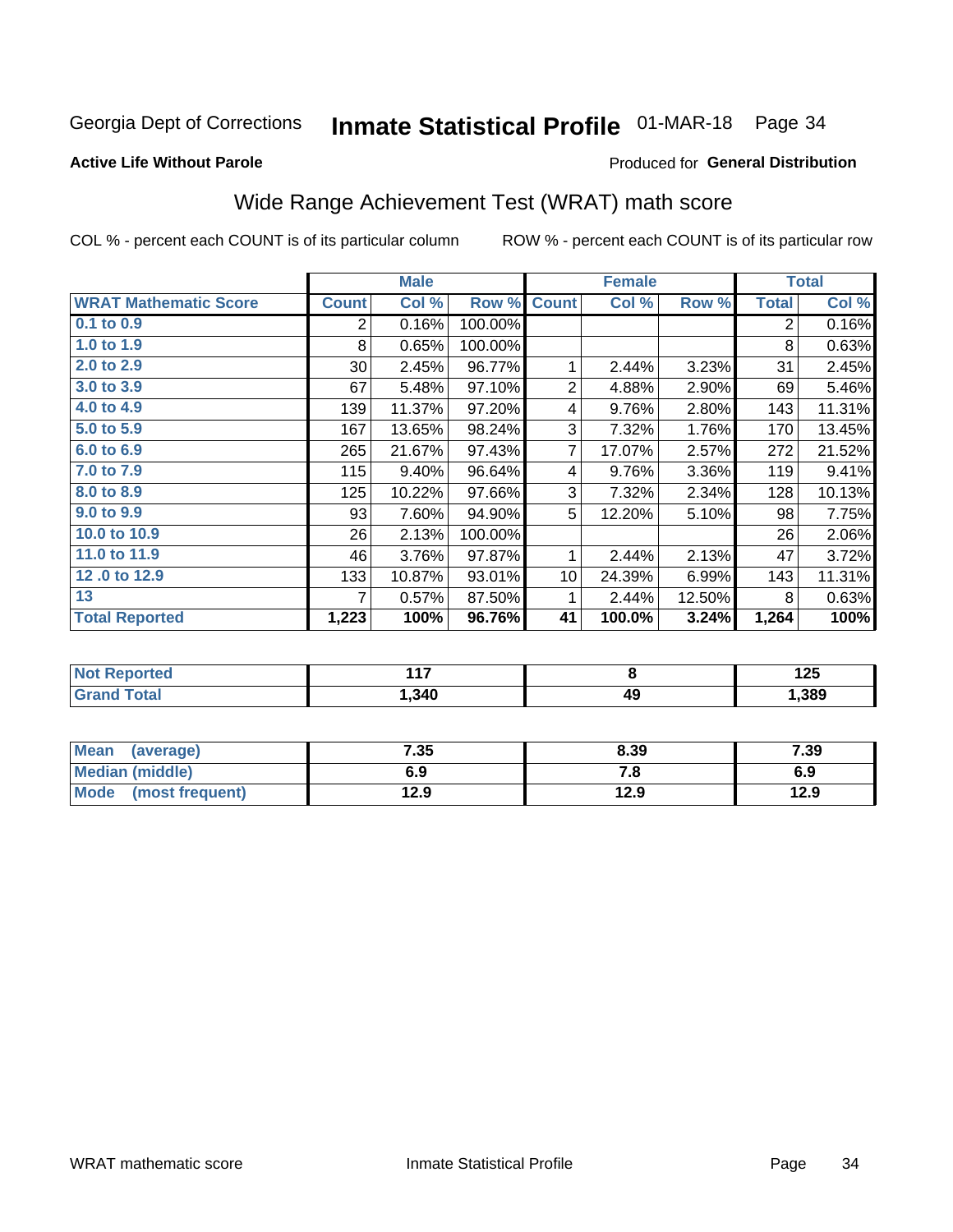Georgia Dept of Corrections **Inmate Statistical Profile** 01-MAR-18 Page 34

**Active Life Without Parole**

Produced for **General Distribution**

## Wide Range Achievement Test (WRAT) math score

COL % - percent each COUNT is of its particular column ROW % - percent each COUNT is of its particular row

| | Male | | | Female | | | Total | |
|---|---|---|---|---|---|---|---|---|
| **WRAT Mathematic Score** | **Count** | **Col %** | **Row %** | **Count** | **Col %** | **Row %** | **Total** | **Col %** |
| 0.1 to 0.9 | 2 | 0.16% | 100.00% | | | | 2 | 0.16% |
| 1.0 to 1.9 | 8 | 0.65% | 100.00% | | | | 8 | 0.63% |
| 2.0 to 2.9 | 30 | 2.45% | 96.77% | 1 | 2.44% | 3.23% | 31 | 2.45% |
| 3.0 to 3.9 | 67 | 5.48% | 97.10% | 2 | 4.88% | 2.90% | 69 | 5.46% |
| 4.0 to 4.9 | 139 | 11.37% | 97.20% | 4 | 9.76% | 2.80% | 143 | 11.31% |
| 5.0 to 5.9 | 167 | 13.65% | 98.24% | 3 | 7.32% | 1.76% | 170 | 13.45% |
| 6.0 to 6.9 | 265 | 21.67% | 97.43% | 7 | 17.07% | 2.57% | 272 | 21.52% |
| 7.0 to 7.9 | 115 | 9.40% | 96.64% | 4 | 9.76% | 3.36% | 119 | 9.41% |
| 8.0 to 8.9 | 125 | 10.22% | 97.66% | 3 | 7.32% | 2.34% | 128 | 10.13% |
| 9.0 to 9.9 | 93 | 7.60% | 94.90% | 5 | 12.20% | 5.10% | 98 | 7.75% |
| 10.0 to 10.9 | 26 | 2.13% | 100.00% | | | | 26 | 2.06% |
| 11.0 to 11.9 | 46 | 3.76% | 97.87% | 1 | 2.44% | 2.13% | 47 | 3.72% |
| 12 .0 to 12.9 | 133 | 10.87% | 93.01% | 10 | 24.39% | 6.99% | 143 | 11.31% |
| 13 | 7 | 0.57% | 87.50% | 1 | 2.44% | 12.50% | 8 | 0.63% |
| **Total Reported** | **1,223** | **100%** | **96.76%** | **41** | **100.0%** | **3.24%** | **1,264** | **100%** |

| | Male | Female | Total |
|---|---|---|---|
| Not Reported | **117** | **8** | **125** |
| Grand Total | **1,340** | **49** | **1,389** |

| | Male | Female | Total |
|---|---|---|---|
| Mean (average) | **7.35** | **8.39** | **7.39** |
| Median (middle) | **6.9** | **7.8** | **6.9** |
| Mode (most frequent) | **12.9** | **12.9** | **12.9** |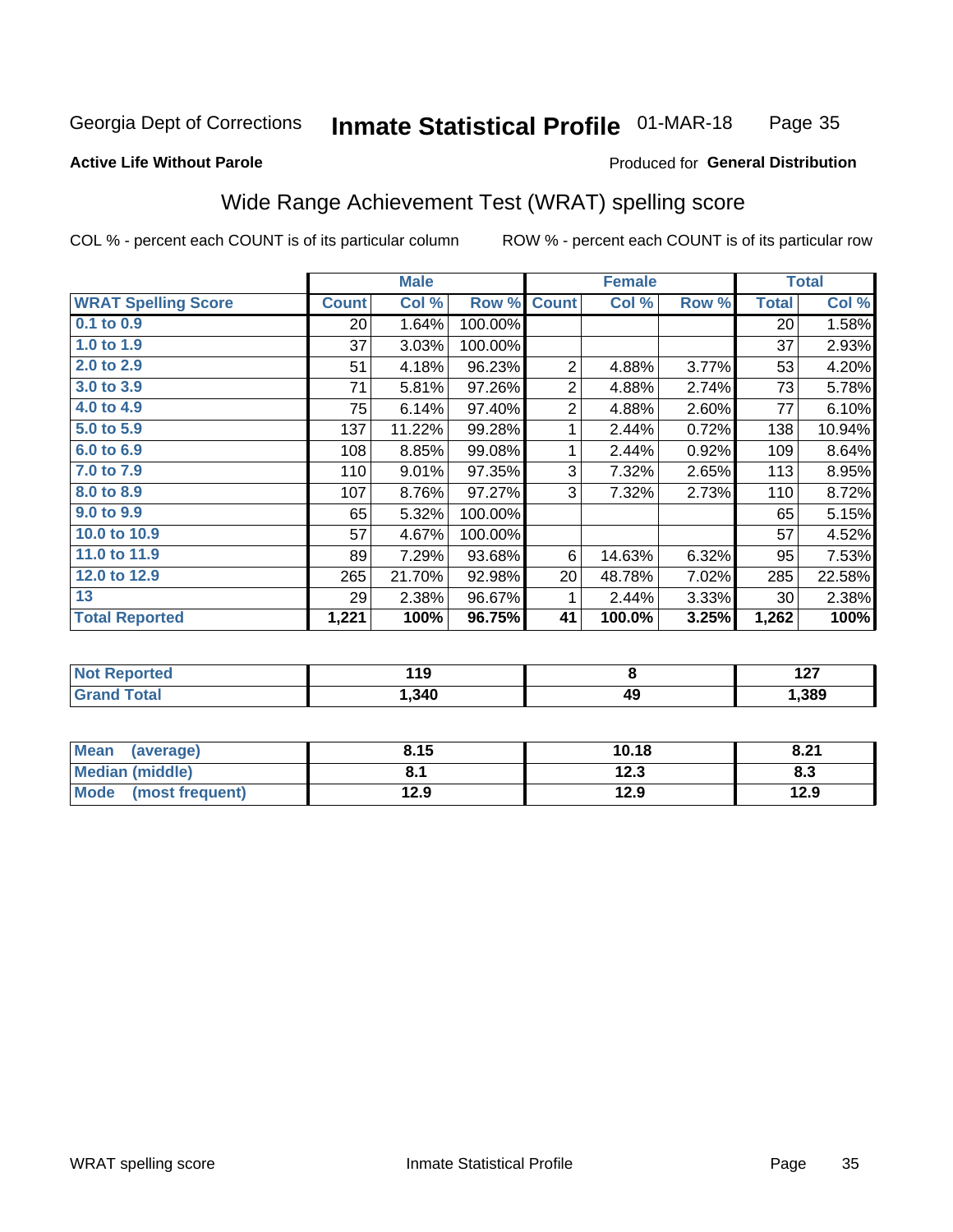Georgia Dept of Corrections **Inmate Statistical Profile** 01-MAR-18

**Active Life Without Parole**

Produced for **General Distribution**

## Wide Range Achievement Test (WRAT) spelling score

COL % - percent each COUNT is of its particular column ROW % - percent each COUNT is of its particular row

| | Male | | | Female | | | Total | |
|---|---|---|---|---|---|---|---|---|
| **WRAT Spelling Score** | **Count** | **Col %** | **Row %** | **Count** | **Col %** | **Row %** | **Total** | **Col %** |
| 0.1 to 0.9 | 20 | 1.64% | 100.00% | | | | 20 | 1.58% |
| 1.0 to 1.9 | 37 | 3.03% | 100.00% | | | | 37 | 2.93% |
| 2.0 to 2.9 | 51 | 4.18% | 96.23% | 2 | 4.88% | 3.77% | 53 | 4.20% |
| 3.0 to 3.9 | 71 | 5.81% | 97.26% | 2 | 4.88% | 2.74% | 73 | 5.78% |
| 4.0 to 4.9 | 75 | 6.14% | 97.40% | 2 | 4.88% | 2.60% | 77 | 6.10% |
| 5.0 to 5.9 | 137 | 11.22% | 99.28% | 1 | 2.44% | 0.72% | 138 | 10.94% |
| 6.0 to 6.9 | 108 | 8.85% | 99.08% | 1 | 2.44% | 0.92% | 109 | 8.64% |
| 7.0 to 7.9 | 110 | 9.01% | 97.35% | 3 | 7.32% | 2.65% | 113 | 8.95% |
| 8.0 to 8.9 | 107 | 8.76% | 97.27% | 3 | 7.32% | 2.73% | 110 | 8.72% |
| 9.0 to 9.9 | 65 | 5.32% | 100.00% | | | | 65 | 5.15% |
| 10.0 to 10.9 | 57 | 4.67% | 100.00% | | | | 57 | 4.52% |
| 11.0 to 11.9 | 89 | 7.29% | 93.68% | 6 | 14.63% | 6.32% | 95 | 7.53% |
| 12.0 to 12.9 | 265 | 21.70% | 92.98% | 20 | 48.78% | 7.02% | 285 | 22.58% |
| 13 | 29 | 2.38% | 96.67% | 1 | 2.44% | 3.33% | 30 | 2.38% |
| **Total Reported** | **1,221** | **100%** | **96.75%** | **41** | **100.0%** | **3.25%** | **1,262** | **100%** |

| | Male | Female | Total |
|---|---|---|---|
| Not Reported | 119 | 8 | 127 |
| Grand Total | 1,340 | 49 | 1,389 |

| | Male | Female | Total |
|---|---|---|---|
| Mean (average) | 8.15 | 10.18 | 8.21 |
| Median (middle) | 8.1 | 12.3 | 8.3 |
| Mode (most frequent) | 12.9 | 12.9 | 12.9 |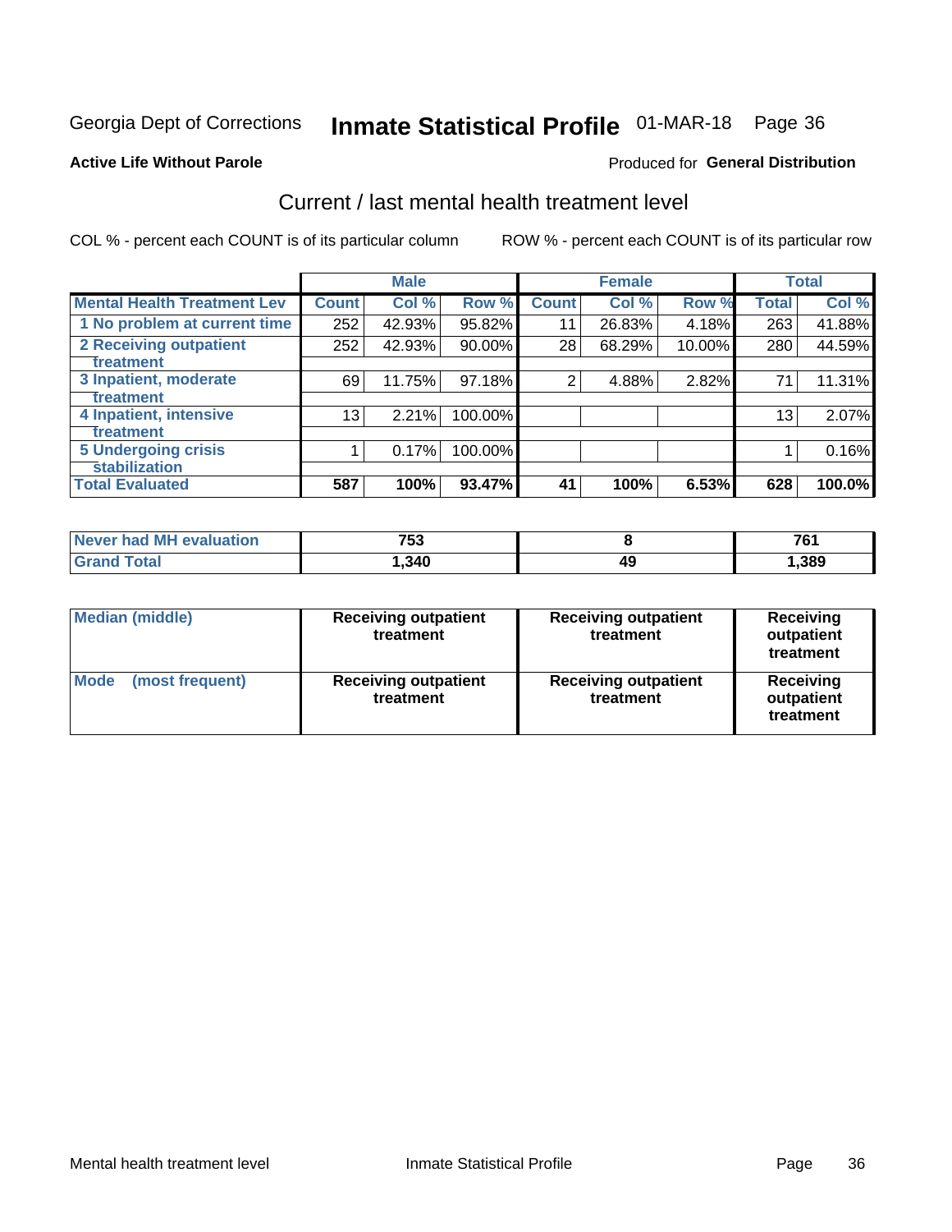Georgia Dept of Corrections **Inmate Statistical Profile** 01-MAR-18

**Active Life Without Parole** Produced for **General Distribution**

## Current / last mental health treatment level

COL % - percent each COUNT is of its particular column ROW % - percent each COUNT is of its particular row

| | Male | | | Female | | | Total | |
|---|---|---|---|---|---|---|---|---|
| **Mental Health Treatment Lev** | **Count** | **Col %** | **Row %** | **Count** | **Col %** | **Row %** | **Total** | **Col %** |
| **1 No problem at current time** | 252 | 42.93% | 95.82% | 11 | 26.83% | 4.18% | 263 | 41.88% |
| **2 Receiving outpatient treatment** | 252 | 42.93% | 90.00% | 28 | 68.29% | 10.00% | 280 | 44.59% |
| **3 Inpatient, moderate treatment** | 69 | 11.75% | 97.18% | 2 | 4.88% | 2.82% | 71 | 11.31% |
| **4 Inpatient, intensive treatment** | 13 | 2.21% | 100.00% | | | | 13 | 2.07% |
| **5 Undergoing crisis stabilization** | 1 | 0.17% | 100.00% | | | | 1 | 0.16% |
| **Total Evaluated** | **587** | **100%** | **93.47%** | **41** | **100%** | **6.53%** | **628** | **100.0%** |

| | Male | Female | Total |
|---|---|---|---|
| **Never had MH evaluation** | **753** | **8** | **761** |
| **Grand Total** | **1,340** | **49** | **1,389** |

| | Male | Female | Total |
|---|---|---|---|
| **Median (middle)** | **Receiving outpatient treatment** | **Receiving outpatient treatment** | **Receiving outpatient treatment** |
| **Mode (most frequent)** | **Receiving outpatient treatment** | **Receiving outpatient treatment** | **Receiving outpatient treatment** |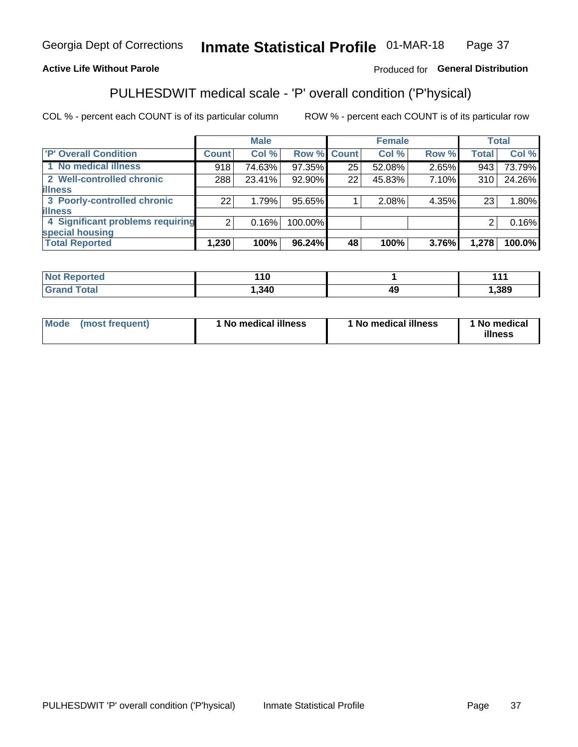Georgia Dept of Corrections **Inmate Statistical Profile** 01-MAR-18

**Active Life Without Parole**

Produced for **General Distribution**

## PULHESDWIT medical scale - 'P' overall condition ('P'hysical)

COL % - percent each COUNT is of its particular column    ROW % - percent each COUNT is of its particular row

| | Male | | | Female | | | Total | |
|---|---|---|---|---|---|---|---|---|
| **'P' Overall Condition** | **Count** | **Col %** | **Row %** | **Count** | **Col %** | **Row %** | **Total** | **Col %** |
| **1 No medical illness** | 918 | 74.63% | 97.35% | 25 | 52.08% | 2.65% | 943 | 73.79% |
| **2 Well-controlled chronic illness** | 288 | 23.41% | 92.90% | 22 | 45.83% | 7.10% | 310 | 24.26% |
| **3 Poorly-controlled chronic illness** | 22 | 1.79% | 95.65% | 1 | 2.08% | 4.35% | 23 | 1.80% |
| **4 Significant problems requiring special housing** | 2 | 0.16% | 100.00% | | | | 2 | 0.16% |
| **Total Reported** | **1,230** | **100%** | **96.24%** | **48** | **100%** | **3.76%** | **1,278** | **100.0%** |

| | Male | Female | Total |
|---|---|---|---|
| **Not Reported** | **110** | **1** | **111** |
| **Grand Total** | **1,340** | **49** | **1,389** |

| | Male | Female | Total |
|---|---|---|---|
| **Mode (most frequent)** | **1 No medical illness** | **1 No medical illness** | **1 No medical illness** |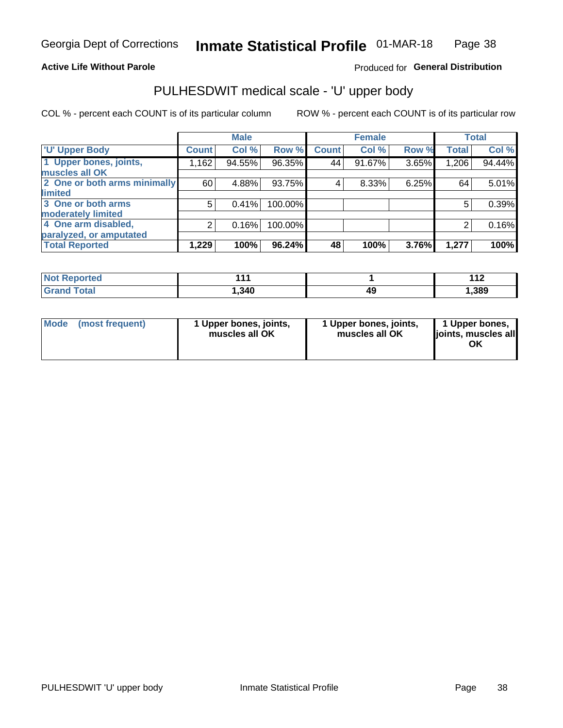**Active Life Without Parole**

Produced for **General Distribution**

## PULHESDWIT medical scale - 'U' upper body

COL % - percent each COUNT is of its particular column

ROW % - percent each COUNT is of its particular row

| 'U' Upper Body | Male | | | Female | | | Total | |
|---|---|---|---|---|---|---|---|---|
| | Count | Col % | Row % | Count | Col % | Row % | Total | Col % |
| 1 Upper bones, joints, muscles all OK | 1,162 | 94.55% | 96.35% | 44 | 91.67% | 3.65% | 1,206 | 94.44% |
| 2 One or both arms minimally limited | 60 | 4.88% | 93.75% | 4 | 8.33% | 6.25% | 64 | 5.01% |
| 3 One or both arms moderately limited | 5 | 0.41% | 100.00% | | | | 5 | 0.39% |
| 4 One arm disabled, paralyzed, or amputated | 2 | 0.16% | 100.00% | | | | 2 | 0.16% |
| **Total Reported** | **1,229** | **100%** | **96.24%** | **48** | **100%** | **3.76%** | **1,277** | **100%** |

| | Male | Female | Total |
|---|---|---|---|
| Not Reported | 111 | 1 | 112 |
| Grand Total | 1,340 | 49 | 1,389 |

| Mode (most frequent) | Male | Female | Total |
|---|---|---|---|
| | 1 Upper bones, joints, muscles all OK | 1 Upper bones, joints, muscles all OK | 1 Upper bones, joints, muscles all OK |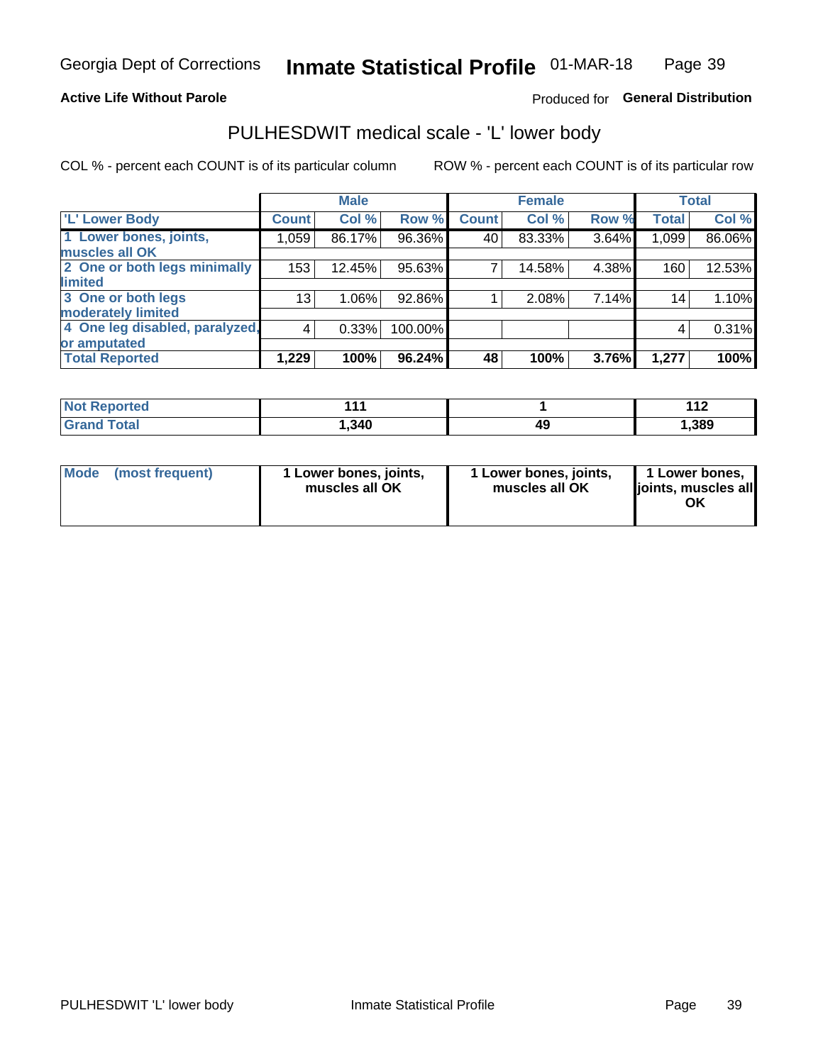**Active Life Without Parole** — Produced for **General Distribution**

## PULHESDWIT medical scale - 'L' lower body

COL % - percent each COUNT is of its particular column  ROW % - percent each COUNT is of its particular row

| | Male | | | Female | | | Total | |
|---|---|---|---|---|---|---|---|---|
| 'L' Lower Body | Count | Col % | Row % | Count | Col % | Row % | Total | Col % |
| 1 Lower bones, joints, muscles all OK | 1,059 | 86.17% | 96.36% | 40 | 83.33% | 3.64% | 1,099 | 86.06% |
| 2 One or both legs minimally limited | 153 | 12.45% | 95.63% | 7 | 14.58% | 4.38% | 160 | 12.53% |
| 3 One or both legs moderately limited | 13 | 1.06% | 92.86% | 1 | 2.08% | 7.14% | 14 | 1.10% |
| 4 One leg disabled, paralyzed, or amputated | 4 | 0.33% | 100.00% | | | | 4 | 0.31% |
| **Total Reported** | **1,229** | **100%** | **96.24%** | **48** | **100%** | **3.76%** | **1,277** | **100%** |

| | Male | Female | Total |
|---|---|---|---|
| Not Reported | 111 | 1 | 112 |
| Grand Total | 1,340 | 49 | 1,389 |

| | Male | Female | Total |
|---|---|---|---|
| Mode (most frequent) | 1 Lower bones, joints, muscles all OK | 1 Lower bones, joints, muscles all OK | 1 Lower bones, joints, muscles all OK |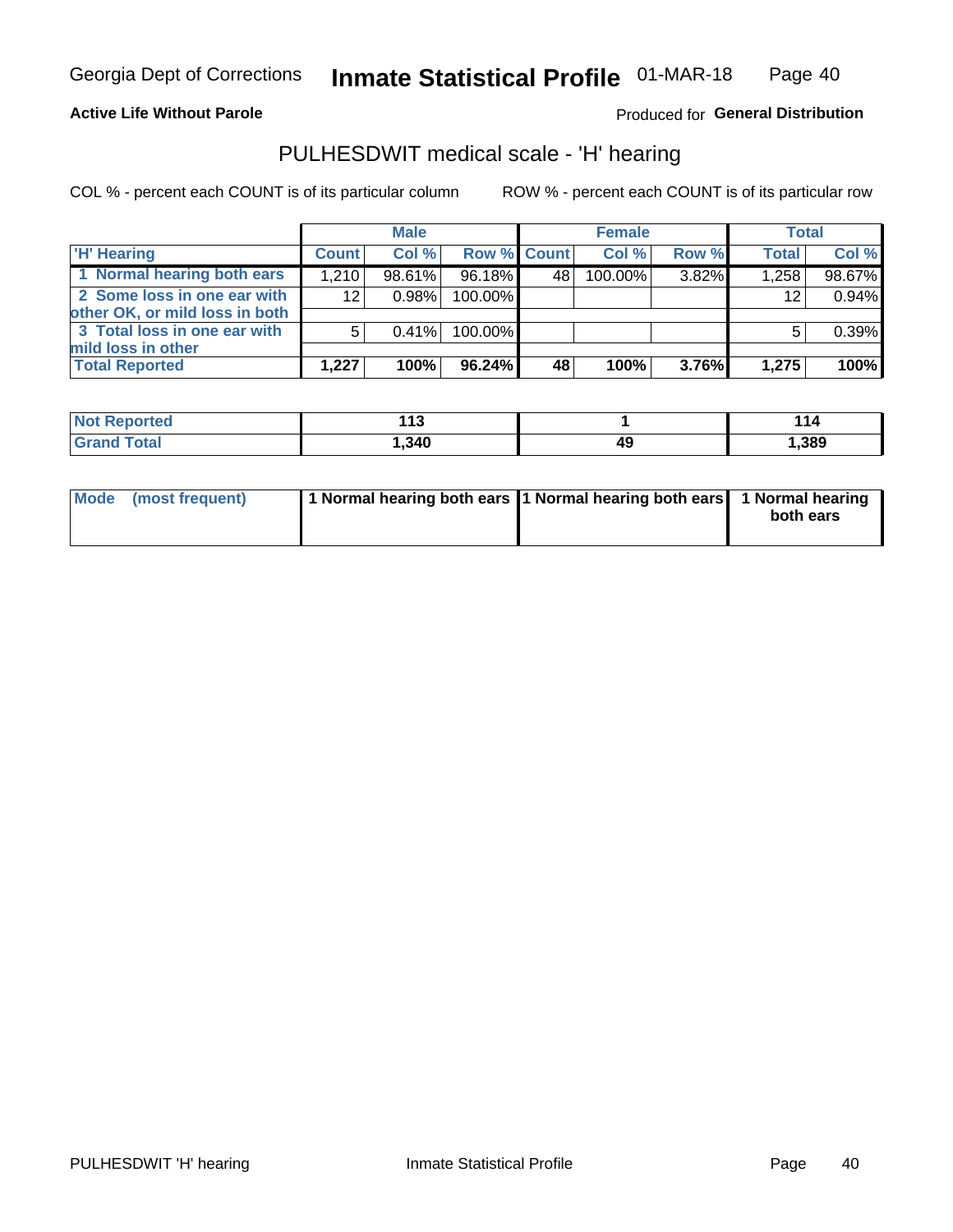Georgia Dept of Corrections **Inmate Statistical Profile** 01-MAR-18

**Active Life Without Parole**

Produced for **General Distribution**

## PULHESDWIT medical scale - 'H' hearing

COL % - percent each COUNT is of its particular column

ROW % - percent each COUNT is of its particular row

| | Male | | | Female | | | Total | |
|---|---|---|---|---|---|---|---|---|
| 'H' Hearing | Count | Col % | Row % | Count | Col % | Row % | Total | Col % |
| 1 Normal hearing both ears | 1,210 | 98.61% | 96.18% | 48 | 100.00% | 3.82% | 1,258 | 98.67% |
| 2 Some loss in one ear with other OK, or mild loss in both | 12 | 0.98% | 100.00% | | | | 12 | 0.94% |
| 3 Total loss in one ear with mild loss in other | 5 | 0.41% | 100.00% | | | | 5 | 0.39% |
| **Total Reported** | **1,227** | **100%** | **96.24%** | **48** | **100%** | **3.76%** | **1,275** | **100%** |

| | Male | Female | Total |
|---|---|---|---|
| Not Reported | 113 | 1 | 114 |
| Grand Total | 1,340 | 49 | 1,389 |

| | Male | Female | Total |
|---|---|---|---|
| Mode (most frequent) | 1 Normal hearing both ears | 1 Normal hearing both ears | 1 Normal hearing both ears |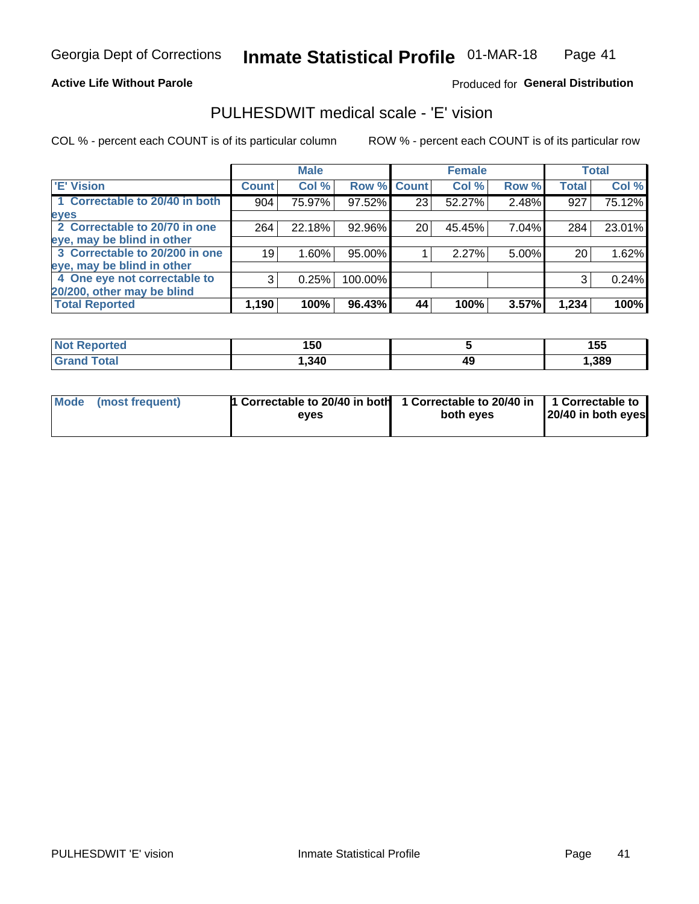Georgia Dept of Corrections **Inmate Statistical Profile** 01-MAR-18

**Active Life Without Parole**

Produced for **General Distribution**

## PULHESDWIT medical scale - 'E' vision

COL % - percent each COUNT is of its particular column

ROW % - percent each COUNT is of its particular row

| | Male | | | Female | | | Total | |
|---|---|---|---|---|---|---|---|---|
| 'E' Vision | Count | Col % | Row % | Count | Col % | Row % | Total | Col % |
| 1 Correctable to 20/40 in both eyes | 904 | 75.97% | 97.52% | 23 | 52.27% | 2.48% | 927 | 75.12% |
| 2 Correctable to 20/70 in one eye, may be blind in other | 264 | 22.18% | 92.96% | 20 | 45.45% | 7.04% | 284 | 23.01% |
| 3 Correctable to 20/200 in one eye, may be blind in other | 19 | 1.60% | 95.00% | 1 | 2.27% | 5.00% | 20 | 1.62% |
| 4 One eye not correctable to 20/200, other may be blind | 3 | 0.25% | 100.00% | | | | 3 | 0.24% |
| **Total Reported** | **1,190** | **100%** | **96.43%** | **44** | **100%** | **3.57%** | **1,234** | **100%** |

| | Male | Female | Total |
|---|---|---|---|
| Not Reported | 150 | 5 | 155 |
| Grand Total | 1,340 | 49 | 1,389 |

| | Male | Female | Total |
|---|---|---|---|
| Mode (most frequent) | 1 Correctable to 20/40 in both eyes | 1 Correctable to 20/40 in both eyes | 1 Correctable to 20/40 in both eyes |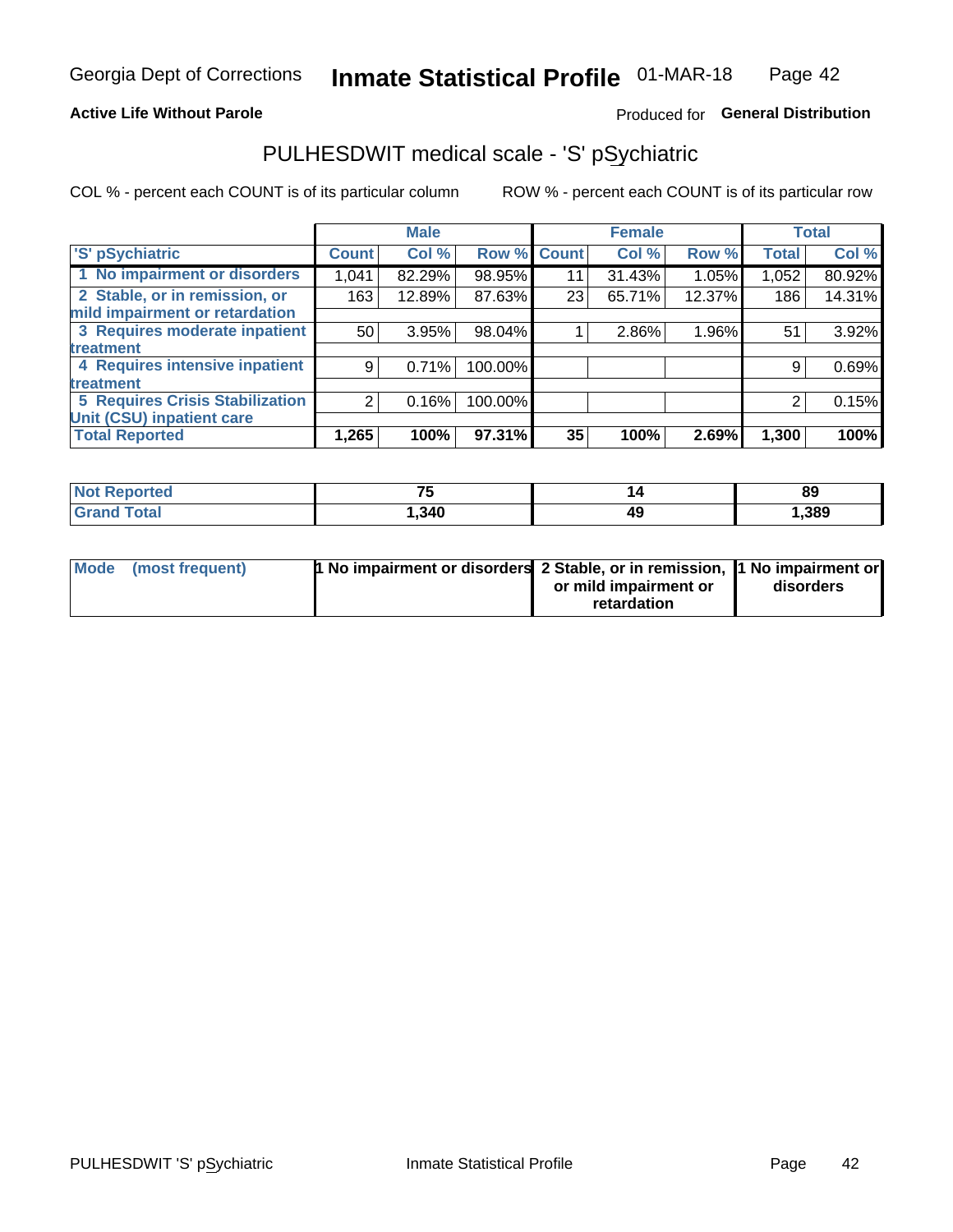Georgia Dept of Corrections **Inmate Statistical Profile** 01-MAR-18

**Active Life Without Parole**

Produced for **General Distribution**

## PULHESDWIT medical scale - 'S' pSychiatric

COL % - percent each COUNT is of its particular column    ROW % - percent each COUNT is of its particular row

| 'S' pSychiatric | Male Count | Male Col % | Male Row % | Female Count | Female Col % | Female Row % | Total | Total Col % |
|---|---|---|---|---|---|---|---|---|
| 1 No impairment or disorders | 1,041 | 82.29% | 98.95% | 11 | 31.43% | 1.05% | 1,052 | 80.92% |
| 2 Stable, or in remission, or mild impairment or retardation | 163 | 12.89% | 87.63% | 23 | 65.71% | 12.37% | 186 | 14.31% |
| 3 Requires moderate inpatient treatment | 50 | 3.95% | 98.04% | 1 | 2.86% | 1.96% | 51 | 3.92% |
| 4 Requires intensive inpatient treatment | 9 | 0.71% | 100.00% | | | | 9 | 0.69% |
| 5 Requires Crisis Stabilization Unit (CSU) inpatient care | 2 | 0.16% | 100.00% | | | | 2 | 0.15% |
| **Total Reported** | **1,265** | **100%** | **97.31%** | **35** | **100%** | **2.69%** | **1,300** | **100%** |

| | Male | Female | Total |
|---|---|---|---|
| Not Reported | 75 | 14 | 89 |
| Grand Total | 1,340 | 49 | 1,389 |

| | Male | Female | Total |
|---|---|---|---|
| Mode (most frequent) | 1 No impairment or disorders | 2 Stable, or in remission, or mild impairment or retardation | 1 No impairment or disorders |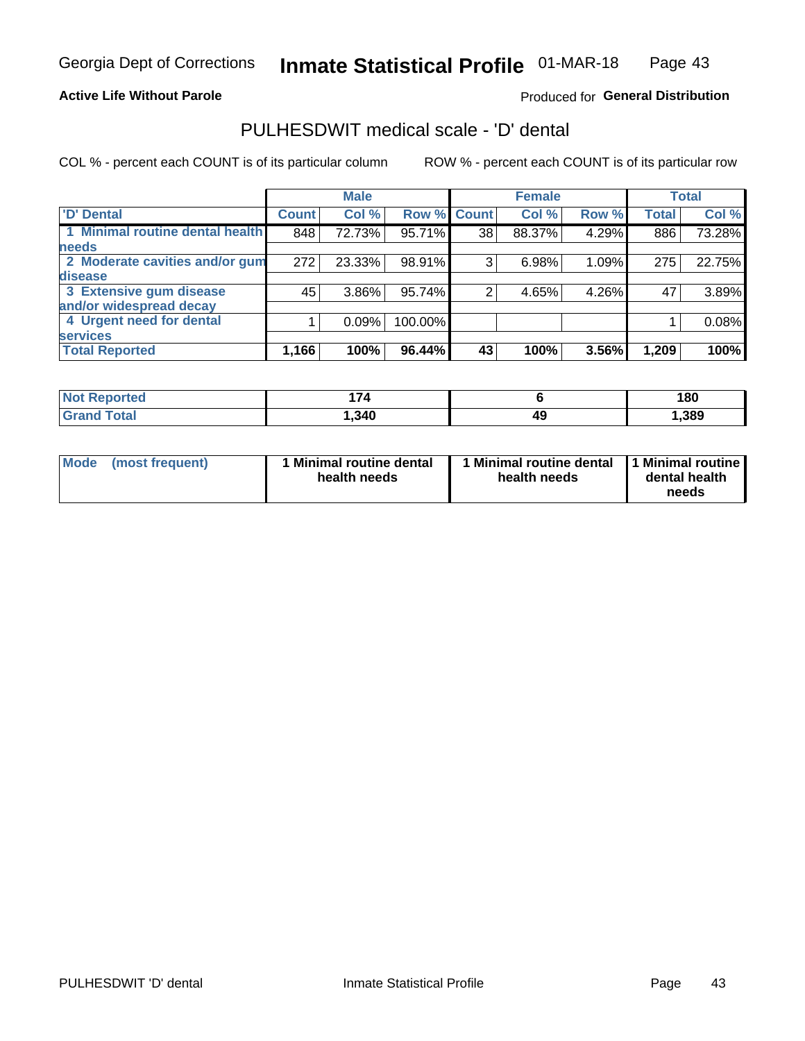Georgia Dept of Corrections **Inmate Statistical Profile** 01-MAR-18

**Active Life Without Parole**

Produced for **General Distribution**

## PULHESDWIT medical scale - 'D' dental

COL % - percent each COUNT is of its particular column

ROW % - percent each COUNT is of its particular row

| | Male | | | Female | | | Total | |
|---|---|---|---|---|---|---|---|---|
| 'D' Dental | Count | Col % | Row % | Count | Col % | Row % | Total | Col % |
| 1 Minimal routine dental health needs | 848 | 72.73% | 95.71% | 38 | 88.37% | 4.29% | 886 | 73.28% |
| 2 Moderate cavities and/or gum disease | 272 | 23.33% | 98.91% | 3 | 6.98% | 1.09% | 275 | 22.75% |
| 3 Extensive gum disease and/or widespread decay | 45 | 3.86% | 95.74% | 2 | 4.65% | 4.26% | 47 | 3.89% |
| 4 Urgent need for dental services | 1 | 0.09% | 100.00% | | | | 1 | 0.08% |
| **Total Reported** | **1,166** | **100%** | **96.44%** | **43** | **100%** | **3.56%** | **1,209** | **100%** |

| | Male | Female | Total |
|---|---|---|---|
| Not Reported | 174 | 6 | 180 |
| Grand Total | 1,340 | 49 | 1,389 |

| | Male | Female | Total |
|---|---|---|---|
| Mode (most frequent) | 1 Minimal routine dental health needs | 1 Minimal routine dental health needs | 1 Minimal routine dental health needs |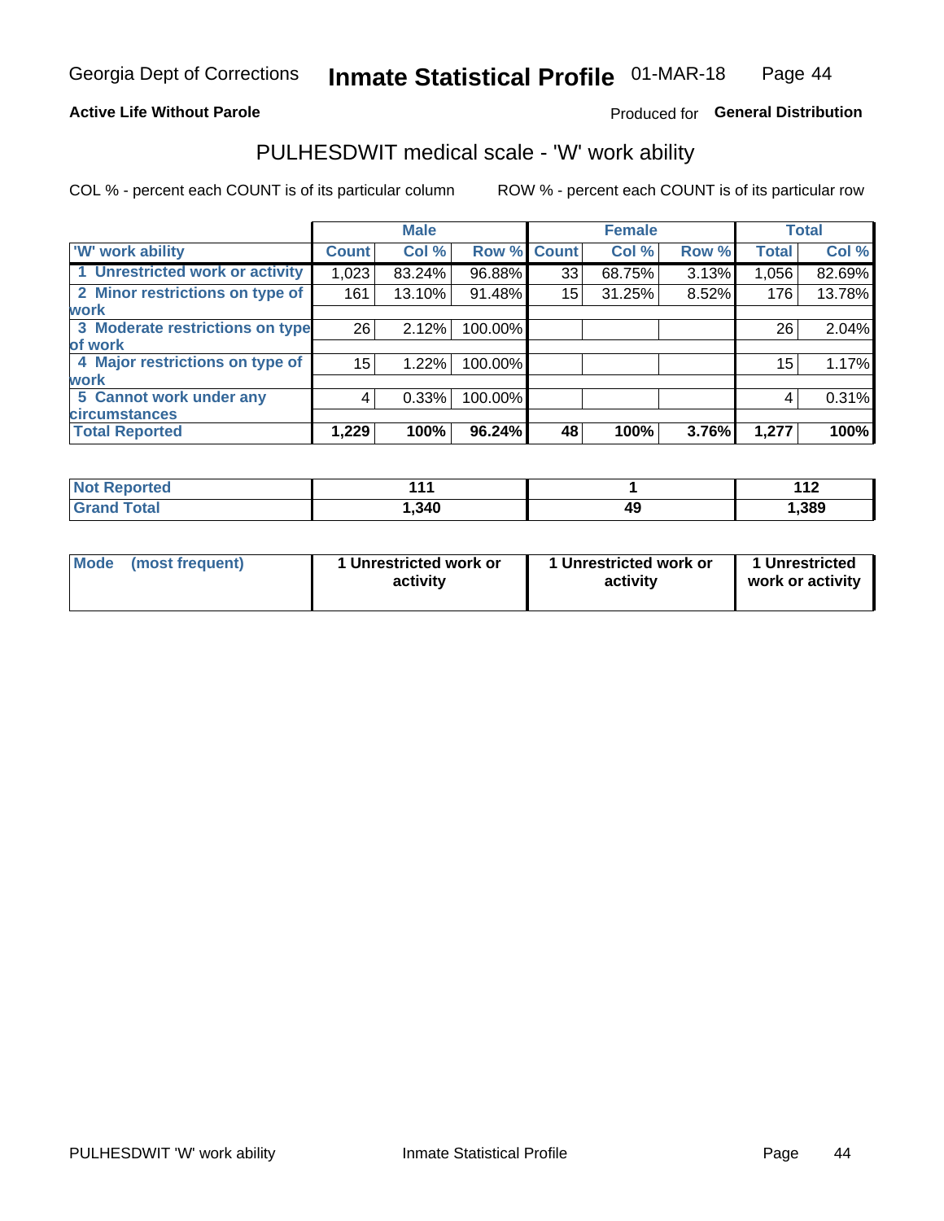Georgia Dept of Corrections **Inmate Statistical Profile** 01-MAR-18

**Active Life Without Parole**

Produced for **General Distribution**

## PULHESDWIT medical scale - 'W' work ability

COL % - percent each COUNT is of its particular column

ROW % - percent each COUNT is of its particular row

| | Male | | | Female | | | Total | |
|---|---|---|---|---|---|---|---|---|
| **'W' work ability** | **Count** | **Col %** | **Row %** | **Count** | **Col %** | **Row %** | **Total** | **Col %** |
| **1 Unrestricted work or activity** | 1,023 | 83.24% | 96.88% | 33 | 68.75% | 3.13% | 1,056 | 82.69% |
| **2 Minor restrictions on type of work** | 161 | 13.10% | 91.48% | 15 | 31.25% | 8.52% | 176 | 13.78% |
| **3 Moderate restrictions on type of work** | 26 | 2.12% | 100.00% | | | | 26 | 2.04% |
| **4 Major restrictions on type of work** | 15 | 1.22% | 100.00% | | | | 15 | 1.17% |
| **5 Cannot work under any circumstances** | 4 | 0.33% | 100.00% | | | | 4 | 0.31% |
| **Total Reported** | **1,229** | **100%** | **96.24%** | **48** | **100%** | **3.76%** | **1,277** | **100%** |

| | Male | Female | Total |
|---|---|---|---|
| **Not Reported** | **111** | **1** | **112** |
| **Grand Total** | **1,340** | **49** | **1,389** |

| | Male | Female | Total |
|---|---|---|---|
| **Mode (most frequent)** | **1 Unrestricted work or activity** | **1 Unrestricted work or activity** | **1 Unrestricted work or activity** |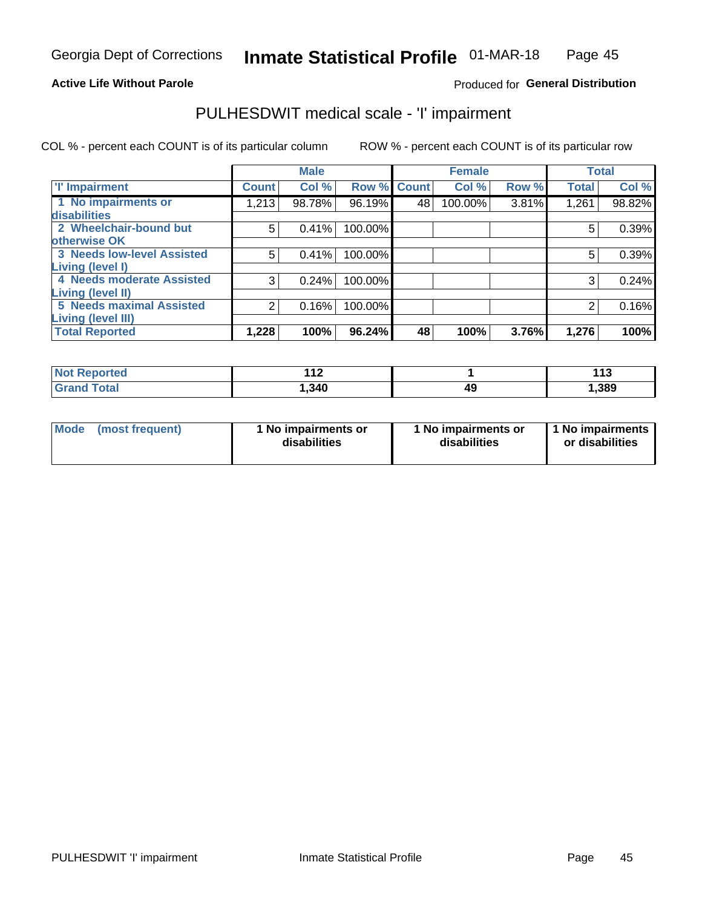Georgia Dept of Corrections **Inmate Statistical Profile** 01-MAR-18

**Active Life Without Parole**

Produced for **General Distribution**

## PULHESDWIT medical scale - 'I' impairment

COL % - percent each COUNT is of its particular column ROW % - percent each COUNT is of its particular row

| | Male | | | Female | | | Total | |
|---|---|---|---|---|---|---|---|---|
| **'I' Impairment** | **Count** | **Col %** | **Row %** | **Count** | **Col %** | **Row %** | **Total** | **Col %** |
| 1 No impairments or disabilities | 1,213 | 98.78% | 96.19% | 48 | 100.00% | 3.81% | 1,261 | 98.82% |
| 2 Wheelchair-bound but otherwise OK | 5 | 0.41% | 100.00% | | | | 5 | 0.39% |
| 3 Needs low-level Assisted Living (level I) | 5 | 0.41% | 100.00% | | | | 5 | 0.39% |
| 4 Needs moderate Assisted Living (level II) | 3 | 0.24% | 100.00% | | | | 3 | 0.24% |
| 5 Needs maximal Assisted Living (level III) | 2 | 0.16% | 100.00% | | | | 2 | 0.16% |
| **Total Reported** | **1,228** | **100%** | **96.24%** | **48** | **100%** | **3.76%** | **1,276** | **100%** |

| | Male | Female | Total |
|---|---|---|---|
| **Not Reported** | **112** | **1** | **113** |
| **Grand Total** | **1,340** | **49** | **1,389** |

| | Male | Female | Total |
|---|---|---|---|
| **Mode (most frequent)** | **1 No impairments or disabilities** | **1 No impairments or disabilities** | **1 No impairments or disabilities** |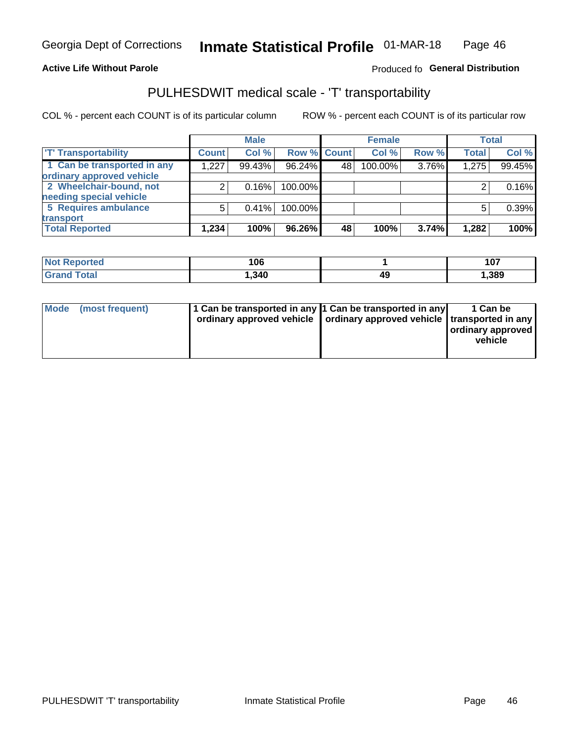Georgia Dept of Corrections **Inmate Statistical Profile** 01-MAR-18

**Active Life Without Parole**

Produced fo **General Distribution**

## PULHESDWIT medical scale - 'T' transportability

COL % - percent each COUNT is of its particular column ROW % - percent each COUNT is of its particular row

| | Male | | | Female | | | Total | |
|---|---|---|---|---|---|---|---|---|
| 'T' Transportability | Count | Col % | Row % | Count | Col % | Row % | Total | Col % |
| 1 Can be transported in any ordinary approved vehicle | 1,227 | 99.43% | 96.24% | 48 | 100.00% | 3.76% | 1,275 | 99.45% |
| 2 Wheelchair-bound, not needing special vehicle | 2 | 0.16% | 100.00% | | | | 2 | 0.16% |
| 5 Requires ambulance transport | 5 | 0.41% | 100.00% | | | | 5 | 0.39% |
| **Total Reported** | **1,234** | **100%** | **96.26%** | **48** | **100%** | **3.74%** | **1,282** | **100%** |

| | Male | Female | Total |
|---|---|---|---|
| Not Reported | 106 | 1 | 107 |
| Grand Total | 1,340 | 49 | 1,389 |

| | Male | Female | Total |
|---|---|---|---|
| Mode (most frequent) | 1 Can be transported in any ordinary approved vehicle | 1 Can be transported in any ordinary approved vehicle | 1 Can be transported in any ordinary approved vehicle |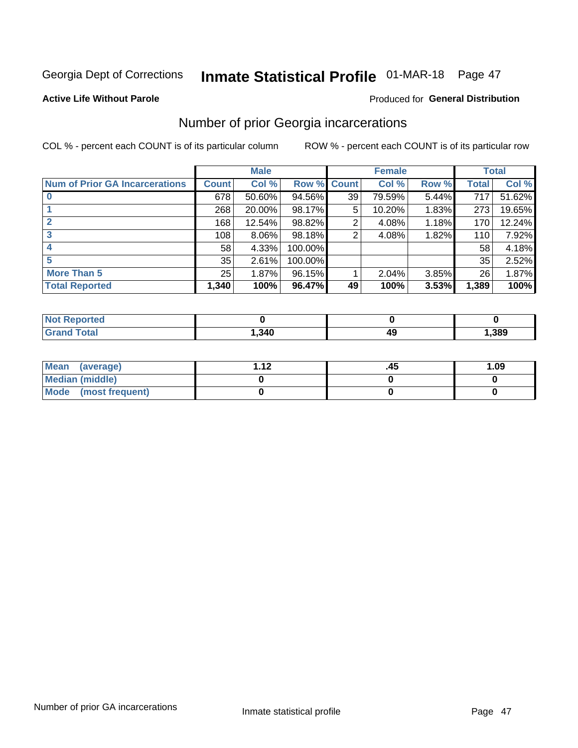Georgia Dept of Corrections **Inmate Statistical Profile** 01-MAR-18

**Active Life Without Parole**

Produced for **General Distribution**

## Number of prior Georgia incarcerations

COL % - percent each COUNT is of its particular column    ROW % - percent each COUNT is of its particular row

| | Male | | | Female | | | Total | |
|---|---|---|---|---|---|---|---|---|
| **Num of Prior GA Incarcerations** | **Count** | **Col %** | **Row %** | **Count** | **Col %** | **Row %** | **Total** | **Col %** |
| **0** | 678 | 50.60% | 94.56% | 39 | 79.59% | 5.44% | 717 | 51.62% |
| **1** | 268 | 20.00% | 98.17% | 5 | 10.20% | 1.83% | 273 | 19.65% |
| **2** | 168 | 12.54% | 98.82% | 2 | 4.08% | 1.18% | 170 | 12.24% |
| **3** | 108 | 8.06% | 98.18% | 2 | 4.08% | 1.82% | 110 | 7.92% |
| **4** | 58 | 4.33% | 100.00% | | | | 58 | 4.18% |
| **5** | 35 | 2.61% | 100.00% | | | | 35 | 2.52% |
| **More Than 5** | 25 | 1.87% | 96.15% | 1 | 2.04% | 3.85% | 26 | 1.87% |
| **Total Reported** | **1,340** | **100%** | **96.47%** | **49** | **100%** | **3.53%** | **1,389** | **100%** |

| | Male | Female | Total |
|---|---|---|---|
| **Not Reported** | **0** | **0** | **0** |
| **Grand Total** | **1,340** | **49** | **1,389** |

| | Male | Female | Total |
|---|---|---|---|
| **Mean (average)** | **1.12** | **.45** | **1.09** |
| **Median (middle)** | **0** | **0** | **0** |
| **Mode (most frequent)** | **0** | **0** | **0** |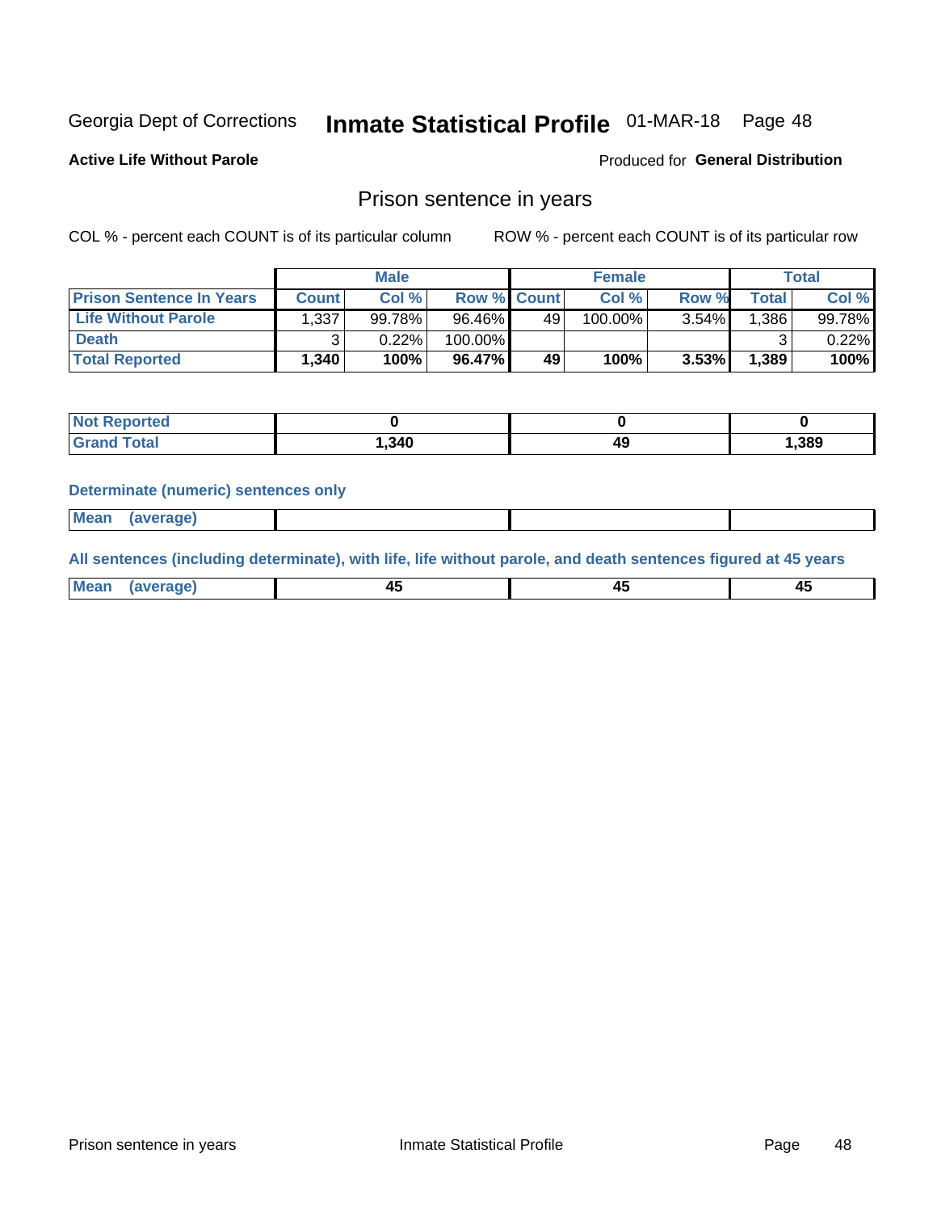Georgia Dept of Corrections **Inmate Statistical Profile** 01-MAR-18

**Active Life Without Parole**

Produced for **General Distribution**

## Prison sentence in years

COL % - percent each COUNT is of its particular column

ROW % - percent each COUNT is of its particular row

| | Male | | | Female | | | Total | |
|---|---|---|---|---|---|---|---|---|
| **Prison Sentence In Years** | **Count** | **Col %** | **Row %** | **Count** | **Col %** | **Row %** | **Total** | **Col %** |
| **Life Without Parole** | 1,337 | 99.78% | 96.46% | 49 | 100.00% | 3.54% | 1,386 | 99.78% |
| **Death** | 3 | 0.22% | 100.00% | | | | 3 | 0.22% |
| **Total Reported** | **1,340** | **100%** | **96.47%** | **49** | **100%** | **3.53%** | **1,389** | **100%** |

| | Male | Female | Total |
|---|---|---|---|
| **Not Reported** | **0** | **0** | **0** |
| **Grand Total** | **1,340** | **49** | **1,389** |

**Determinate (numeric) sentences only**

| | Male | Female | Total |
|---|---|---|---|
| **Mean (average)** | | | |

**All sentences (including determinate), with life, life without parole, and death sentences figured at 45 years**

| | Male | Female | Total |
|---|---|---|---|
| **Mean (average)** | **45** | **45** | **45** |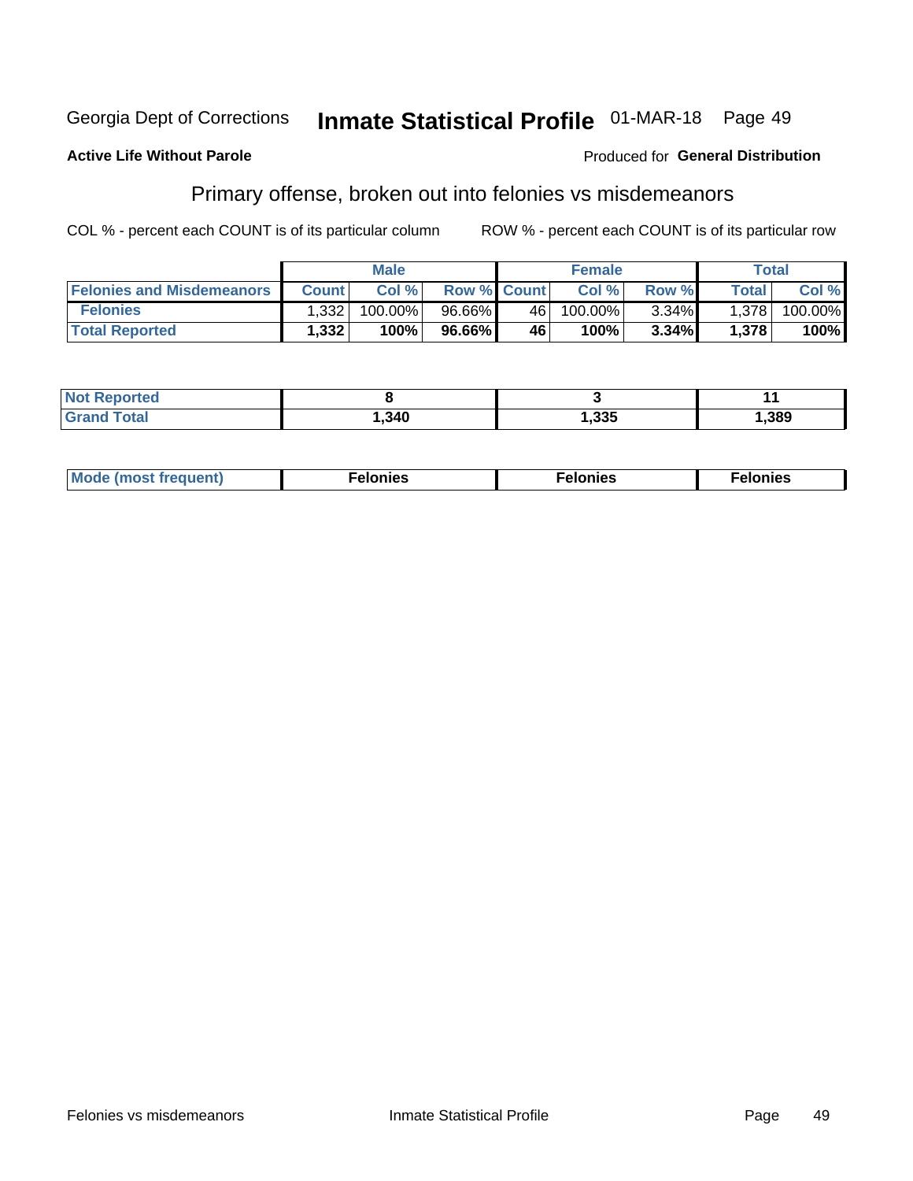Georgia Dept of Corrections **Inmate Statistical Profile** 01-MAR-18

**Active Life Without Parole**

Produced for **General Distribution**

## Primary offense, broken out into felonies vs misdemeanors

COL % - percent each COUNT is of its particular column

ROW % - percent each COUNT is of its particular row

| | Male | | | Female | | | Total | |
|---|---|---|---|---|---|---|---|---|
| **Felonies and Misdemeanors** | **Count** | **Col %** | **Row %** | **Count** | **Col %** | **Row %** | **Total** | **Col %** |
| **Felonies** | 1,332 | 100.00% | 96.66% | 46 | 100.00% | 3.34% | 1,378 | 100.00% |
| **Total Reported** | **1,332** | **100%** | **96.66%** | **46** | **100%** | **3.34%** | **1,378** | **100%** |

| | Male | Female | Total |
|---|---|---|---|
| **Not Reported** | **8** | **3** | **11** |
| **Grand Total** | **1,340** | **1,335** | **1,389** |

| | Male | Female | Total |
|---|---|---|---|
| **Mode (most frequent)** | **Felonies** | **Felonies** | **Felonies** |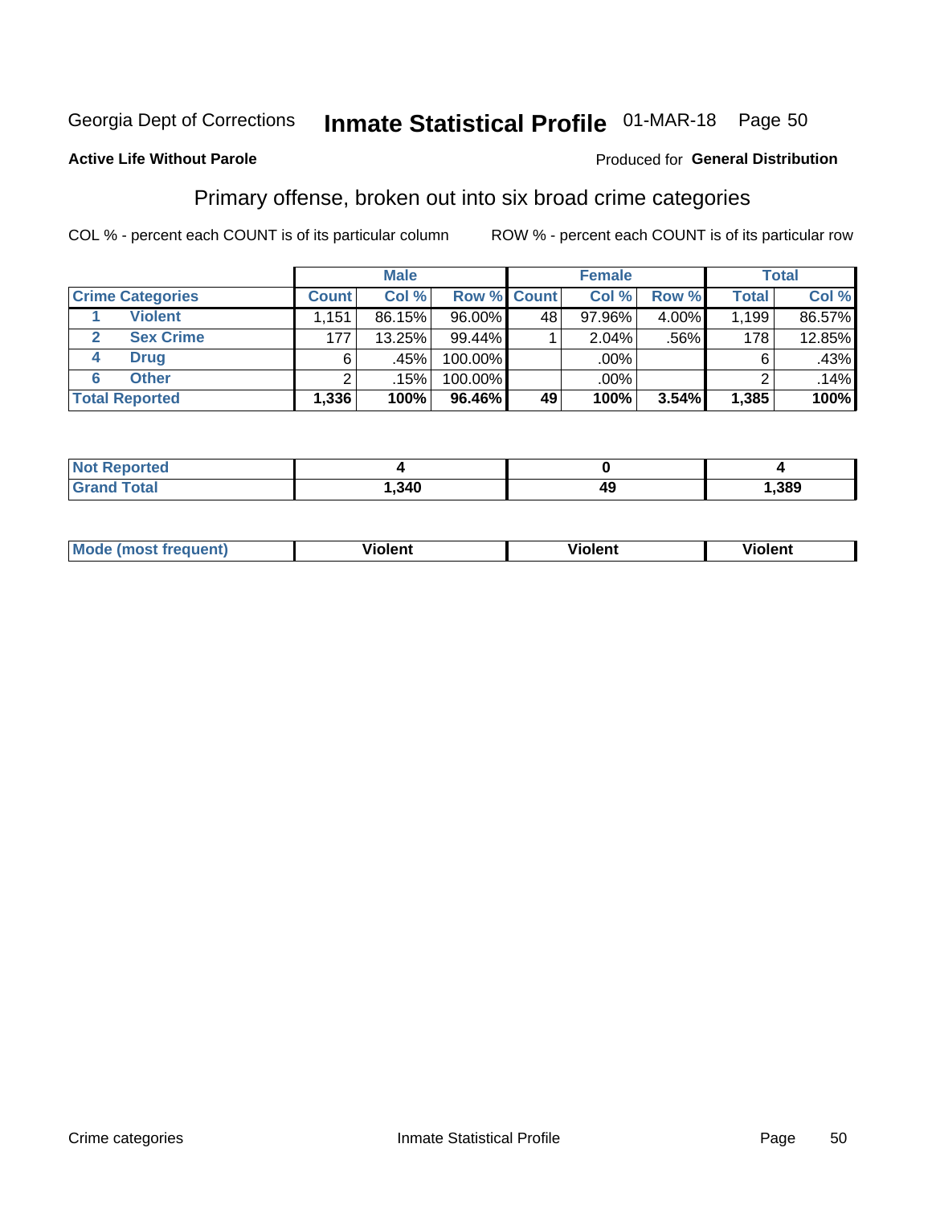Georgia Dept of Corrections **Inmate Statistical Profile** 01-MAR-18 Page 50

**Active Life Without Parole**

Produced for **General Distribution**

## Primary offense, broken out into six broad crime categories

COL % - percent each COUNT is of its particular column

ROW % - percent each COUNT is of its particular row

| Crime Categories | Male | | | Female | | | Total | |
|---|---|---|---|---|---|---|---|---|
| | Count | Col % | Row % | Count | Col % | Row % | Total | Col % |
| 1 Violent | 1,151 | 86.15% | 96.00% | 48 | 97.96% | 4.00% | 1,199 | 86.57% |
| 2 Sex Crime | 177 | 13.25% | 99.44% | 1 | 2.04% | .56% | 178 | 12.85% |
| 4 Drug | 6 | .45% | 100.00% | | .00% | | 6 | .43% |
| 6 Other | 2 | .15% | 100.00% | | .00% | | 2 | .14% |
| **Total Reported** | **1,336** | **100%** | **96.46%** | **49** | **100%** | **3.54%** | **1,385** | **100%** |

| | Male | Female | Total |
|---|---|---|---|
| Not Reported | 4 | 0 | 4 |
| Grand Total | 1,340 | 49 | 1,389 |

| | Male | Female | Total |
|---|---|---|---|
| Mode (most frequent) | Violent | Violent | Violent |

Crime categories Inmate Statistical Profile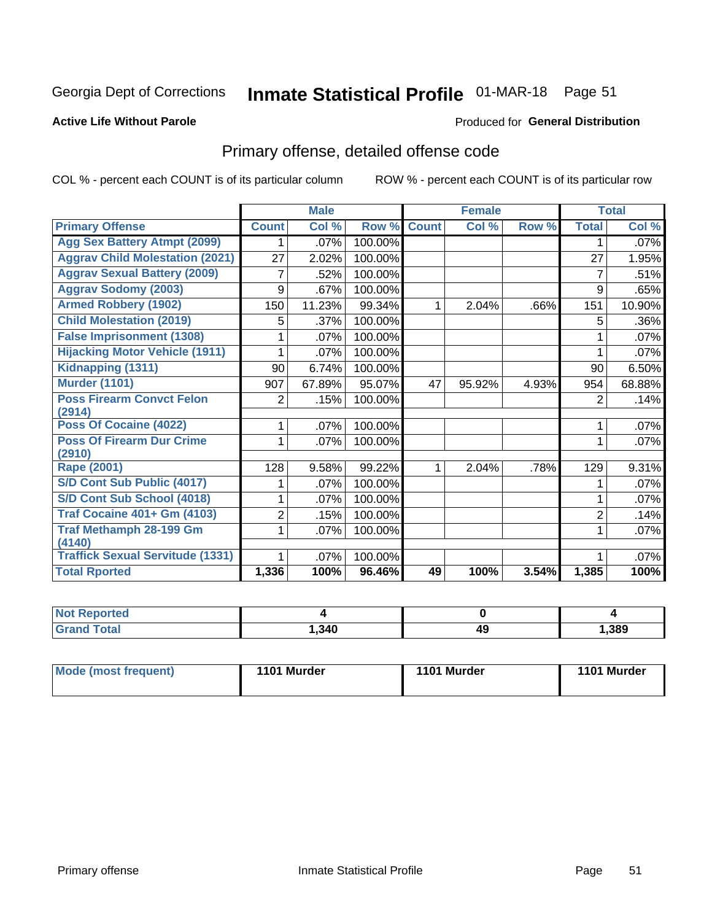Georgia Dept of Corrections **Inmate Statistical Profile** 01-MAR-18 Page 51

**Active Life Without Parole**

Produced for **General Distribution**

## Primary offense, detailed offense code

COL % - percent each COUNT is of its particular column

ROW % - percent each COUNT is of its particular row

| | Male | | | Female | | | Total | |
|---|---|---|---|---|---|---|---|---|
| **Primary Offense** | **Count** | **Col %** | **Row %** | **Count** | **Col %** | **Row %** | **Total** | **Col %** |
| Agg Sex Battery Atmpt (2099) | 1 | .07% | 100.00% | | | | 1 | .07% |
| Aggrav Child Molestation (2021) | 27 | 2.02% | 100.00% | | | | 27 | 1.95% |
| Aggrav Sexual Battery (2009) | 7 | .52% | 100.00% | | | | 7 | .51% |
| Aggrav Sodomy (2003) | 9 | .67% | 100.00% | | | | 9 | .65% |
| Armed Robbery (1902) | 150 | 11.23% | 99.34% | 1 | 2.04% | .66% | 151 | 10.90% |
| Child Molestation (2019) | 5 | .37% | 100.00% | | | | 5 | .36% |
| False Imprisonment (1308) | 1 | .07% | 100.00% | | | | 1 | .07% |
| Hijacking Motor Vehicle (1911) | 1 | .07% | 100.00% | | | | 1 | .07% |
| Kidnapping (1311) | 90 | 6.74% | 100.00% | | | | 90 | 6.50% |
| Murder (1101) | 907 | 67.89% | 95.07% | 47 | 95.92% | 4.93% | 954 | 68.88% |
| Poss Firearm Convct Felon (2914) | 2 | .15% | 100.00% | | | | 2 | .14% |
| Poss Of Cocaine (4022) | 1 | .07% | 100.00% | | | | 1 | .07% |
| Poss Of Firearm Dur Crime (2910) | 1 | .07% | 100.00% | | | | 1 | .07% |
| Rape (2001) | 128 | 9.58% | 99.22% | 1 | 2.04% | .78% | 129 | 9.31% |
| S/D Cont Sub Public (4017) | 1 | .07% | 100.00% | | | | 1 | .07% |
| S/D Cont Sub School (4018) | 1 | .07% | 100.00% | | | | 1 | .07% |
| Traf Cocaine 401+ Gm (4103) | 2 | .15% | 100.00% | | | | 2 | .14% |
| Traf Methamph 28-199 Gm (4140) | 1 | .07% | 100.00% | | | | 1 | .07% |
| Traffick Sexual Servitude (1331) | 1 | .07% | 100.00% | | | | 1 | .07% |
| **Total Rported** | **1,336** | **100%** | **96.46%** | **49** | **100%** | **3.54%** | **1,385** | **100%** |

| | Male | Female | Total |
|---|---|---|---|
| Not Reported | 4 | 0 | 4 |
| Grand Total | 1,340 | 49 | 1,389 |

| | Male | Female | Total |
|---|---|---|---|
| Mode (most frequent) | 1101 Murder | 1101 Murder | 1101 Murder |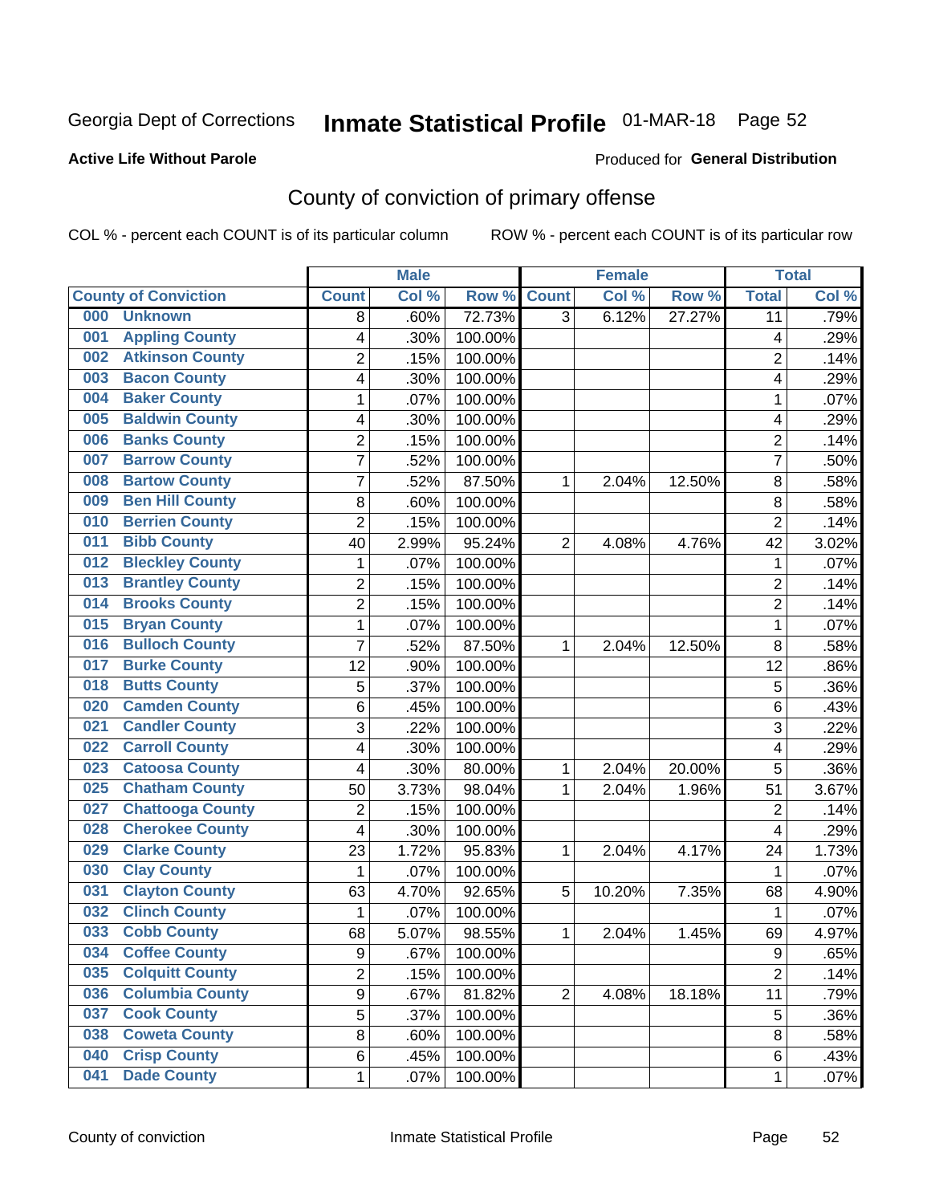Georgia Dept of Corrections **Inmate Statistical Profile** 01-MAR-18 Page 52

**Active Life Without Parole**

Produced for **General Distribution**

## County of conviction of primary offense

COL % - percent each COUNT is of its particular column ROW % - percent each COUNT is of its particular row

| County of Conviction | Male | | | Female | | | Total | |
|---|---|---|---|---|---|---|---|---|
| | Count | Col % | Row % | Count | Col % | Row % | Total | Col % |
| 000 Unknown | 8 | .60% | 72.73% | 3 | 6.12% | 27.27% | 11 | .79% |
| 001 Appling County | 4 | .30% | 100.00% | | | | 4 | .29% |
| 002 Atkinson County | 2 | .15% | 100.00% | | | | 2 | .14% |
| 003 Bacon County | 4 | .30% | 100.00% | | | | 4 | .29% |
| 004 Baker County | 1 | .07% | 100.00% | | | | 1 | .07% |
| 005 Baldwin County | 4 | .30% | 100.00% | | | | 4 | .29% |
| 006 Banks County | 2 | .15% | 100.00% | | | | 2 | .14% |
| 007 Barrow County | 7 | .52% | 100.00% | | | | 7 | .50% |
| 008 Bartow County | 7 | .52% | 87.50% | 1 | 2.04% | 12.50% | 8 | .58% |
| 009 Ben Hill County | 8 | .60% | 100.00% | | | | 8 | .58% |
| 010 Berrien County | 2 | .15% | 100.00% | | | | 2 | .14% |
| 011 Bibb County | 40 | 2.99% | 95.24% | 2 | 4.08% | 4.76% | 42 | 3.02% |
| 012 Bleckley County | 1 | .07% | 100.00% | | | | 1 | .07% |
| 013 Brantley County | 2 | .15% | 100.00% | | | | 2 | .14% |
| 014 Brooks County | 2 | .15% | 100.00% | | | | 2 | .14% |
| 015 Bryan County | 1 | .07% | 100.00% | | | | 1 | .07% |
| 016 Bulloch County | 7 | .52% | 87.50% | 1 | 2.04% | 12.50% | 8 | .58% |
| 017 Burke County | 12 | .90% | 100.00% | | | | 12 | .86% |
| 018 Butts County | 5 | .37% | 100.00% | | | | 5 | .36% |
| 020 Camden County | 6 | .45% | 100.00% | | | | 6 | .43% |
| 021 Candler County | 3 | .22% | 100.00% | | | | 3 | .22% |
| 022 Carroll County | 4 | .30% | 100.00% | | | | 4 | .29% |
| 023 Catoosa County | 4 | .30% | 80.00% | 1 | 2.04% | 20.00% | 5 | .36% |
| 025 Chatham County | 50 | 3.73% | 98.04% | 1 | 2.04% | 1.96% | 51 | 3.67% |
| 027 Chattooga County | 2 | .15% | 100.00% | | | | 2 | .14% |
| 028 Cherokee County | 4 | .30% | 100.00% | | | | 4 | .29% |
| 029 Clarke County | 23 | 1.72% | 95.83% | 1 | 2.04% | 4.17% | 24 | 1.73% |
| 030 Clay County | 1 | .07% | 100.00% | | | | 1 | .07% |
| 031 Clayton County | 63 | 4.70% | 92.65% | 5 | 10.20% | 7.35% | 68 | 4.90% |
| 032 Clinch County | 1 | .07% | 100.00% | | | | 1 | .07% |
| 033 Cobb County | 68 | 5.07% | 98.55% | 1 | 2.04% | 1.45% | 69 | 4.97% |
| 034 Coffee County | 9 | .67% | 100.00% | | | | 9 | .65% |
| 035 Colquitt County | 2 | .15% | 100.00% | | | | 2 | .14% |
| 036 Columbia County | 9 | .67% | 81.82% | 2 | 4.08% | 18.18% | 11 | .79% |
| 037 Cook County | 5 | .37% | 100.00% | | | | 5 | .36% |
| 038 Coweta County | 8 | .60% | 100.00% | | | | 8 | .58% |
| 040 Crisp County | 6 | .45% | 100.00% | | | | 6 | .43% |
| 041 Dade County | 1 | .07% | 100.00% | | | | 1 | .07% |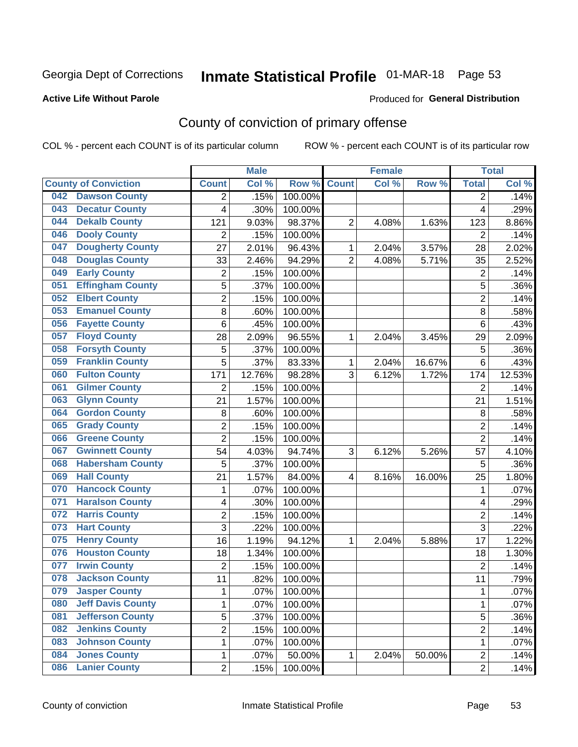Georgia Dept of Corrections **Inmate Statistical Profile** 01-MAR-18

**Active Life Without Parole**

Produced for **General Distribution**

## County of conviction of primary offense

COL % - percent each COUNT is of its particular column ROW % - percent each COUNT is of its particular row

| County of Conviction | Male | | | Female | | | Total | |
|---|---|---|---|---|---|---|---|---|
| | Count | Col % | Row % | Count | Col % | Row % | Total | Col % |
| 042 Dawson County | 2 | .15% | 100.00% | | | | 2 | .14% |
| 043 Decatur County | 4 | .30% | 100.00% | | | | 4 | .29% |
| 044 Dekalb County | 121 | 9.03% | 98.37% | 2 | 4.08% | 1.63% | 123 | 8.86% |
| 046 Dooly County | 2 | .15% | 100.00% | | | | 2 | .14% |
| 047 Dougherty County | 27 | 2.01% | 96.43% | 1 | 2.04% | 3.57% | 28 | 2.02% |
| 048 Douglas County | 33 | 2.46% | 94.29% | 2 | 4.08% | 5.71% | 35 | 2.52% |
| 049 Early County | 2 | .15% | 100.00% | | | | 2 | .14% |
| 051 Effingham County | 5 | .37% | 100.00% | | | | 5 | .36% |
| 052 Elbert County | 2 | .15% | 100.00% | | | | 2 | .14% |
| 053 Emanuel County | 8 | .60% | 100.00% | | | | 8 | .58% |
| 056 Fayette County | 6 | .45% | 100.00% | | | | 6 | .43% |
| 057 Floyd County | 28 | 2.09% | 96.55% | 1 | 2.04% | 3.45% | 29 | 2.09% |
| 058 Forsyth County | 5 | .37% | 100.00% | | | | 5 | .36% |
| 059 Franklin County | 5 | .37% | 83.33% | 1 | 2.04% | 16.67% | 6 | .43% |
| 060 Fulton County | 171 | 12.76% | 98.28% | 3 | 6.12% | 1.72% | 174 | 12.53% |
| 061 Gilmer County | 2 | .15% | 100.00% | | | | 2 | .14% |
| 063 Glynn County | 21 | 1.57% | 100.00% | | | | 21 | 1.51% |
| 064 Gordon County | 8 | .60% | 100.00% | | | | 8 | .58% |
| 065 Grady County | 2 | .15% | 100.00% | | | | 2 | .14% |
| 066 Greene County | 2 | .15% | 100.00% | | | | 2 | .14% |
| 067 Gwinnett County | 54 | 4.03% | 94.74% | 3 | 6.12% | 5.26% | 57 | 4.10% |
| 068 Habersham County | 5 | .37% | 100.00% | | | | 5 | .36% |
| 069 Hall County | 21 | 1.57% | 84.00% | 4 | 8.16% | 16.00% | 25 | 1.80% |
| 070 Hancock County | 1 | .07% | 100.00% | | | | 1 | .07% |
| 071 Haralson County | 4 | .30% | 100.00% | | | | 4 | .29% |
| 072 Harris County | 2 | .15% | 100.00% | | | | 2 | .14% |
| 073 Hart County | 3 | .22% | 100.00% | | | | 3 | .22% |
| 075 Henry County | 16 | 1.19% | 94.12% | 1 | 2.04% | 5.88% | 17 | 1.22% |
| 076 Houston County | 18 | 1.34% | 100.00% | | | | 18 | 1.30% |
| 077 Irwin County | 2 | .15% | 100.00% | | | | 2 | .14% |
| 078 Jackson County | 11 | .82% | 100.00% | | | | 11 | .79% |
| 079 Jasper County | 1 | .07% | 100.00% | | | | 1 | .07% |
| 080 Jeff Davis County | 1 | .07% | 100.00% | | | | 1 | .07% |
| 081 Jefferson County | 5 | .37% | 100.00% | | | | 5 | .36% |
| 082 Jenkins County | 2 | .15% | 100.00% | | | | 2 | .14% |
| 083 Johnson County | 1 | .07% | 100.00% | | | | 1 | .07% |
| 084 Jones County | 1 | .07% | 50.00% | 1 | 2.04% | 50.00% | 2 | .14% |
| 086 Lanier County | 2 | .15% | 100.00% | | | | 2 | .14% |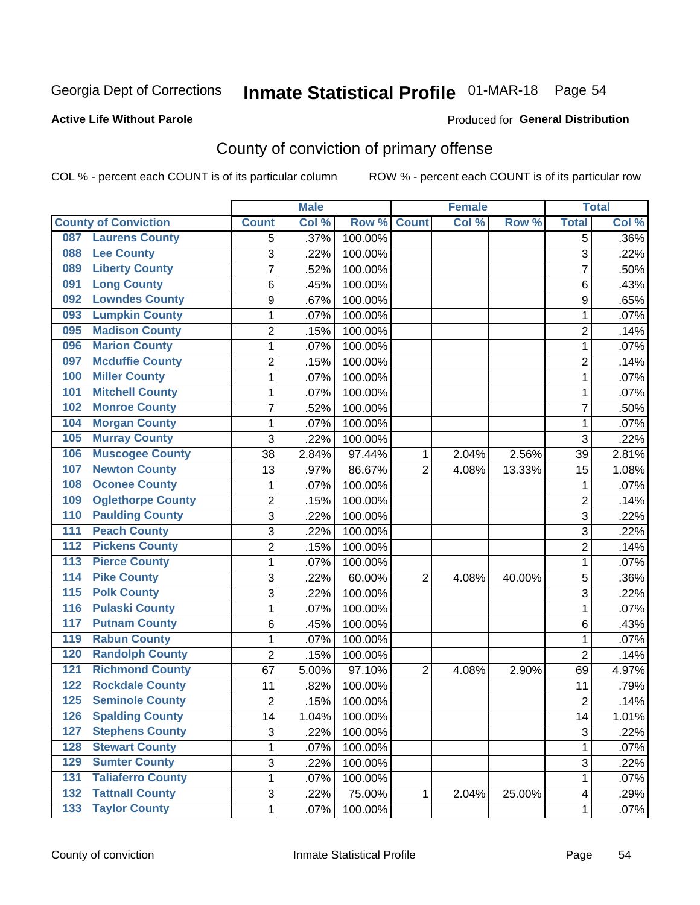Georgia Dept of Corrections **Inmate Statistical Profile** 01-MAR-18 Page 54

**Active Life Without Parole**

Produced for **General Distribution**

## County of conviction of primary offense

COL % - percent each COUNT is of its particular column

ROW % - percent each COUNT is of its particular row

| County of Conviction | Male | | | Female | | | Total | |
|---|---|---|---|---|---|---|---|---|
| | Count | Col % | Row % | Count | Col % | Row % | Total | Col % |
| 087 Laurens County | 5 | .37% | 100.00% | | | | 5 | .36% |
| 088 Lee County | 3 | .22% | 100.00% | | | | 3 | .22% |
| 089 Liberty County | 7 | .52% | 100.00% | | | | 7 | .50% |
| 091 Long County | 6 | .45% | 100.00% | | | | 6 | .43% |
| 092 Lowndes County | 9 | .67% | 100.00% | | | | 9 | .65% |
| 093 Lumpkin County | 1 | .07% | 100.00% | | | | 1 | .07% |
| 095 Madison County | 2 | .15% | 100.00% | | | | 2 | .14% |
| 096 Marion County | 1 | .07% | 100.00% | | | | 1 | .07% |
| 097 Mcduffie County | 2 | .15% | 100.00% | | | | 2 | .14% |
| 100 Miller County | 1 | .07% | 100.00% | | | | 1 | .07% |
| 101 Mitchell County | 1 | .07% | 100.00% | | | | 1 | .07% |
| 102 Monroe County | 7 | .52% | 100.00% | | | | 7 | .50% |
| 104 Morgan County | 1 | .07% | 100.00% | | | | 1 | .07% |
| 105 Murray County | 3 | .22% | 100.00% | | | | 3 | .22% |
| 106 Muscogee County | 38 | 2.84% | 97.44% | 1 | 2.04% | 2.56% | 39 | 2.81% |
| 107 Newton County | 13 | .97% | 86.67% | 2 | 4.08% | 13.33% | 15 | 1.08% |
| 108 Oconee County | 1 | .07% | 100.00% | | | | 1 | .07% |
| 109 Oglethorpe County | 2 | .15% | 100.00% | | | | 2 | .14% |
| 110 Paulding County | 3 | .22% | 100.00% | | | | 3 | .22% |
| 111 Peach County | 3 | .22% | 100.00% | | | | 3 | .22% |
| 112 Pickens County | 2 | .15% | 100.00% | | | | 2 | .14% |
| 113 Pierce County | 1 | .07% | 100.00% | | | | 1 | .07% |
| 114 Pike County | 3 | .22% | 60.00% | 2 | 4.08% | 40.00% | 5 | .36% |
| 115 Polk County | 3 | .22% | 100.00% | | | | 3 | .22% |
| 116 Pulaski County | 1 | .07% | 100.00% | | | | 1 | .07% |
| 117 Putnam County | 6 | .45% | 100.00% | | | | 6 | .43% |
| 119 Rabun County | 1 | .07% | 100.00% | | | | 1 | .07% |
| 120 Randolph County | 2 | .15% | 100.00% | | | | 2 | .14% |
| 121 Richmond County | 67 | 5.00% | 97.10% | 2 | 4.08% | 2.90% | 69 | 4.97% |
| 122 Rockdale County | 11 | .82% | 100.00% | | | | 11 | .79% |
| 125 Seminole County | 2 | .15% | 100.00% | | | | 2 | .14% |
| 126 Spalding County | 14 | 1.04% | 100.00% | | | | 14 | 1.01% |
| 127 Stephens County | 3 | .22% | 100.00% | | | | 3 | .22% |
| 128 Stewart County | 1 | .07% | 100.00% | | | | 1 | .07% |
| 129 Sumter County | 3 | .22% | 100.00% | | | | 3 | .22% |
| 131 Taliaferro County | 1 | .07% | 100.00% | | | | 1 | .07% |
| 132 Tattnall County | 3 | .22% | 75.00% | 1 | 2.04% | 25.00% | 4 | .29% |
| 133 Taylor County | 1 | .07% | 100.00% | | | | 1 | .07% |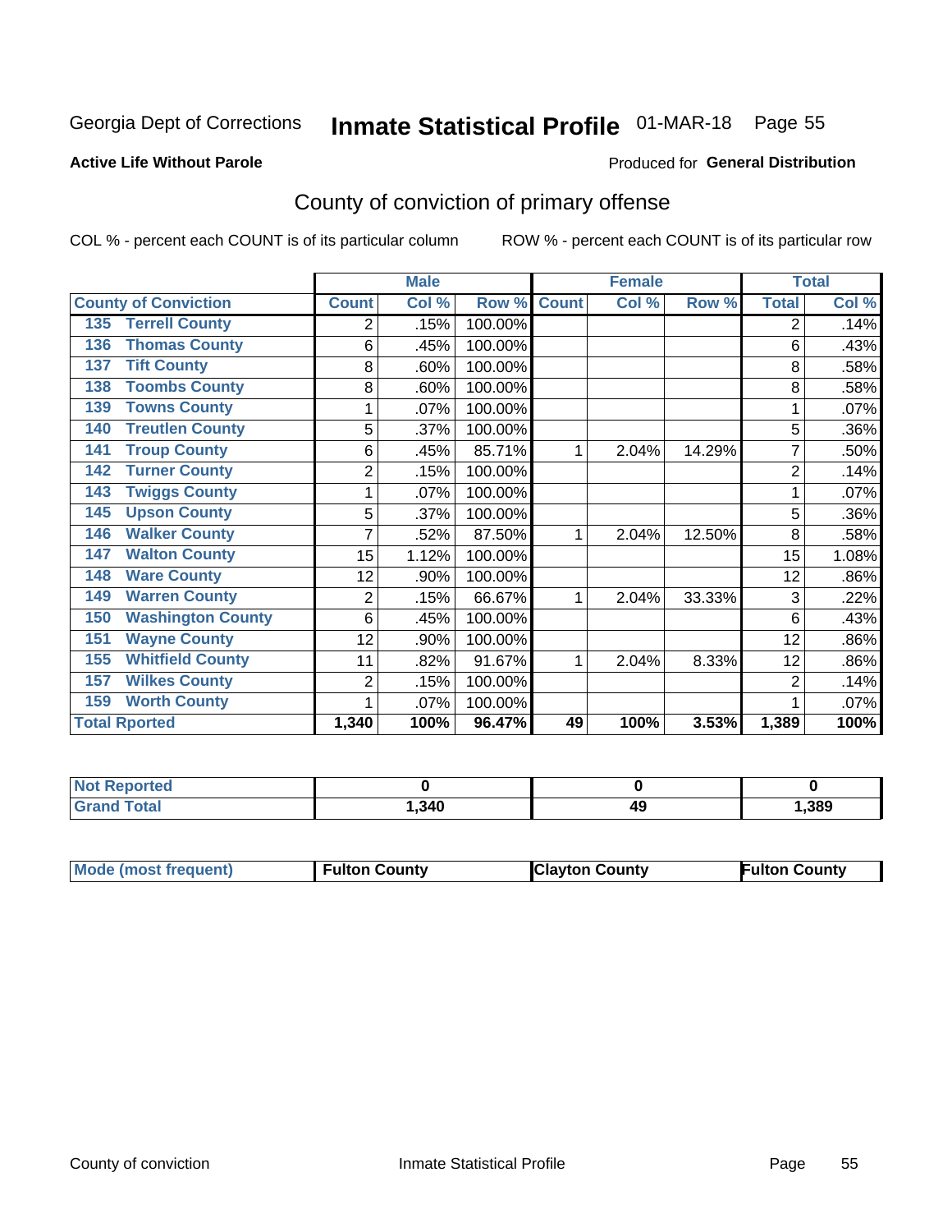Georgia Dept of Corrections **Inmate Statistical Profile** 01-MAR-18 Page 55

**Active Life Without Parole**

Produced for **General Distribution**

## County of conviction of primary offense

COL % - percent each COUNT is of its particular column     ROW % - percent each COUNT is of its particular row

| County of Conviction | Male | | | Female | | | Total | |
|---|---|---|---|---|---|---|---|---|
| | Count | Col % | Row % | Count | Col % | Row % | Total | Col % |
| 135 Terrell County | 2 | .15% | 100.00% | | | | 2 | .14% |
| 136 Thomas County | 6 | .45% | 100.00% | | | | 6 | .43% |
| 137 Tift County | 8 | .60% | 100.00% | | | | 8 | .58% |
| 138 Toombs County | 8 | .60% | 100.00% | | | | 8 | .58% |
| 139 Towns County | 1 | .07% | 100.00% | | | | 1 | .07% |
| 140 Treutlen County | 5 | .37% | 100.00% | | | | 5 | .36% |
| 141 Troup County | 6 | .45% | 85.71% | 1 | 2.04% | 14.29% | 7 | .50% |
| 142 Turner County | 2 | .15% | 100.00% | | | | 2 | .14% |
| 143 Twiggs County | 1 | .07% | 100.00% | | | | 1 | .07% |
| 145 Upson County | 5 | .37% | 100.00% | | | | 5 | .36% |
| 146 Walker County | 7 | .52% | 87.50% | 1 | 2.04% | 12.50% | 8 | .58% |
| 147 Walton County | 15 | 1.12% | 100.00% | | | | 15 | 1.08% |
| 148 Ware County | 12 | .90% | 100.00% | | | | 12 | .86% |
| 149 Warren County | 2 | .15% | 66.67% | 1 | 2.04% | 33.33% | 3 | .22% |
| 150 Washington County | 6 | .45% | 100.00% | | | | 6 | .43% |
| 151 Wayne County | 12 | .90% | 100.00% | | | | 12 | .86% |
| 155 Whitfield County | 11 | .82% | 91.67% | 1 | 2.04% | 8.33% | 12 | .86% |
| 157 Wilkes County | 2 | .15% | 100.00% | | | | 2 | .14% |
| 159 Worth County | 1 | .07% | 100.00% | | | | 1 | .07% |
| **Total Rported** | **1,340** | **100%** | **96.47%** | **49** | **100%** | **3.53%** | **1,389** | **100%** |

| | Male | Female | Total |
|---|---|---|---|
| Not Reported | **0** | **0** | **0** |
| Grand Total | **1,340** | **49** | **1,389** |

| | Male | Female | Total |
|---|---|---|---|
| Mode (most frequent) | **Fulton County** | **Clayton County** | **Fulton County** |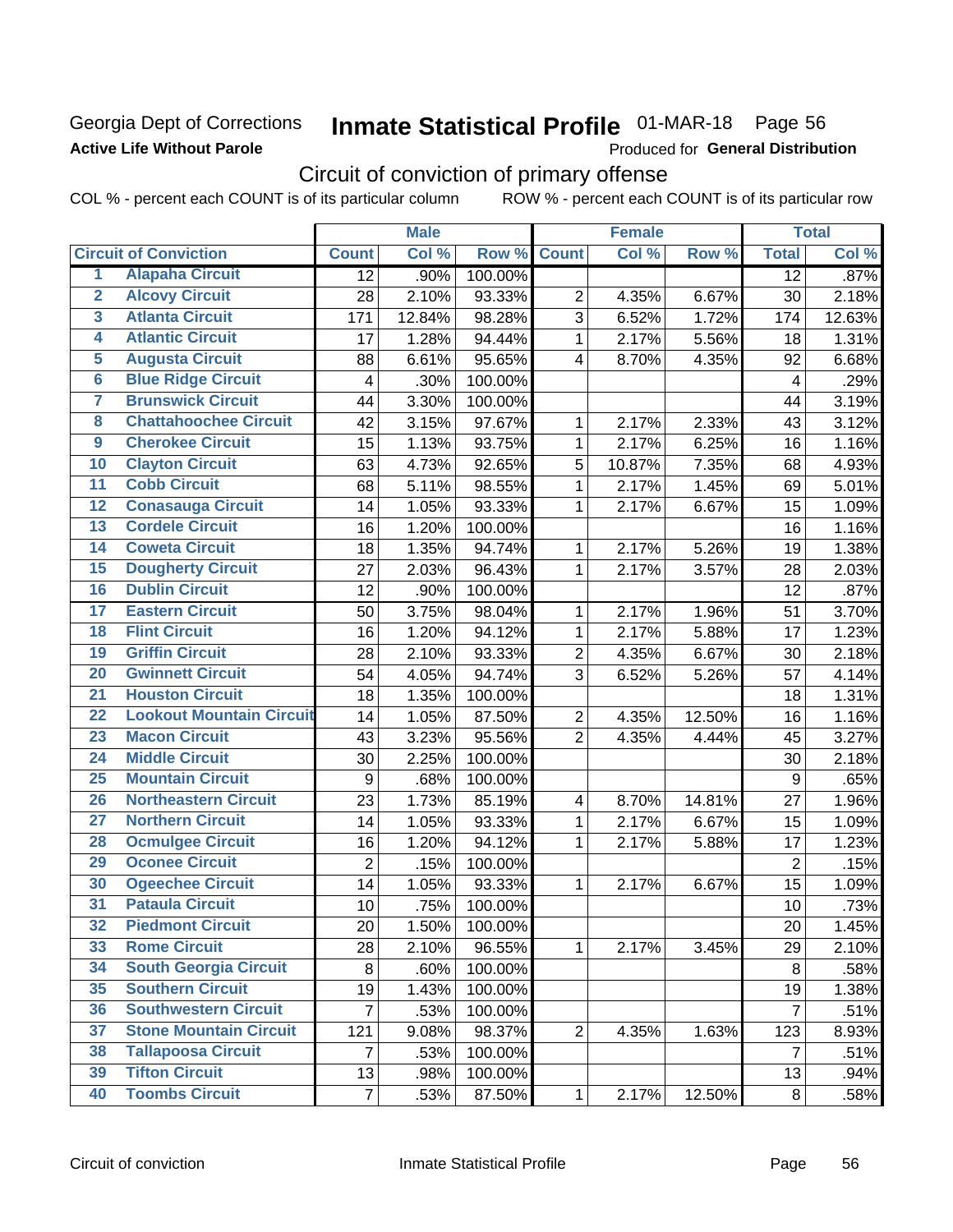Georgia Dept of Corrections
**Active Life Without Parole**

# Inmate Statistical Profile 01-MAR-18 Page 56

Produced for **General Distribution**

## Circuit of conviction of primary offense

COL % - percent each COUNT is of its particular column ROW % - percent each COUNT is of its particular row

| | | Male | | | Female | | | Total | |
|---|---|---|---|---|---|---|---|---|---|
| Circuit of Conviction | | Count | Col % | Row % | Count | Col % | Row % | Total | Col % |
| 1 | Alapaha Circuit | 12 | .90% | 100.00% | | | | 12 | .87% |
| 2 | Alcovy Circuit | 28 | 2.10% | 93.33% | 2 | 4.35% | 6.67% | 30 | 2.18% |
| 3 | Atlanta Circuit | 171 | 12.84% | 98.28% | 3 | 6.52% | 1.72% | 174 | 12.63% |
| 4 | Atlantic Circuit | 17 | 1.28% | 94.44% | 1 | 2.17% | 5.56% | 18 | 1.31% |
| 5 | Augusta Circuit | 88 | 6.61% | 95.65% | 4 | 8.70% | 4.35% | 92 | 6.68% |
| 6 | Blue Ridge Circuit | 4 | .30% | 100.00% | | | | 4 | .29% |
| 7 | Brunswick Circuit | 44 | 3.30% | 100.00% | | | | 44 | 3.19% |
| 8 | Chattahoochee Circuit | 42 | 3.15% | 97.67% | 1 | 2.17% | 2.33% | 43 | 3.12% |
| 9 | Cherokee Circuit | 15 | 1.13% | 93.75% | 1 | 2.17% | 6.25% | 16 | 1.16% |
| 10 | Clayton Circuit | 63 | 4.73% | 92.65% | 5 | 10.87% | 7.35% | 68 | 4.93% |
| 11 | Cobb Circuit | 68 | 5.11% | 98.55% | 1 | 2.17% | 1.45% | 69 | 5.01% |
| 12 | Conasauga Circuit | 14 | 1.05% | 93.33% | 1 | 2.17% | 6.67% | 15 | 1.09% |
| 13 | Cordele Circuit | 16 | 1.20% | 100.00% | | | | 16 | 1.16% |
| 14 | Coweta Circuit | 18 | 1.35% | 94.74% | 1 | 2.17% | 5.26% | 19 | 1.38% |
| 15 | Dougherty Circuit | 27 | 2.03% | 96.43% | 1 | 2.17% | 3.57% | 28 | 2.03% |
| 16 | Dublin Circuit | 12 | .90% | 100.00% | | | | 12 | .87% |
| 17 | Eastern Circuit | 50 | 3.75% | 98.04% | 1 | 2.17% | 1.96% | 51 | 3.70% |
| 18 | Flint Circuit | 16 | 1.20% | 94.12% | 1 | 2.17% | 5.88% | 17 | 1.23% |
| 19 | Griffin Circuit | 28 | 2.10% | 93.33% | 2 | 4.35% | 6.67% | 30 | 2.18% |
| 20 | Gwinnett Circuit | 54 | 4.05% | 94.74% | 3 | 6.52% | 5.26% | 57 | 4.14% |
| 21 | Houston Circuit | 18 | 1.35% | 100.00% | | | | 18 | 1.31% |
| 22 | Lookout Mountain Circuit | 14 | 1.05% | 87.50% | 2 | 4.35% | 12.50% | 16 | 1.16% |
| 23 | Macon Circuit | 43 | 3.23% | 95.56% | 2 | 4.35% | 4.44% | 45 | 3.27% |
| 24 | Middle Circuit | 30 | 2.25% | 100.00% | | | | 30 | 2.18% |
| 25 | Mountain Circuit | 9 | .68% | 100.00% | | | | 9 | .65% |
| 26 | Northeastern Circuit | 23 | 1.73% | 85.19% | 4 | 8.70% | 14.81% | 27 | 1.96% |
| 27 | Northern Circuit | 14 | 1.05% | 93.33% | 1 | 2.17% | 6.67% | 15 | 1.09% |
| 28 | Ocmulgee Circuit | 16 | 1.20% | 94.12% | 1 | 2.17% | 5.88% | 17 | 1.23% |
| 29 | Oconee Circuit | 2 | .15% | 100.00% | | | | 2 | .15% |
| 30 | Ogeechee Circuit | 14 | 1.05% | 93.33% | 1 | 2.17% | 6.67% | 15 | 1.09% |
| 31 | Pataula Circuit | 10 | .75% | 100.00% | | | | 10 | .73% |
| 32 | Piedmont Circuit | 20 | 1.50% | 100.00% | | | | 20 | 1.45% |
| 33 | Rome Circuit | 28 | 2.10% | 96.55% | 1 | 2.17% | 3.45% | 29 | 2.10% |
| 34 | South Georgia Circuit | 8 | .60% | 100.00% | | | | 8 | .58% |
| 35 | Southern Circuit | 19 | 1.43% | 100.00% | | | | 19 | 1.38% |
| 36 | Southwestern Circuit | 7 | .53% | 100.00% | | | | 7 | .51% |
| 37 | Stone Mountain Circuit | 121 | 9.08% | 98.37% | 2 | 4.35% | 1.63% | 123 | 8.93% |
| 38 | Tallapoosa Circuit | 7 | .53% | 100.00% | | | | 7 | .51% |
| 39 | Tifton Circuit | 13 | .98% | 100.00% | | | | 13 | .94% |
| 40 | Toombs Circuit | 7 | .53% | 87.50% | 1 | 2.17% | 12.50% | 8 | .58% |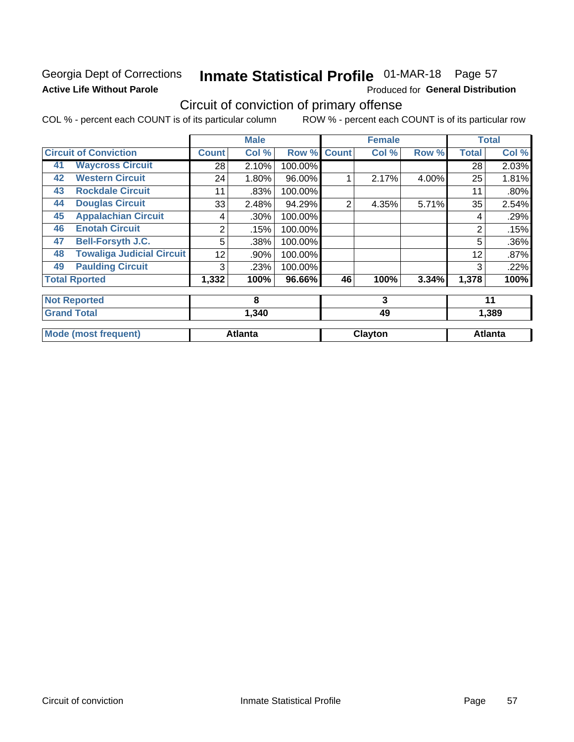Georgia Dept of Corrections
**Active Life Without Parole**

# Inmate Statistical Profile 01-MAR-18 Page 57

Produced for **General Distribution**

## Circuit of conviction of primary offense

COL % - percent each COUNT is of its particular column     ROW % - percent each COUNT is of its particular row

| Circuit of Conviction | Male | | | Female | | | Total | |
|---|---|---|---|---|---|---|---|---|
| | Count | Col % | Row % | Count | Col % | Row % | Total | Col % |
| 41 Waycross Circuit | 28 | 2.10% | 100.00% | | | | 28 | 2.03% |
| 42 Western Circuit | 24 | 1.80% | 96.00% | 1 | 2.17% | 4.00% | 25 | 1.81% |
| 43 Rockdale Circuit | 11 | .83% | 100.00% | | | | 11 | .80% |
| 44 Douglas Circuit | 33 | 2.48% | 94.29% | 2 | 4.35% | 5.71% | 35 | 2.54% |
| 45 Appalachian Circuit | 4 | .30% | 100.00% | | | | 4 | .29% |
| 46 Enotah Circuit | 2 | .15% | 100.00% | | | | 2 | .15% |
| 47 Bell-Forsyth J.C. | 5 | .38% | 100.00% | | | | 5 | .36% |
| 48 Towaliga Judicial Circuit | 12 | .90% | 100.00% | | | | 12 | .87% |
| 49 Paulding Circuit | 3 | .23% | 100.00% | | | | 3 | .22% |
| **Total Rported** | **1,332** | **100%** | **96.66%** | **46** | **100%** | **3.34%** | **1,378** | **100%** |
| **Not Reported** | **8** | | | **3** | | | **11** | |
| **Grand Total** | **1,340** | | | **49** | | | **1,389** | |
| **Mode (most frequent)** | **Atlanta** | | | **Clayton** | | | **Atlanta** | |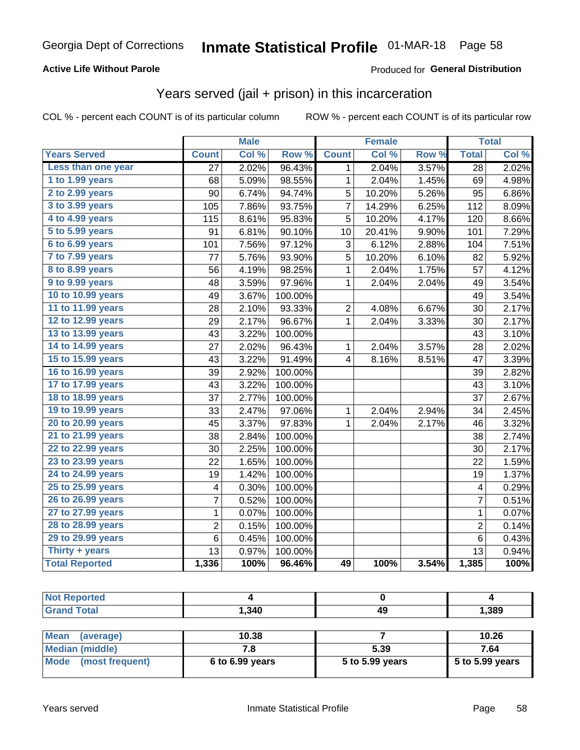Georgia Dept of Corrections **Inmate Statistical Profile** 01-MAR-18

**Active Life Without Parole** Produced for **General Distribution**

## Years served (jail + prison) in this incarceration

COL % - percent each COUNT is of its particular column ROW % - percent each COUNT is of its particular row

| | Male | | | Female | | | Total | |
|---|---|---|---|---|---|---|---|---|
| **Years Served** | **Count** | **Col %** | **Row %** | **Count** | **Col %** | **Row %** | **Total** | **Col %** |
| Less than one year | 27 | 2.02% | 96.43% | 1 | 2.04% | 3.57% | 28 | 2.02% |
| 1 to 1.99 years | 68 | 5.09% | 98.55% | 1 | 2.04% | 1.45% | 69 | 4.98% |
| 2 to 2.99 years | 90 | 6.74% | 94.74% | 5 | 10.20% | 5.26% | 95 | 6.86% |
| 3 to 3.99 years | 105 | 7.86% | 93.75% | 7 | 14.29% | 6.25% | 112 | 8.09% |
| 4 to 4.99 years | 115 | 8.61% | 95.83% | 5 | 10.20% | 4.17% | 120 | 8.66% |
| 5 to 5.99 years | 91 | 6.81% | 90.10% | 10 | 20.41% | 9.90% | 101 | 7.29% |
| 6 to 6.99 years | 101 | 7.56% | 97.12% | 3 | 6.12% | 2.88% | 104 | 7.51% |
| 7 to 7.99 years | 77 | 5.76% | 93.90% | 5 | 10.20% | 6.10% | 82 | 5.92% |
| 8 to 8.99 years | 56 | 4.19% | 98.25% | 1 | 2.04% | 1.75% | 57 | 4.12% |
| 9 to 9.99 years | 48 | 3.59% | 97.96% | 1 | 2.04% | 2.04% | 49 | 3.54% |
| 10 to 10.99 years | 49 | 3.67% | 100.00% | | | | 49 | 3.54% |
| 11 to 11.99 years | 28 | 2.10% | 93.33% | 2 | 4.08% | 6.67% | 30 | 2.17% |
| 12 to 12.99 years | 29 | 2.17% | 96.67% | 1 | 2.04% | 3.33% | 30 | 2.17% |
| 13 to 13.99 years | 43 | 3.22% | 100.00% | | | | 43 | 3.10% |
| 14 to 14.99 years | 27 | 2.02% | 96.43% | 1 | 2.04% | 3.57% | 28 | 2.02% |
| 15 to 15.99 years | 43 | 3.22% | 91.49% | 4 | 8.16% | 8.51% | 47 | 3.39% |
| 16 to 16.99 years | 39 | 2.92% | 100.00% | | | | 39 | 2.82% |
| 17 to 17.99 years | 43 | 3.22% | 100.00% | | | | 43 | 3.10% |
| 18 to 18.99 years | 37 | 2.77% | 100.00% | | | | 37 | 2.67% |
| 19 to 19.99 years | 33 | 2.47% | 97.06% | 1 | 2.04% | 2.94% | 34 | 2.45% |
| 20 to 20.99 years | 45 | 3.37% | 97.83% | 1 | 2.04% | 2.17% | 46 | 3.32% |
| 21 to 21.99 years | 38 | 2.84% | 100.00% | | | | 38 | 2.74% |
| 22 to 22.99 years | 30 | 2.25% | 100.00% | | | | 30 | 2.17% |
| 23 to 23.99 years | 22 | 1.65% | 100.00% | | | | 22 | 1.59% |
| 24 to 24.99 years | 19 | 1.42% | 100.00% | | | | 19 | 1.37% |
| 25 to 25.99 years | 4 | 0.30% | 100.00% | | | | 4 | 0.29% |
| 26 to 26.99 years | 7 | 0.52% | 100.00% | | | | 7 | 0.51% |
| 27 to 27.99 years | 1 | 0.07% | 100.00% | | | | 1 | 0.07% |
| 28 to 28.99 years | 2 | 0.15% | 100.00% | | | | 2 | 0.14% |
| 29 to 29.99 years | 6 | 0.45% | 100.00% | | | | 6 | 0.43% |
| Thirty + years | 13 | 0.97% | 100.00% | | | | 13 | 0.94% |
| **Total Reported** | **1,336** | **100%** | **96.46%** | **49** | **100%** | **3.54%** | **1,385** | **100%** |

| | Male | Female | Total |
|---|---|---|---|
| Not Reported | **4** | **0** | **4** |
| Grand Total | **1,340** | **49** | **1,389** |

| | Male | Female | Total |
|---|---|---|---|
| Mean (average) | **10.38** | **7** | **10.26** |
| Median (middle) | **7.8** | **5.39** | **7.64** |
| Mode (most frequent) | **6 to 6.99 years** | **5 to 5.99 years** | **5 to 5.99 years** |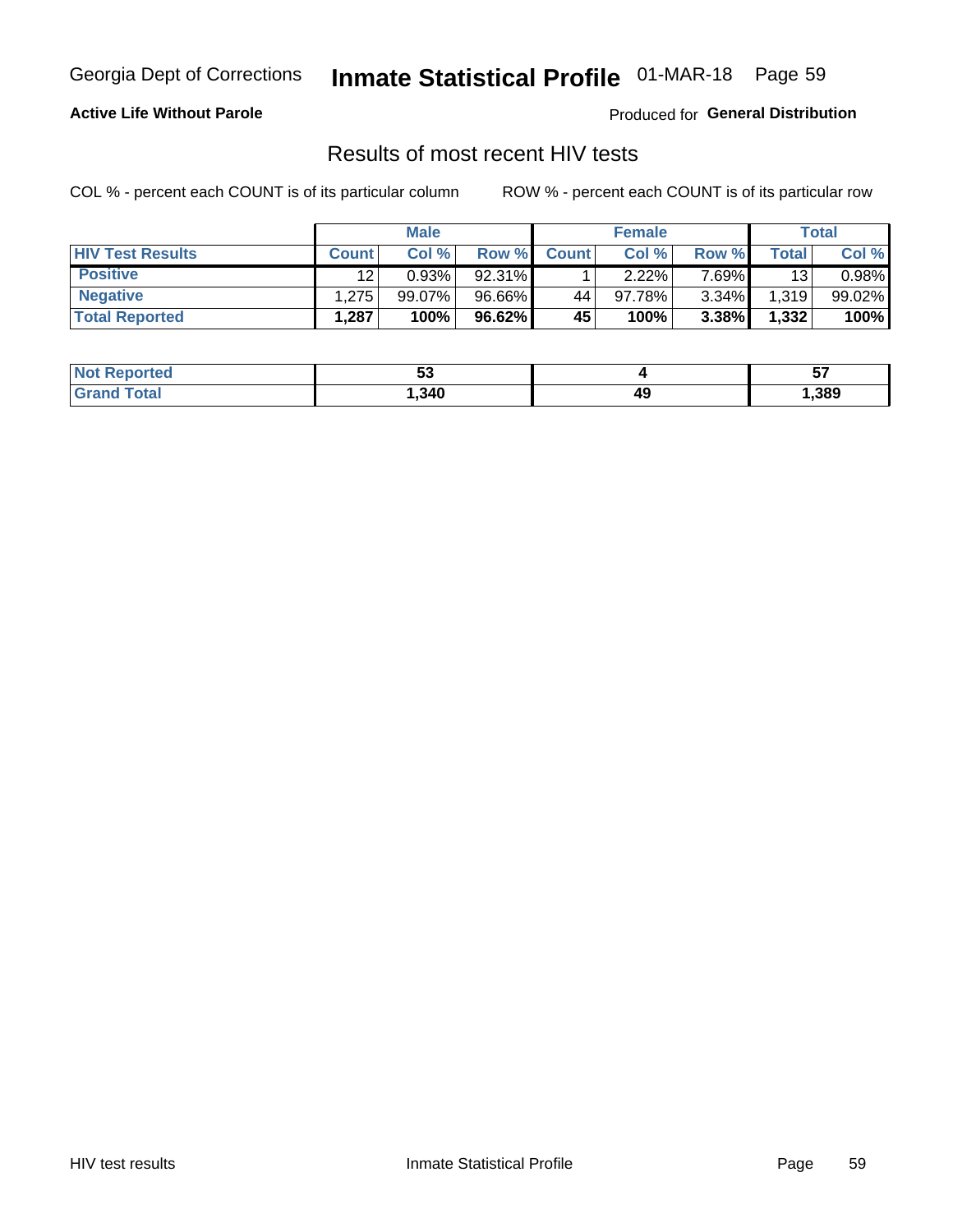Georgia Dept of Corrections **Inmate Statistical Profile** 01-MAR-18 Page 59

**Active Life Without Parole**

Produced for **General Distribution**

## Results of most recent HIV tests

COL % - percent each COUNT is of its particular column

ROW % - percent each COUNT is of its particular row

| | Male | | | Female | | | Total | |
|---|---|---|---|---|---|---|---|---|
| **HIV Test Results** | **Count** | **Col %** | **Row %** | **Count** | **Col %** | **Row %** | **Total** | **Col %** |
| **Positive** | 12 | 0.93% | 92.31% | 1 | 2.22% | 7.69% | 13 | 0.98% |
| **Negative** | 1,275 | 99.07% | 96.66% | 44 | 97.78% | 3.34% | 1,319 | 99.02% |
| **Total Reported** | **1,287** | **100%** | **96.62%** | **45** | **100%** | **3.38%** | **1,332** | **100%** |

| | Male | Female | Total |
|---|---|---|---|
| **Not Reported** | **53** | **4** | **57** |
| **Grand Total** | **1,340** | **49** | **1,389** |

HIV test results Inmate Statistical Profile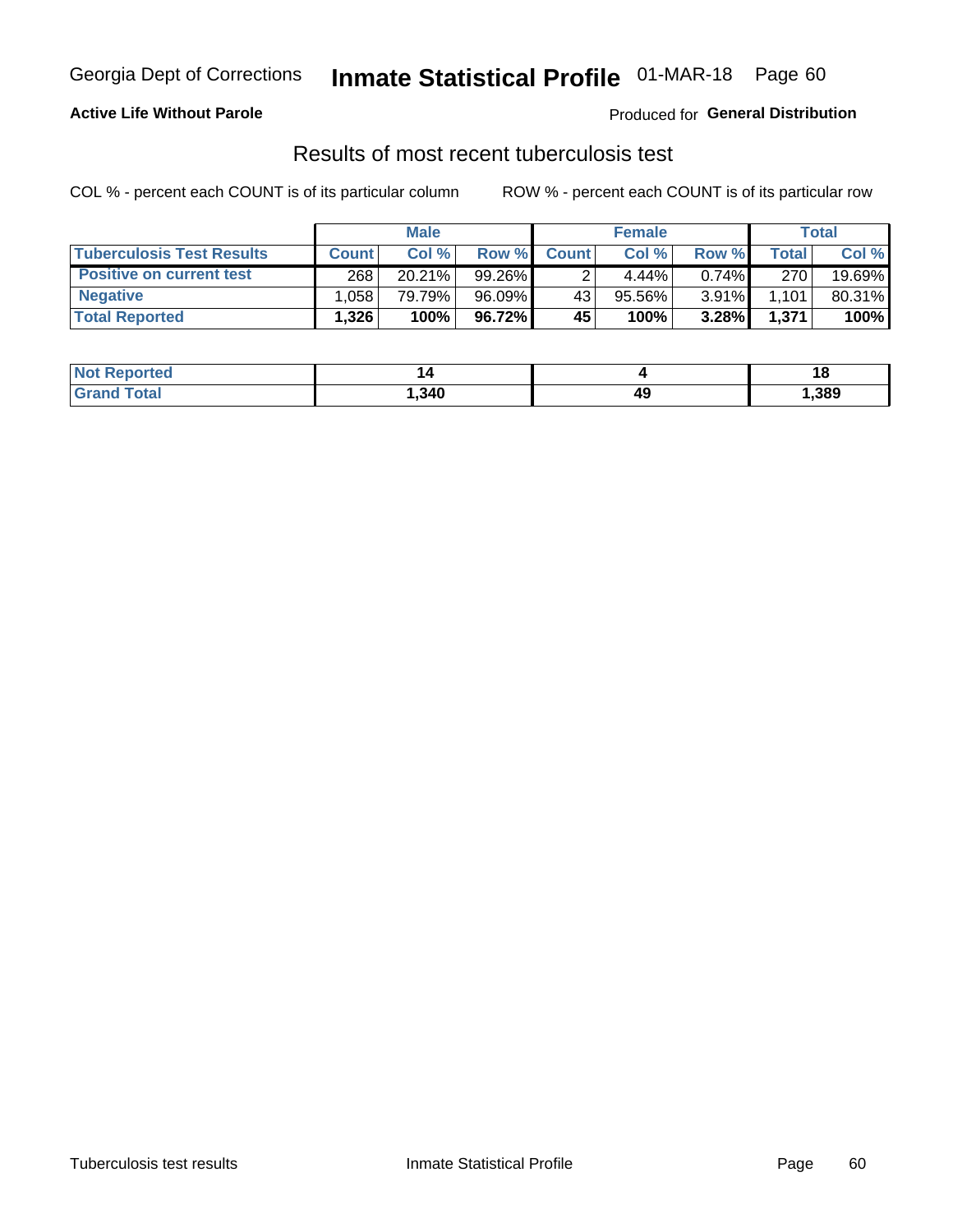Georgia Dept of Corrections **Inmate Statistical Profile** 01-MAR-18

**Active Life Without Parole**

Produced for **General Distribution**

## Results of most recent tuberculosis test

COL % - percent each COUNT is of its particular column

ROW % - percent each COUNT is of its particular row

| | Male | | | Female | | | Total | |
|---|---|---|---|---|---|---|---|---|
| **Tuberculosis Test Results** | **Count** | **Col %** | **Row %** | **Count** | **Col %** | **Row %** | **Total** | **Col %** |
| **Positive on current test** | 268 | 20.21% | 99.26% | 2 | 4.44% | 0.74% | 270 | 19.69% |
| **Negative** | 1,058 | 79.79% | 96.09% | 43 | 95.56% | 3.91% | 1,101 | 80.31% |
| **Total Reported** | **1,326** | **100%** | **96.72%** | **45** | **100%** | **3.28%** | **1,371** | **100%** |

| | Male | Female | Total |
|---|---|---|---|
| **Not Reported** | **14** | **4** | **18** |
| **Grand Total** | **1,340** | **49** | **1,389** |

Tuberculosis test results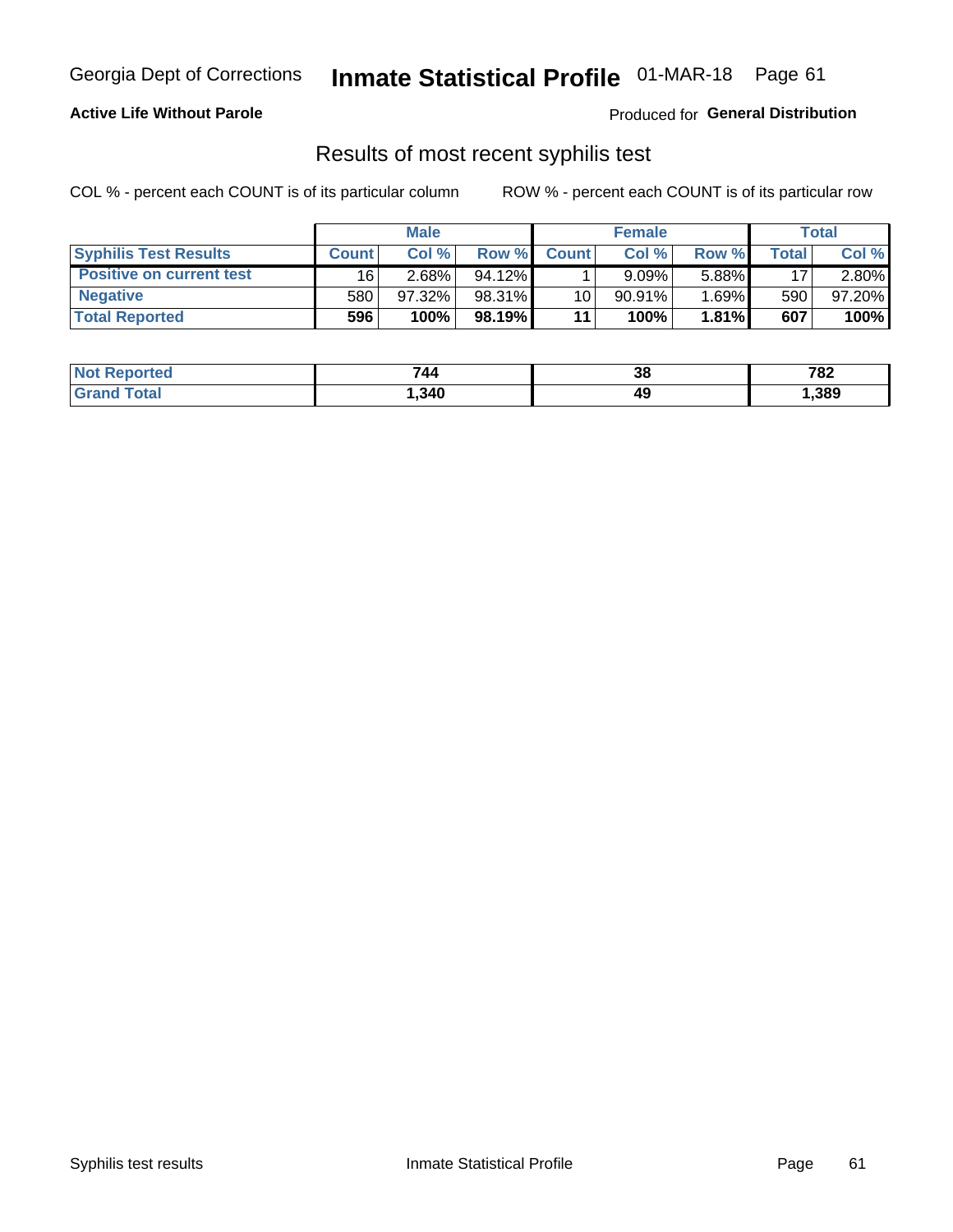Georgia Dept of Corrections **Inmate Statistical Profile** 01-MAR-18

**Active Life Without Parole**

Produced for **General Distribution**

## Results of most recent syphilis test

COL % - percent each COUNT is of its particular column      ROW % - percent each COUNT is of its particular row

| | Male | | | Female | | | Total | |
|---|---|---|---|---|---|---|---|---|
| **Syphilis Test Results** | **Count** | **Col %** | **Row %** | **Count** | **Col %** | **Row %** | **Total** | **Col %** |
| **Positive on current test** | 16 | 2.68% | 94.12% | 1 | 9.09% | 5.88% | 17 | 2.80% |
| **Negative** | 580 | 97.32% | 98.31% | 10 | 90.91% | 1.69% | 590 | 97.20% |
| **Total Reported** | **596** | **100%** | **98.19%** | **11** | **100%** | **1.81%** | **607** | **100%** |

| | Male | Female | Total |
|---|---|---|---|
| **Not Reported** | **744** | **38** | **782** |
| **Grand Total** | **1,340** | **49** | **1,389** |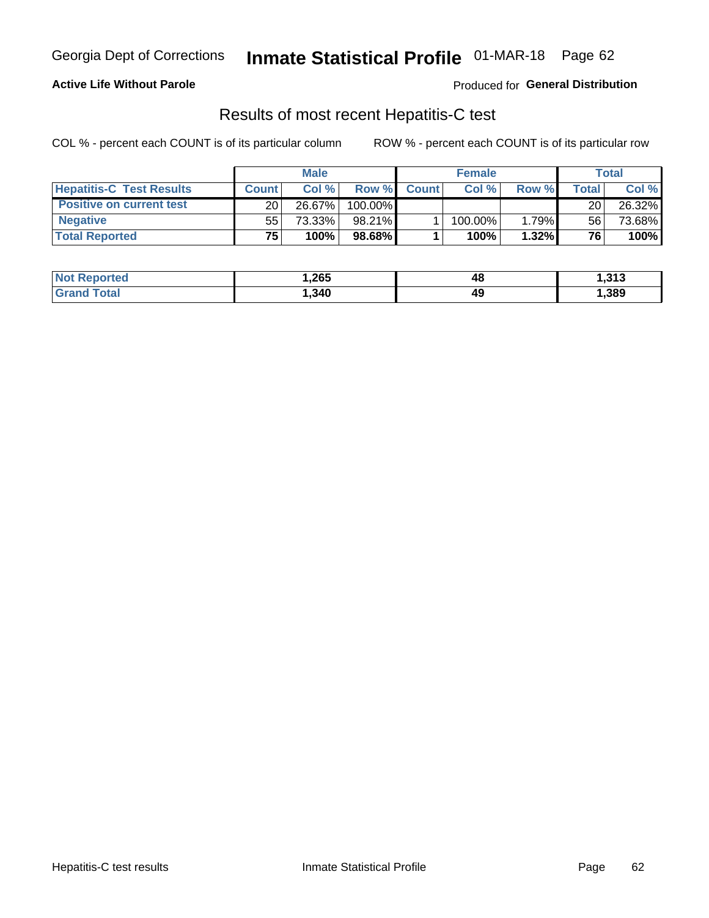Georgia Dept of Corrections **Inmate Statistical Profile** 01-MAR-18

**Active Life Without Parole**

Produced for **General Distribution**

## Results of most recent Hepatitis-C test

COL % - percent each COUNT is of its particular column

ROW % - percent each COUNT is of its particular row

| | Male | | | Female | | | Total | |
|---|---|---|---|---|---|---|---|---|
| **Hepatitis-C Test Results** | **Count** | **Col %** | **Row %** | **Count** | **Col %** | **Row %** | **Total** | **Col %** |
| **Positive on current test** | 20 | 26.67% | 100.00% | | | | 20 | 26.32% |
| **Negative** | 55 | 73.33% | 98.21% | 1 | 100.00% | 1.79% | 56 | 73.68% |
| **Total Reported** | **75** | **100%** | **98.68%** | **1** | **100%** | **1.32%** | **76** | **100%** |

| | Male | Female | Total |
|---|---|---|---|
| **Not Reported** | **1,265** | **48** | **1,313** |
| **Grand Total** | **1,340** | **49** | **1,389** |

Hepatitis-C test results